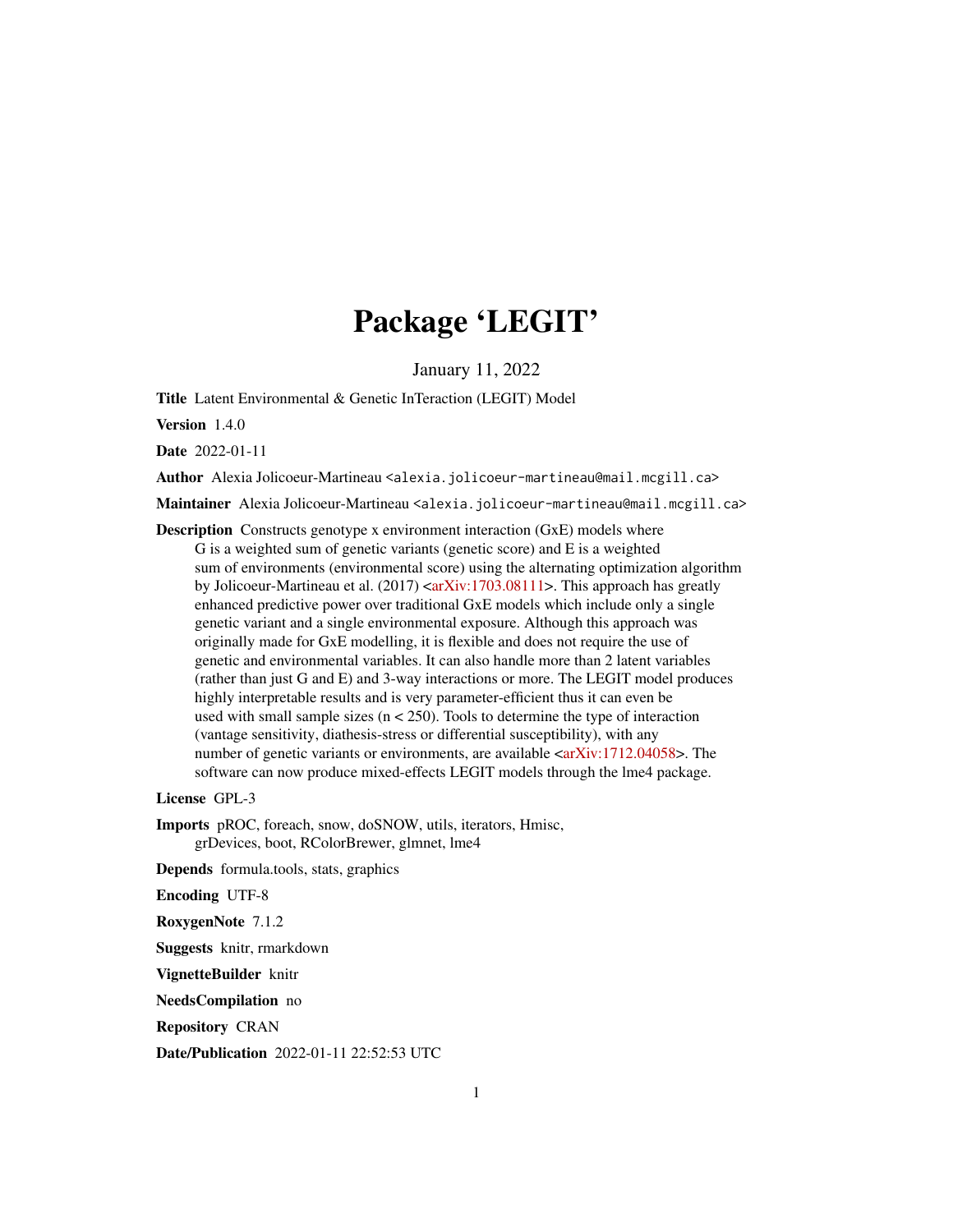# Package 'LEGIT'

January 11, 2022

**Title** Latent Environmental & Genetic InTeraction (LEGIT) Model

**Version** 1.4.0

**Date** 2022-01-11

**Author** Alexia Jolicoeur-Martineau <alexia.jolicoeur-martineau@mail.mcgill.ca>

**Maintainer** Alexia Jolicoeur-Martineau <alexia.jolicoeur-martineau@mail.mcgill.ca>

**Description** Constructs genotype x environment interaction (GxE) models where G is a weighted sum of genetic variants (genetic score) and E is a weighted sum of environments (environmental score) using the alternating optimization algorithm by Jolicoeur-Martineau et al. (2017) <arXiv:1703.08111>. This approach has greatly enhanced predictive power over traditional GxE models which include only a single genetic variant and a single environmental exposure. Although this approach was originally made for GxE modelling, it is flexible and does not require the use of genetic and environmental variables. It can also handle more than 2 latent variables (rather than just G and E) and 3-way interactions or more. The LEGIT model produces highly interpretable results and is very parameter-efficient thus it can even be used with small sample sizes (n < 250). Tools to determine the type of interaction (vantage sensitivity, diathesis-stress or differential susceptibility), with any number of genetic variants or environments, are available <arXiv:1712.04058>. The software can now produce mixed-effects LEGIT models through the lme4 package.

**License** GPL-3

**Imports** pROC, foreach, snow, doSNOW, utils, iterators, Hmisc, grDevices, boot, RColorBrewer, glmnet, lme4

**Depends** formula.tools, stats, graphics

**Encoding** UTF-8

**RoxygenNote** 7.1.2

**Suggests** knitr, rmarkdown

**VignetteBuilder** knitr

**NeedsCompilation** no

**Repository** CRAN

**Date/Publication** 2022-01-11 22:52:53 UTC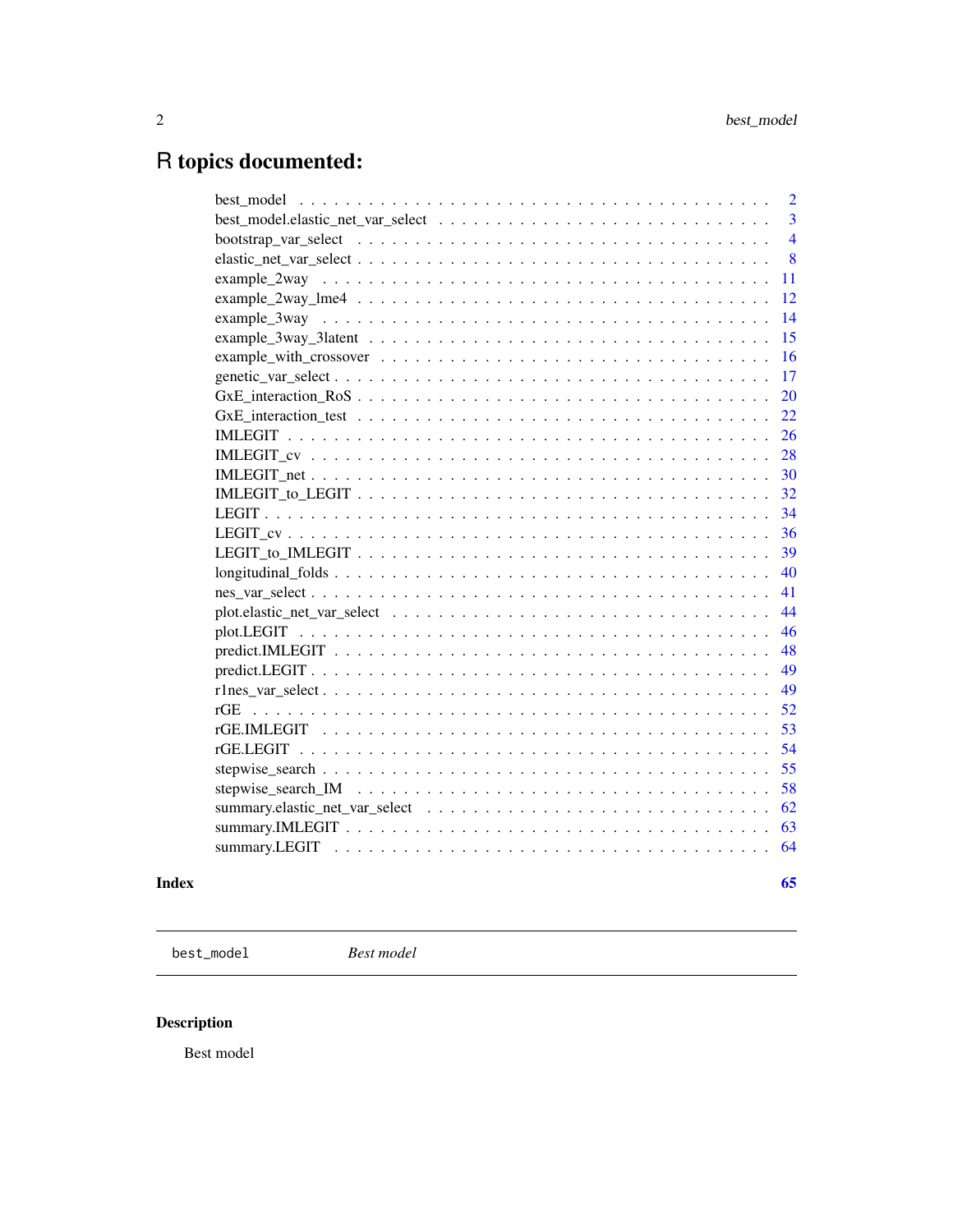# R topics documented:

| | |
|---|---|
| best_model | 2 |
| best_model.elastic_net_var_select | 3 |
| bootstrap_var_select | 4 |
| elastic_net_var_select | 8 |
| example_2way | 11 |
| example_2way_lme4 | 12 |
| example_3way | 14 |
| example_3way_3latent | 15 |
| example_with_crossover | 16 |
| genetic_var_select | 17 |
| GxE_interaction_RoS | 20 |
| GxE_interaction_test | 22 |
| IMLEGIT | 26 |
| IMLEGIT_cv | 28 |
| IMLEGIT_net | 30 |
| IMLEGIT_to_LEGIT | 32 |
| LEGIT | 34 |
| LEGIT_cv | 36 |
| LEGIT_to_IMLEGIT | 39 |
| longitudinal_folds | 40 |
| nes_var_select | 41 |
| plot.elastic_net_var_select | 44 |
| plot.LEGIT | 46 |
| predict.IMLEGIT | 48 |
| predict.LEGIT | 49 |
| r1nes_var_select | 49 |
| rGE | 52 |
| rGE.IMLEGIT | 53 |
| rGE.LEGIT | 54 |
| stepwise_search | 55 |
| stepwise_search_IM | 58 |
| summary.elastic_net_var_select | 62 |
| summary.IMLEGIT | 63 |
| summary.LEGIT | 64 |

**Index** **65**

---

`best_model` *Best model*

---

## Description

Best model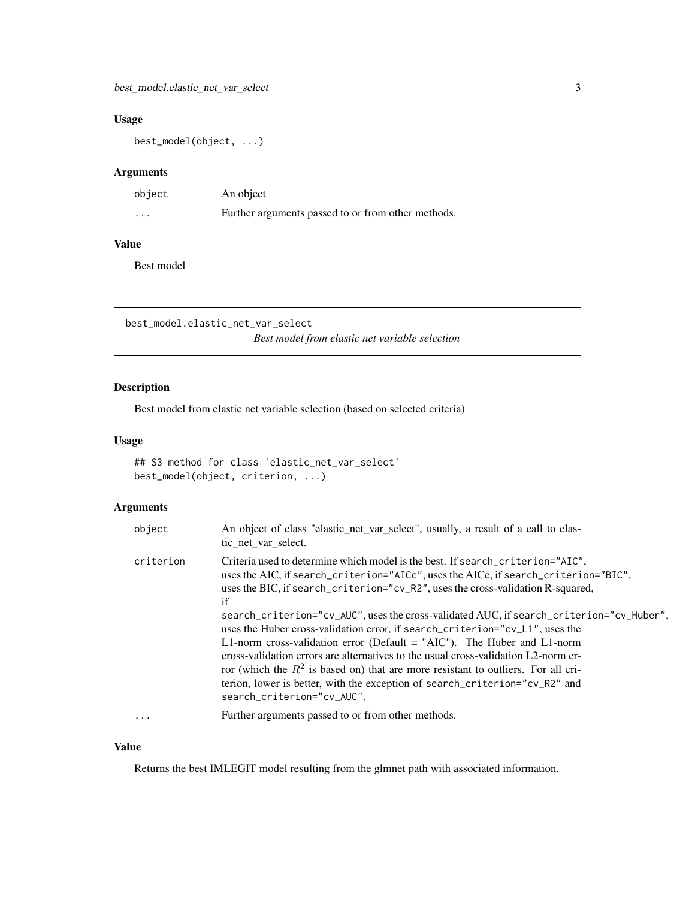### Usage

```
best_model(object, ...)
```

### Arguments

| | |
|---|---|
| object | An object |
| ... | Further arguments passed to or from other methods. |

### Value

Best model

---

## best_model.elastic_net_var_select

*Best model from elastic net variable selection*

### Description

Best model from elastic net variable selection (based on selected criteria)

### Usage

```
## S3 method for class 'elastic_net_var_select'
best_model(object, criterion, ...)
```

### Arguments

| | |
|---|---|
| object | An object of class "elastic_net_var_select", usually, a result of a call to elastic_net_var_select. |
| criterion | Criteria used to determine which model is the best. If `search_criterion="AIC"`, uses the AIC, if `search_criterion="AICc"`, uses the AICc, if `search_criterion="BIC"`, uses the BIC, if `search_criterion="cv_R2"`, uses the cross-validation R-squared, if `search_criterion="cv_AUC"`, uses the cross-validated AUC, if `search_criterion="cv_Huber"`, uses the Huber cross-validation error, if `search_criterion="cv_L1"`, uses the L1-norm cross-validation error (Default = "AIC"). The Huber and L1-norm cross-validation errors are alternatives to the usual cross-validation L2-norm error (which the $R^2$ is based on) that are more resistant to outliers. For all criterion, lower is better, with the exception of `search_criterion="cv_R2"` and `search_criterion="cv_AUC"`. |
| ... | Further arguments passed to or from other methods. |

### Value

Returns the best IMLEGIT model resulting from the glmnet path with associated information.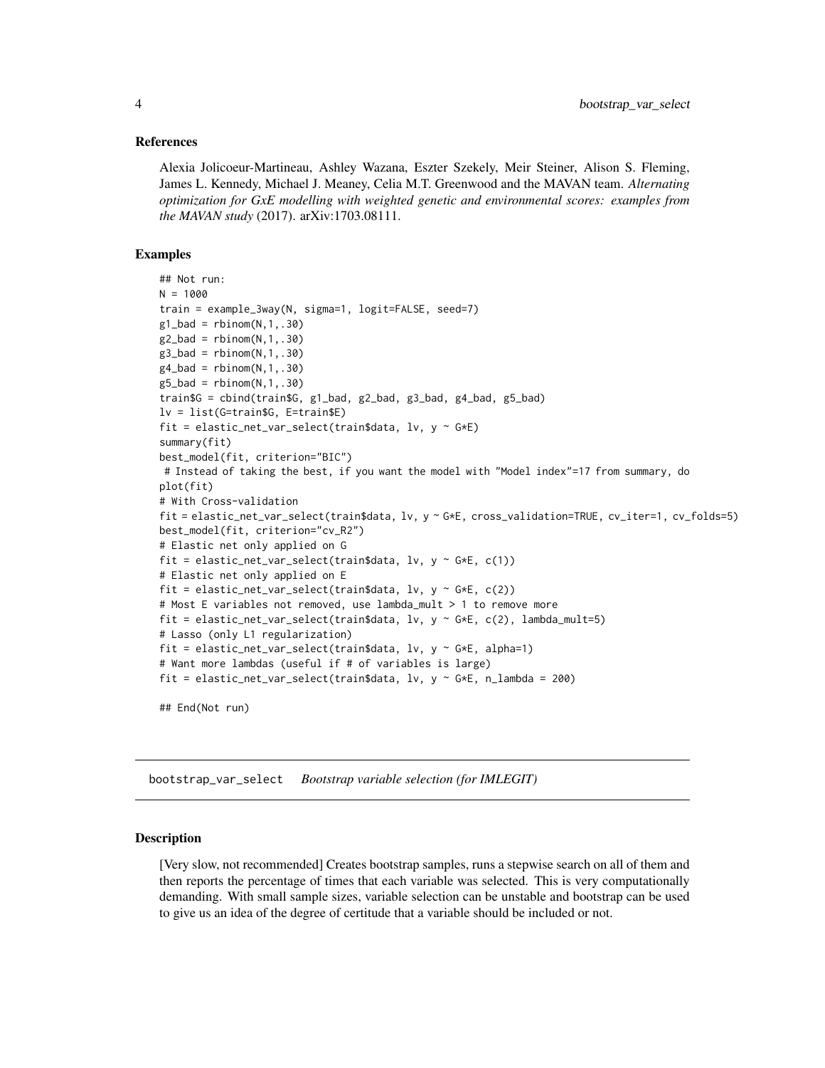### References

Alexia Jolicoeur-Martineau, Ashley Wazana, Eszter Szekely, Meir Steiner, Alison S. Fleming, James L. Kennedy, Michael J. Meaney, Celia M.T. Greenwood and the MAVAN team. *Alternating optimization for GxE modelling with weighted genetic and environmental scores: examples from the MAVAN study* (2017). arXiv:1703.08111.

### Examples

```
## Not run:
N = 1000
train = example_3way(N, sigma=1, logit=FALSE, seed=7)
g1_bad = rbinom(N,1,.30)
g2_bad = rbinom(N,1,.30)
g3_bad = rbinom(N,1,.30)
g4_bad = rbinom(N,1,.30)
g5_bad = rbinom(N,1,.30)
train$G = cbind(train$G, g1_bad, g2_bad, g3_bad, g4_bad, g5_bad)
lv = list(G=train$G, E=train$E)
fit = elastic_net_var_select(train$data, lv, y ~ G*E)
summary(fit)
best_model(fit, criterion="BIC")
 # Instead of taking the best, if you want the model with "Model index"=17 from summary, do
plot(fit)
# With Cross-validation
fit = elastic_net_var_select(train$data, lv, y ~ G*E, cross_validation=TRUE, cv_iter=1, cv_folds=5)
best_model(fit, criterion="cv_R2")
# Elastic net only applied on G
fit = elastic_net_var_select(train$data, lv, y ~ G*E, c(1))
# Elastic net only applied on E
fit = elastic_net_var_select(train$data, lv, y ~ G*E, c(2))
# Most E variables not removed, use lambda_mult > 1 to remove more
fit = elastic_net_var_select(train$data, lv, y ~ G*E, c(2), lambda_mult=5)
# Lasso (only L1 regularization)
fit = elastic_net_var_select(train$data, lv, y ~ G*E, alpha=1)
# Want more lambdas (useful if # of variables is large)
fit = elastic_net_var_select(train$data, lv, y ~ G*E, n_lambda = 200)

## End(Not run)
```

---

## bootstrap_var_select *Bootstrap variable selection (for IMLEGIT)*

### Description

[Very slow, not recommended] Creates bootstrap samples, runs a stepwise search on all of them and then reports the percentage of times that each variable was selected. This is very computationally demanding. With small sample sizes, variable selection can be unstable and bootstrap can be used to give us an idea of the degree of certitude that a variable should be included or not.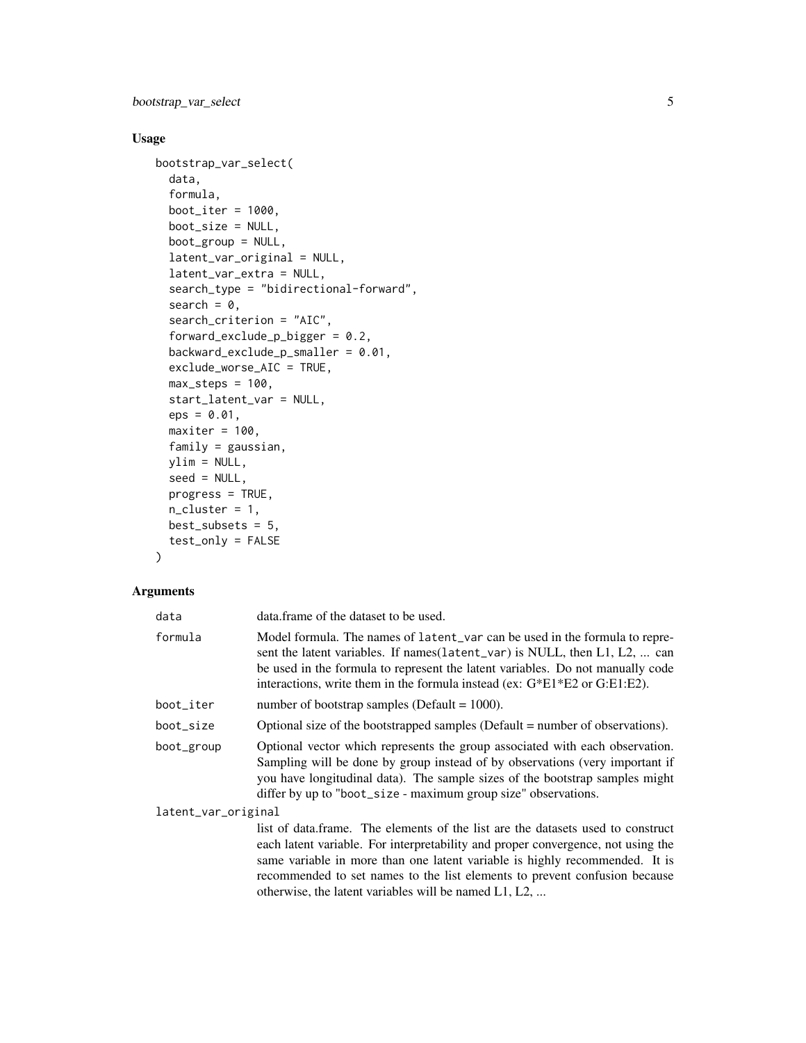## Usage

```
bootstrap_var_select(
  data,
  formula,
  boot_iter = 1000,
  boot_size = NULL,
  boot_group = NULL,
  latent_var_original = NULL,
  latent_var_extra = NULL,
  search_type = "bidirectional-forward",
  search = 0,
  search_criterion = "AIC",
  forward_exclude_p_bigger = 0.2,
  backward_exclude_p_smaller = 0.01,
  exclude_worse_AIC = TRUE,
  max_steps = 100,
  start_latent_var = NULL,
  eps = 0.01,
  maxiter = 100,
  family = gaussian,
  ylim = NULL,
  seed = NULL,
  progress = TRUE,
  n_cluster = 1,
  best_subsets = 5,
  test_only = FALSE
)
```

## Arguments

`data` data.frame of the dataset to be used.

`formula` Model formula. The names of `latent_var` can be used in the formula to represent the latent variables. If names(`latent_var`) is NULL, then L1, L2, ... can be used in the formula to represent the latent variables. Do not manually code interactions, write them in the formula instead (ex: G*E1*E2 or G:E1:E2).

`boot_iter` number of bootstrap samples (Default = 1000).

`boot_size` Optional size of the bootstrapped samples (Default = number of observations).

`boot_group` Optional vector which represents the group associated with each observation. Sampling will be done by group instead of by observations (very important if you have longitudinal data). The sample sizes of the bootstrap samples might differ by up to "`boot_size` - maximum group size" observations.

`latent_var_original` list of data.frame. The elements of the list are the datasets used to construct each latent variable. For interpretability and proper convergence, not using the same variable in more than one latent variable is highly recommended. It is recommended to set names to the list elements to prevent confusion because otherwise, the latent variables will be named L1, L2, ...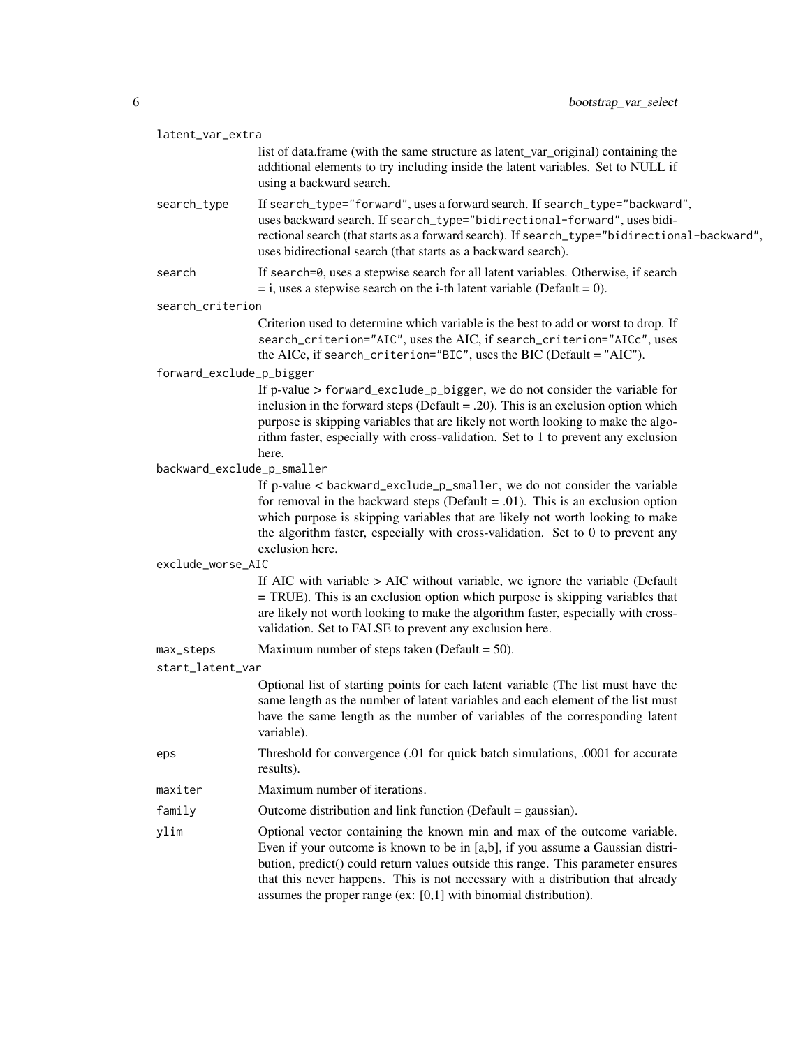**latent_var_extra**
: list of data.frame (with the same structure as latent_var_original) containing the additional elements to try including inside the latent variables. Set to NULL if using a backward search.

**search_type**
: If `search_type="forward"`, uses a forward search. If `search_type="backward"`, uses backward search. If `search_type="bidirectional-forward"`, uses bidirectional search (that starts as a forward search). If `search_type="bidirectional-backward"`, uses bidirectional search (that starts as a backward search).

**search**
: If `search=0`, uses a stepwise search for all latent variables. Otherwise, if search = i, uses a stepwise search on the i-th latent variable (Default = 0).

**search_criterion**
: Criterion used to determine which variable is the best to add or worst to drop. If `search_criterion="AIC"`, uses the AIC, if `search_criterion="AICc"`, uses the AICc, if `search_criterion="BIC"`, uses the BIC (Default = "AIC").

**forward_exclude_p_bigger**
: If p-value > `forward_exclude_p_bigger`, we do not consider the variable for inclusion in the forward steps (Default = .20). This is an exclusion option which purpose is skipping variables that are likely not worth looking to make the algorithm faster, especially with cross-validation. Set to 1 to prevent any exclusion here.

**backward_exclude_p_smaller**
: If p-value < `backward_exclude_p_smaller`, we do not consider the variable for removal in the backward steps (Default = .01). This is an exclusion option which purpose is skipping variables that are likely not worth looking to make the algorithm faster, especially with cross-validation. Set to 0 to prevent any exclusion here.

**exclude_worse_AIC**
: If AIC with variable > AIC without variable, we ignore the variable (Default = TRUE). This is an exclusion option which purpose is skipping variables that are likely not worth looking to make the algorithm faster, especially with cross-validation. Set to FALSE to prevent any exclusion here.

**max_steps**
: Maximum number of steps taken (Default = 50).

**start_latent_var**
: Optional list of starting points for each latent variable (The list must have the same length as the number of latent variables and each element of the list must have the same length as the number of variables of the corresponding latent variable).

**eps**
: Threshold for convergence (.01 for quick batch simulations, .0001 for accurate results).

**maxiter**
: Maximum number of iterations.

**family**
: Outcome distribution and link function (Default = gaussian).

**ylim**
: Optional vector containing the known min and max of the outcome variable. Even if your outcome is known to be in [a,b], if you assume a Gaussian distribution, predict() could return values outside this range. This parameter ensures that this never happens. This is not necessary with a distribution that already assumes the proper range (ex: [0,1] with binomial distribution).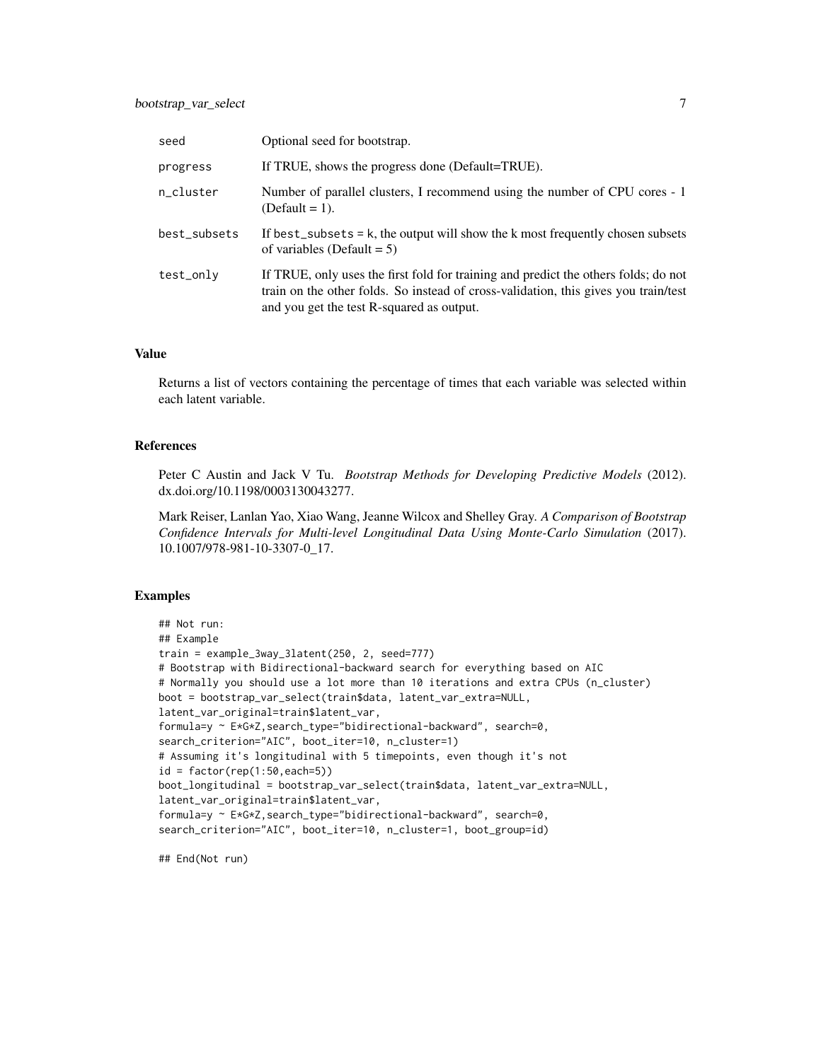| | |
|---|---|
| seed | Optional seed for bootstrap. |
| progress | If TRUE, shows the progress done (Default=TRUE). |
| n_cluster | Number of parallel clusters, I recommend using the number of CPU cores - 1 (Default = 1). |
| best_subsets | If best_subsets = k, the output will show the k most frequently chosen subsets of variables (Default = 5) |
| test_only | If TRUE, only uses the first fold for training and predict the others folds; do not train on the other folds. So instead of cross-validation, this gives you train/test and you get the test R-squared as output. |

### Value

Returns a list of vectors containing the percentage of times that each variable was selected within each latent variable.

### References

Peter C Austin and Jack V Tu. *Bootstrap Methods for Developing Predictive Models* (2012). dx.doi.org/10.1198/0003130043277.

Mark Reiser, Lanlan Yao, Xiao Wang, Jeanne Wilcox and Shelley Gray. *A Comparison of Bootstrap Confidence Intervals for Multi-level Longitudinal Data Using Monte-Carlo Simulation* (2017). 10.1007/978-981-10-3307-0_17.

### Examples

```
## Not run:
## Example
train = example_3way_3latent(250, 2, seed=777)
# Bootstrap with Bidirectional-backward search for everything based on AIC
# Normally you should use a lot more than 10 iterations and extra CPUs (n_cluster)
boot = bootstrap_var_select(train$data, latent_var_extra=NULL,
latent_var_original=train$latent_var,
formula=y ~ E*G*Z,search_type="bidirectional-backward", search=0,
search_criterion="AIC", boot_iter=10, n_cluster=1)
# Assuming it's longitudinal with 5 timepoints, even though it's not
id = factor(rep(1:50,each=5))
boot_longitudinal = bootstrap_var_select(train$data, latent_var_extra=NULL,
latent_var_original=train$latent_var,
formula=y ~ E*G*Z,search_type="bidirectional-backward", search=0,
search_criterion="AIC", boot_iter=10, n_cluster=1, boot_group=id)

## End(Not run)
```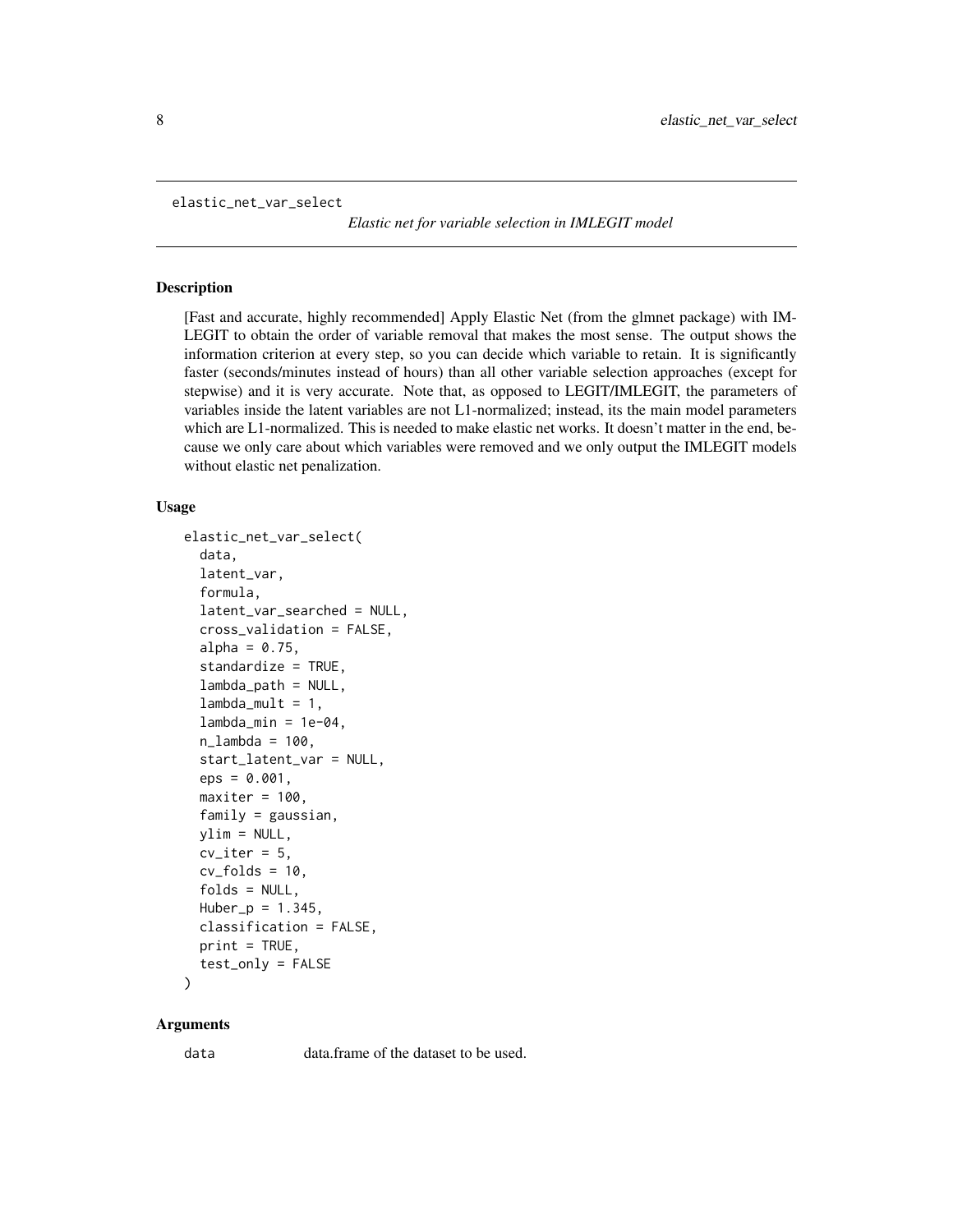elastic_net_var_select

*Elastic net for variable selection in IMLEGIT model*

## Description

[Fast and accurate, highly recommended] Apply Elastic Net (from the glmnet package) with IMLEGIT to obtain the order of variable removal that makes the most sense. The output shows the information criterion at every step, so you can decide which variable to retain. It is significantly faster (seconds/minutes instead of hours) than all other variable selection approaches (except for stepwise) and it is very accurate. Note that, as opposed to LEGIT/IMLEGIT, the parameters of variables inside the latent variables are not L1-normalized; instead, its the main model parameters which are L1-normalized. This is needed to make elastic net works. It doesn't matter in the end, because we only care about which variables were removed and we only output the IMLEGIT models without elastic net penalization.

## Usage

```
elastic_net_var_select(
  data,
  latent_var,
  formula,
  latent_var_searched = NULL,
  cross_validation = FALSE,
  alpha = 0.75,
  standardize = TRUE,
  lambda_path = NULL,
  lambda_mult = 1,
  lambda_min = 1e-04,
  n_lambda = 100,
  start_latent_var = NULL,
  eps = 0.001,
  maxiter = 100,
  family = gaussian,
  ylim = NULL,
  cv_iter = 5,
  cv_folds = 10,
  folds = NULL,
  Huber_p = 1.345,
  classification = FALSE,
  print = TRUE,
  test_only = FALSE
)
```

## Arguments

data &emsp; data.frame of the dataset to be used.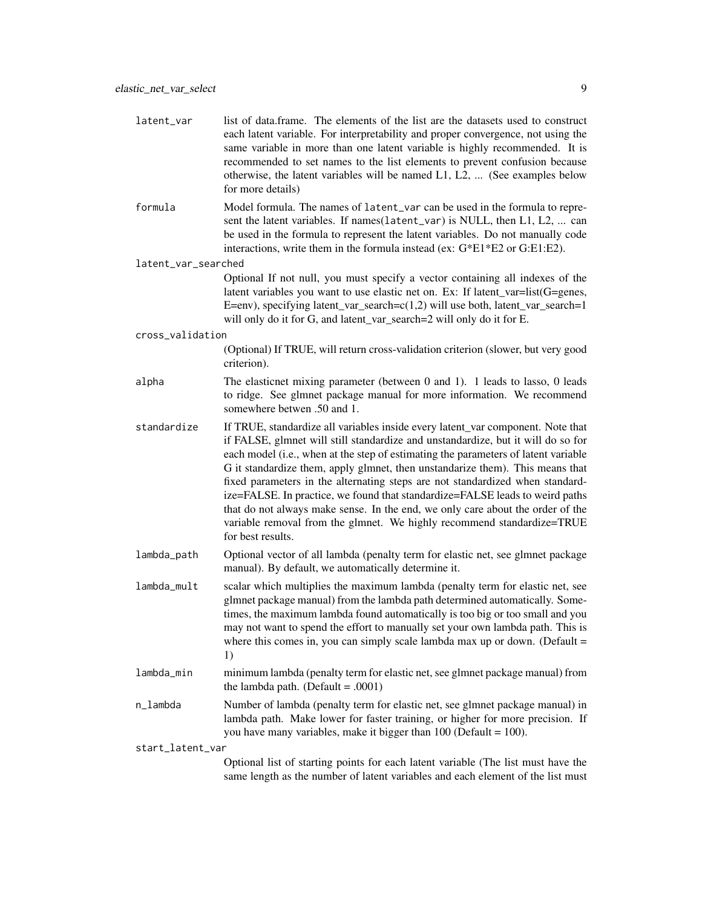`latent_var`
: list of data.frame. The elements of the list are the datasets used to construct each latent variable. For interpretability and proper convergence, not using the same variable in more than one latent variable is highly recommended. It is recommended to set names to the list elements to prevent confusion because otherwise, the latent variables will be named L1, L2, ... (See examples below for more details)

`formula`
: Model formula. The names of `latent_var` can be used in the formula to represent the latent variables. If names(`latent_var`) is NULL, then L1, L2, ... can be used in the formula to represent the latent variables. Do not manually code interactions, write them in the formula instead (ex: G*E1*E2 or G:E1:E2).

`latent_var_searched`
: Optional If not null, you must specify a vector containing all indexes of the latent variables you want to use elastic net on. Ex: If latent_var=list(G=genes, E=env), specifying latent_var_search=c(1,2) will use both, latent_var_search=1 will only do it for G, and latent_var_search=2 will only do it for E.

`cross_validation`
: (Optional) If TRUE, will return cross-validation criterion (slower, but very good criterion).

`alpha`
: The elasticnet mixing parameter (between 0 and 1). 1 leads to lasso, 0 leads to ridge. See glmnet package manual for more information. We recommend somewhere betwen .50 and 1.

`standardize`
: If TRUE, standardize all variables inside every latent_var component. Note that if FALSE, glmnet will still standardize and unstandardize, but it will do so for each model (i.e., when at the step of estimating the parameters of latent variable G it standardize them, apply glmnet, then unstandarize them). This means that fixed parameters in the alternating steps are not standardized when standardize=FALSE. In practice, we found that standardize=FALSE leads to weird paths that do not always make sense. In the end, we only care about the order of the variable removal from the glmnet. We highly recommend standardize=TRUE for best results.

`lambda_path`
: Optional vector of all lambda (penalty term for elastic net, see glmnet package manual). By default, we automatically determine it.

`lambda_mult`
: scalar which multiplies the maximum lambda (penalty term for elastic net, see glmnet package manual) from the lambda path determined automatically. Sometimes, the maximum lambda found automatically is too big or too small and you may not want to spend the effort to manually set your own lambda path. This is where this comes in, you can simply scale lambda max up or down. (Default = 1)

`lambda_min`
: minimum lambda (penalty term for elastic net, see glmnet package manual) from the lambda path. (Default = .0001)

`n_lambda`
: Number of lambda (penalty term for elastic net, see glmnet package manual) in lambda path. Make lower for faster training, or higher for more precision. If you have many variables, make it bigger than 100 (Default = 100).

`start_latent_var`
: Optional list of starting points for each latent variable (The list must have the same length as the number of latent variables and each element of the list must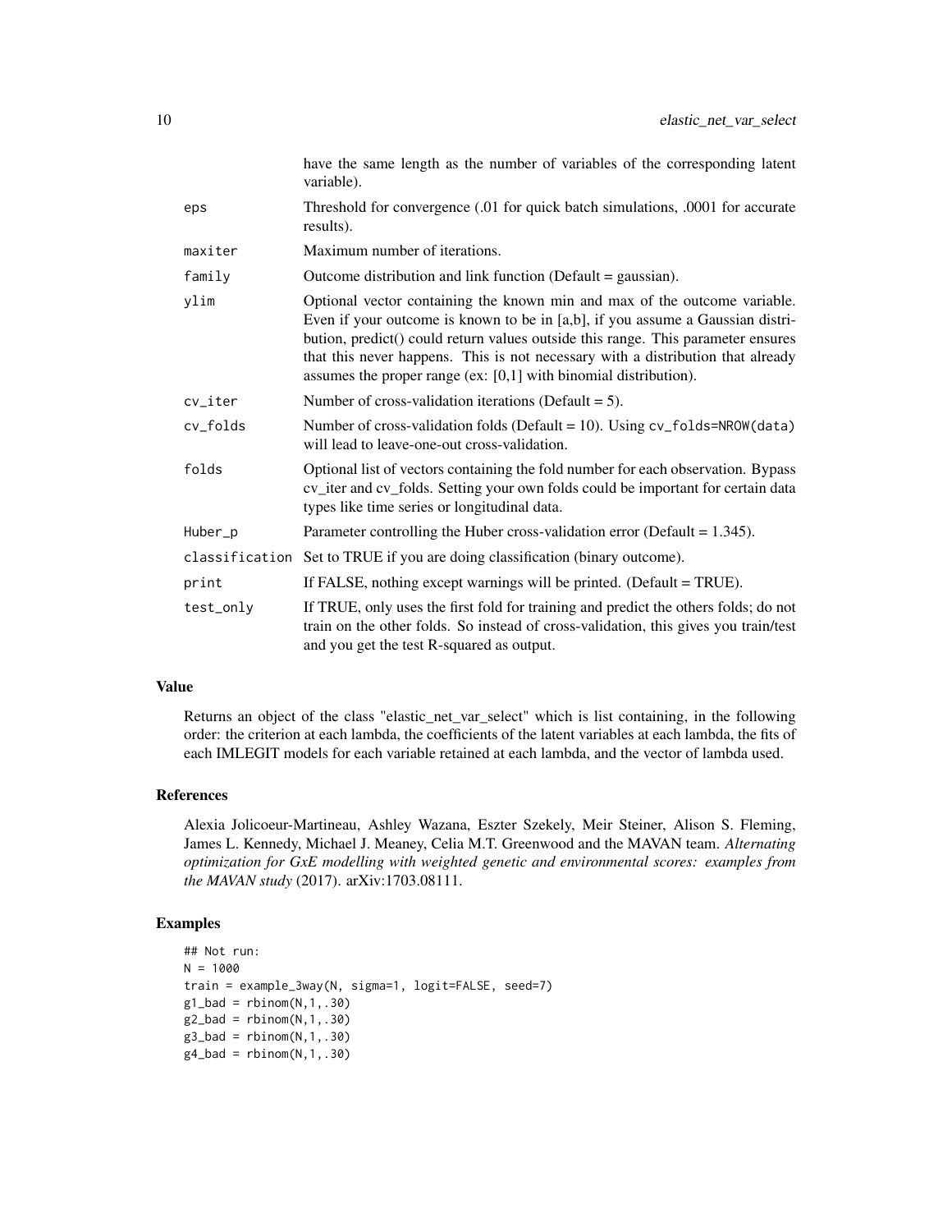| | |
|---|---|
| | have the same length as the number of variables of the corresponding latent variable). |
| `eps` | Threshold for convergence (.01 for quick batch simulations, .0001 for accurate results). |
| `maxiter` | Maximum number of iterations. |
| `family` | Outcome distribution and link function (Default = gaussian). |
| `ylim` | Optional vector containing the known min and max of the outcome variable. Even if your outcome is known to be in [a,b], if you assume a Gaussian distribution, predict() could return values outside this range. This parameter ensures that this never happens. This is not necessary with a distribution that already assumes the proper range (ex: [0,1] with binomial distribution). |
| `cv_iter` | Number of cross-validation iterations (Default = 5). |
| `cv_folds` | Number of cross-validation folds (Default = 10). Using `cv_folds=NROW(data)` will lead to leave-one-out cross-validation. |
| `folds` | Optional list of vectors containing the fold number for each observation. Bypass cv_iter and cv_folds. Setting your own folds could be important for certain data types like time series or longitudinal data. |
| `Huber_p` | Parameter controlling the Huber cross-validation error (Default = 1.345). |
| `classification` | Set to TRUE if you are doing classification (binary outcome). |
| `print` | If FALSE, nothing except warnings will be printed. (Default = TRUE). |
| `test_only` | If TRUE, only uses the first fold for training and predict the others folds; do not train on the other folds. So instead of cross-validation, this gives you train/test and you get the test R-squared as output. |

## Value

Returns an object of the class "elastic_net_var_select" which is list containing, in the following order: the criterion at each lambda, the coefficients of the latent variables at each lambda, the fits of each IMLEGIT models for each variable retained at each lambda, and the vector of lambda used.

## References

Alexia Jolicoeur-Martineau, Ashley Wazana, Eszter Szekely, Meir Steiner, Alison S. Fleming, James L. Kennedy, Michael J. Meaney, Celia M.T. Greenwood and the MAVAN team. *Alternating optimization for GxE modelling with weighted genetic and environmental scores: examples from the MAVAN study* (2017). arXiv:1703.08111.

## Examples

```
## Not run:
N = 1000
train = example_3way(N, sigma=1, logit=FALSE, seed=7)
g1_bad = rbinom(N,1,.30)
g2_bad = rbinom(N,1,.30)
g3_bad = rbinom(N,1,.30)
g4_bad = rbinom(N,1,.30)
```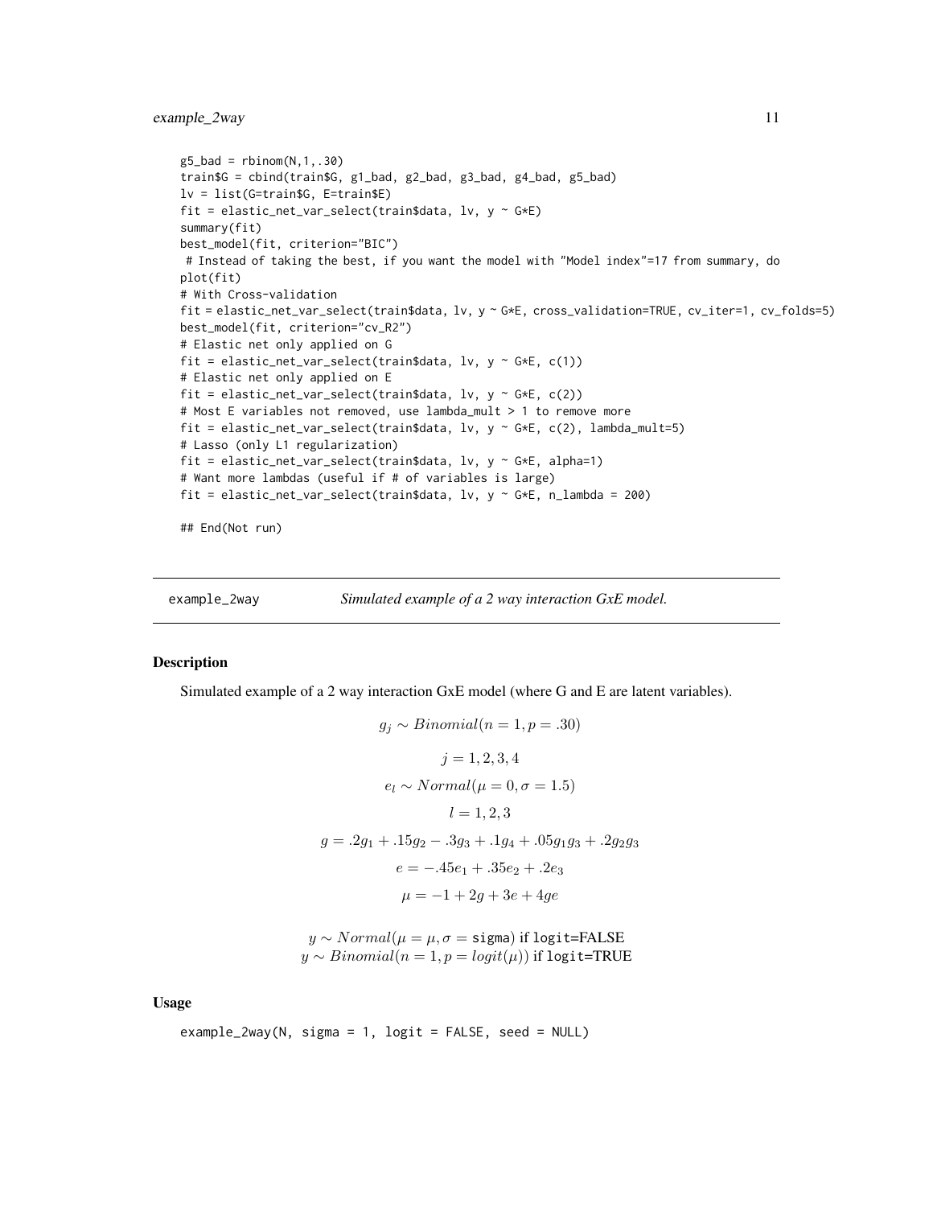```
g5_bad = rbinom(N,1,.30)
train$G = cbind(train$G, g1_bad, g2_bad, g3_bad, g4_bad, g5_bad)
lv = list(G=train$G, E=train$E)
fit = elastic_net_var_select(train$data, lv, y ~ G*E)
summary(fit)
best_model(fit, criterion="BIC")
 # Instead of taking the best, if you want the model with "Model index"=17 from summary, do
plot(fit)
# With Cross-validation
fit = elastic_net_var_select(train$data, lv, y ~ G*E, cross_validation=TRUE, cv_iter=1, cv_folds=5)
best_model(fit, criterion="cv_R2")
# Elastic net only applied on G
fit = elastic_net_var_select(train$data, lv, y ~ G*E, c(1))
# Elastic net only applied on E
fit = elastic_net_var_select(train$data, lv, y ~ G*E, c(2))
# Most E variables not removed, use lambda_mult > 1 to remove more
fit = elastic_net_var_select(train$data, lv, y ~ G*E, c(2), lambda_mult=5)
# Lasso (only L1 regularization)
fit = elastic_net_var_select(train$data, lv, y ~ G*E, alpha=1)
# Want more lambdas (useful if # of variables is large)
fit = elastic_net_var_select(train$data, lv, y ~ G*E, n_lambda = 200)

## End(Not run)
```

---

`example_2way` *Simulated example of a 2 way interaction GxE model.*

---

### Description

Simulated example of a 2 way interaction GxE model (where G and E are latent variables).

$$g_j \sim Binomial(n = 1, p = .30)$$

$$j = 1, 2, 3, 4$$

$$e_l \sim Normal(\mu = 0, \sigma = 1.5)$$

$$l = 1, 2, 3$$

$$g = .2g_1 + .15g_2 - .3g_3 + .1g_4 + .05g_1g_3 + .2g_2g_3$$

$$e = -.45e_1 + .35e_2 + .2e_3$$

$$\mu = -1 + 2g + 3e + 4ge$$

$y \sim Normal(\mu = \mu, \sigma = \texttt{sigma})$ if `logit`=FALSE
$y \sim Binomial(n = 1, p = logit(\mu))$ if `logit`=TRUE

### Usage

```
example_2way(N, sigma = 1, logit = FALSE, seed = NULL)
```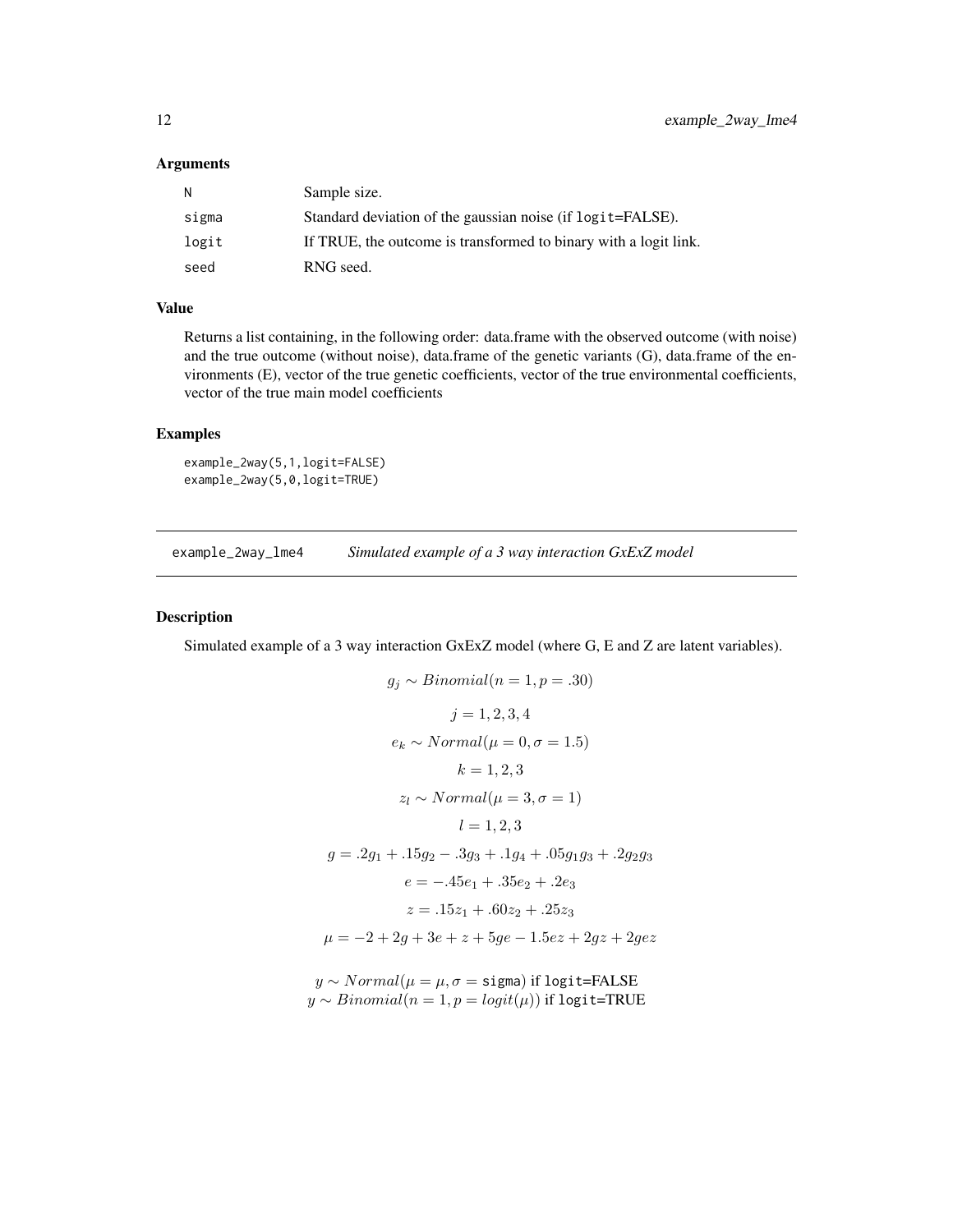### Arguments

| | |
|---|---|
| N | Sample size. |
| sigma | Standard deviation of the gaussian noise (if logit=FALSE). |
| logit | If TRUE, the outcome is transformed to binary with a logit link. |
| seed | RNG seed. |

### Value

Returns a list containing, in the following order: data.frame with the observed outcome (with noise) and the true outcome (without noise), data.frame of the genetic variants (G), data.frame of the environments (E), vector of the true genetic coefficients, vector of the true environmental coefficients, vector of the true main model coefficients

### Examples

```
example_2way(5,1,logit=FALSE)
example_2way(5,0,logit=TRUE)
```

---

## example_2way_lme4 *Simulated example of a 3 way interaction GxExZ model*

### Description

Simulated example of a 3 way interaction GxExZ model (where G, E and Z are latent variables).

$$g_j \sim Binomial(n = 1, p = .30)$$

$$j = 1, 2, 3, 4$$

$$e_k \sim Normal(\mu = 0, \sigma = 1.5)$$

$$k = 1, 2, 3$$

$$z_l \sim Normal(\mu = 3, \sigma = 1)$$

$$l = 1, 2, 3$$

$$g = .2g_1 + .15g_2 - .3g_3 + .1g_4 + .05g_1g_3 + .2g_2g_3$$

$$e = -.45e_1 + .35e_2 + .2e_3$$

$$z = .15z_1 + .60z_2 + .25z_3$$

$$\mu = -2 + 2g + 3e + z + 5ge - 1.5ez + 2gz + 2gez$$

$y \sim Normal(\mu = \mu, \sigma = \texttt{sigma})$ if logit=FALSE
$y \sim Binomial(n = 1, p = logit(\mu))$ if logit=TRUE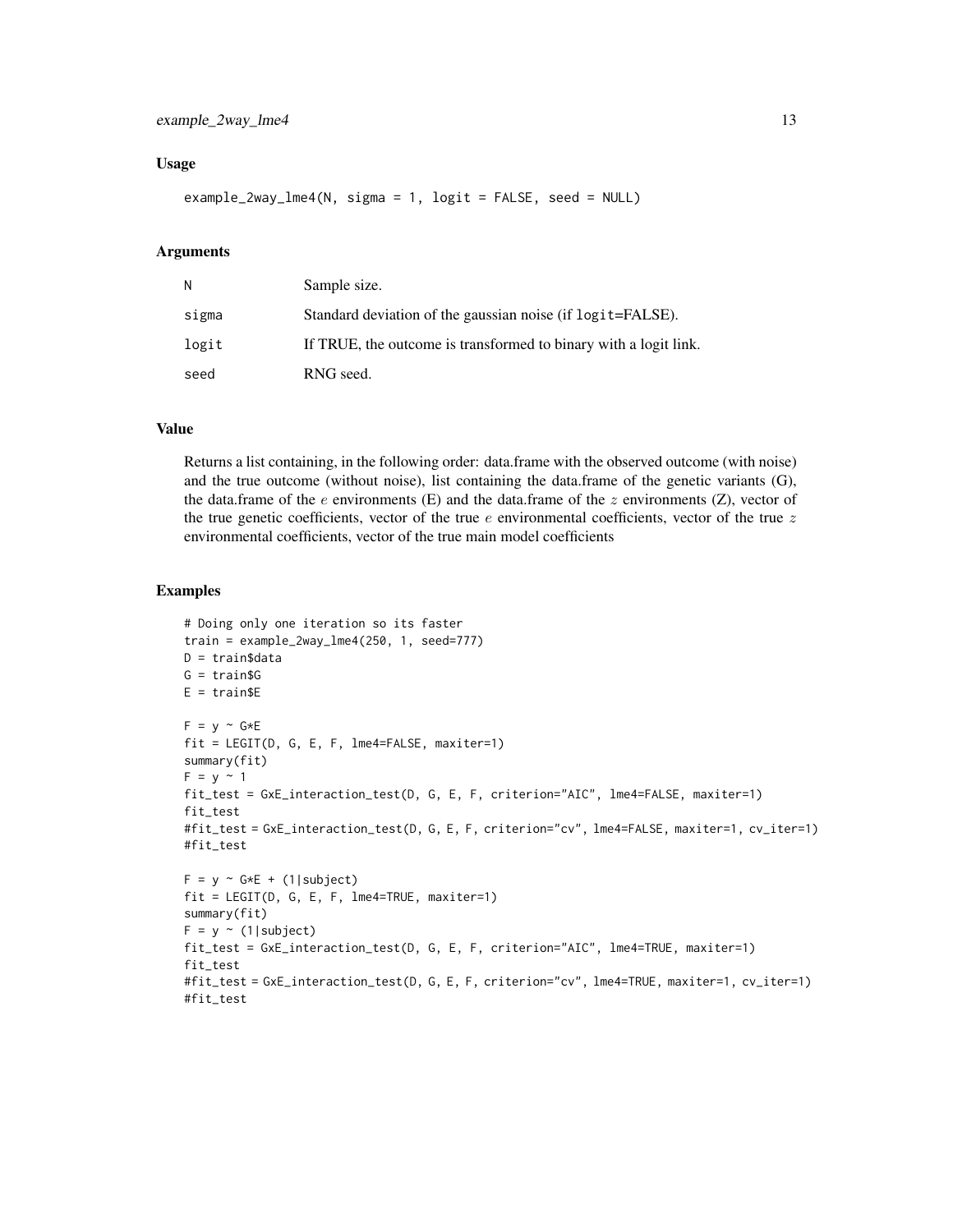### Usage

```
example_2way_lme4(N, sigma = 1, logit = FALSE, seed = NULL)
```

### Arguments

| | |
|---|---|
| N | Sample size. |
| sigma | Standard deviation of the gaussian noise (if logit=FALSE). |
| logit | If TRUE, the outcome is transformed to binary with a logit link. |
| seed | RNG seed. |

### Value

Returns a list containing, in the following order: data.frame with the observed outcome (with noise) and the true outcome (without noise), list containing the data.frame of the genetic variants (G), the data.frame of the $e$ environments (E) and the data.frame of the $z$ environments (Z), vector of the true genetic coefficients, vector of the true $e$ environmental coefficients, vector of the true $z$ environmental coefficients, vector of the true main model coefficients

### Examples

```
# Doing only one iteration so its faster
train = example_2way_lme4(250, 1, seed=777)
D = train$data
G = train$G
E = train$E

F = y ~ G*E
fit = LEGIT(D, G, E, F, lme4=FALSE, maxiter=1)
summary(fit)
F = y ~ 1
fit_test = GxE_interaction_test(D, G, E, F, criterion="AIC", lme4=FALSE, maxiter=1)
fit_test
#fit_test = GxE_interaction_test(D, G, E, F, criterion="cv", lme4=FALSE, maxiter=1, cv_iter=1)
#fit_test

F = y ~ G*E + (1|subject)
fit = LEGIT(D, G, E, F, lme4=TRUE, maxiter=1)
summary(fit)
F = y ~ (1|subject)
fit_test = GxE_interaction_test(D, G, E, F, criterion="AIC", lme4=TRUE, maxiter=1)
fit_test
#fit_test = GxE_interaction_test(D, G, E, F, criterion="cv", lme4=TRUE, maxiter=1, cv_iter=1)
#fit_test
```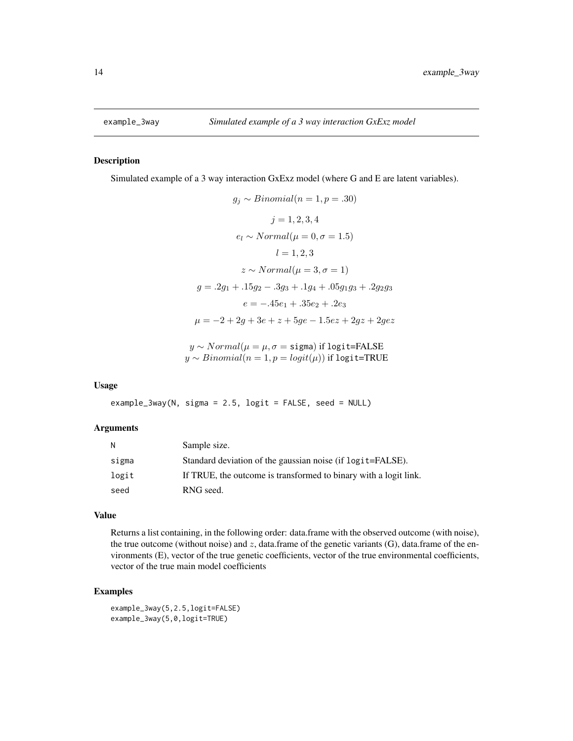# example_3way    *Simulated example of a 3 way interaction GxExz model*

## Description

Simulated example of a 3 way interaction GxExz model (where G and E are latent variables).

$$g_j \sim Binomial(n = 1, p = .30)$$

$$j = 1, 2, 3, 4$$

$$e_l \sim Normal(\mu = 0, \sigma = 1.5)$$

$$l = 1, 2, 3$$

$$z \sim Normal(\mu = 3, \sigma = 1)$$

$$g = .2g_1 + .15g_2 - .3g_3 + .1g_4 + .05g_1g_3 + .2g_2g_3$$

$$e = -.45e_1 + .35e_2 + .2e_3$$

$$\mu = -2 + 2g + 3e + z + 5ge - 1.5ez + 2gz + 2gez$$

$y \sim Normal(\mu = \mu, \sigma = \texttt{sigma})$ if `logit`=FALSE
$y \sim Binomial(n = 1, p = logit(\mu))$ if `logit`=TRUE

## Usage

```
example_3way(N, sigma = 2.5, logit = FALSE, seed = NULL)
```

## Arguments

| | |
|---|---|
| N | Sample size. |
| sigma | Standard deviation of the gaussian noise (if `logit`=FALSE). |
| logit | If TRUE, the outcome is transformed to binary with a logit link. |
| seed | RNG seed. |

## Value

Returns a list containing, in the following order: data.frame with the observed outcome (with noise), the true outcome (without noise) and $z$, data.frame of the genetic variants (G), data.frame of the environments (E), vector of the true genetic coefficients, vector of the true environmental coefficients, vector of the true main model coefficients

## Examples

```
example_3way(5,2.5,logit=FALSE)
example_3way(5,0,logit=TRUE)
```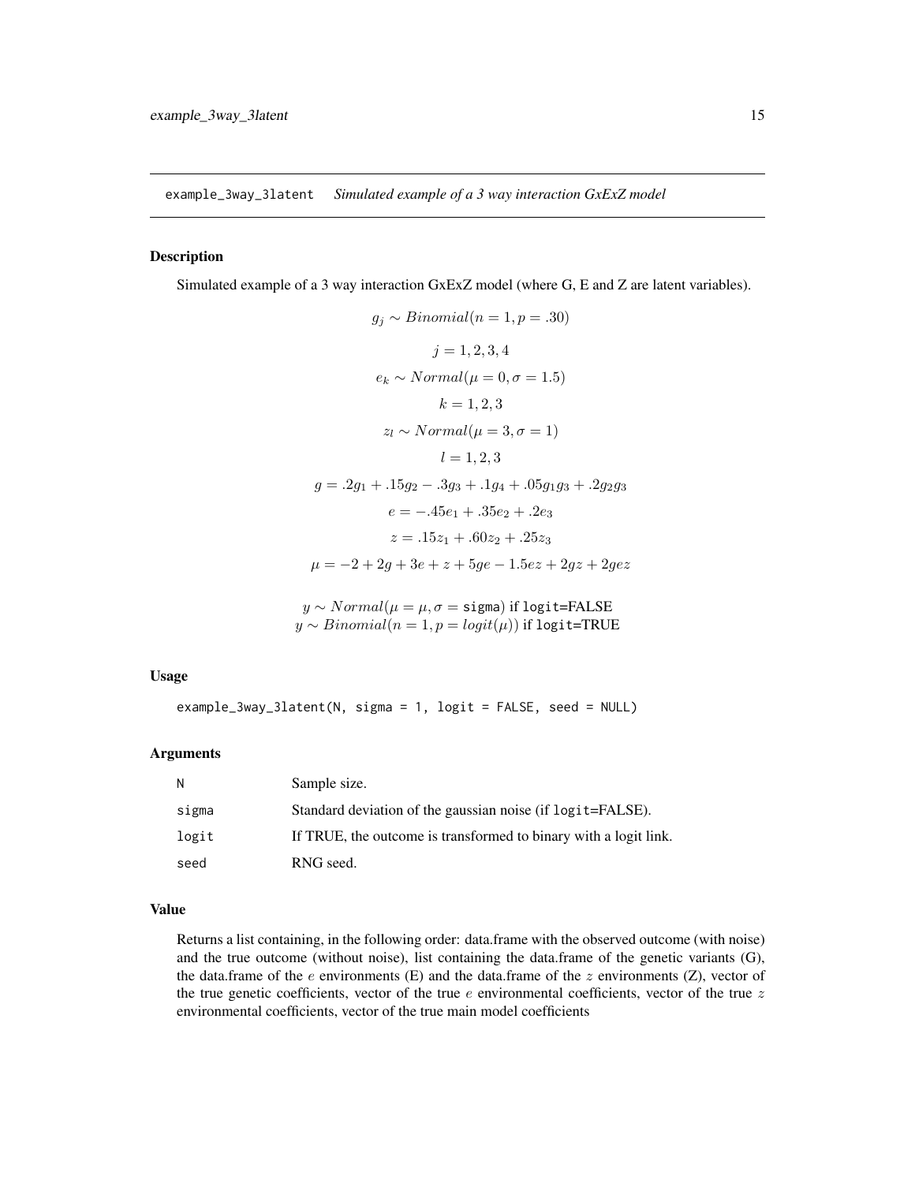# example_3way_3latent *Simulated example of a 3 way interaction GxExZ model*

## Description

Simulated example of a 3 way interaction GxExZ model (where G, E and Z are latent variables).

$$g_j \sim Binomial(n = 1, p = .30)$$

$$j = 1, 2, 3, 4$$

$$e_k \sim Normal(\mu = 0, \sigma = 1.5)$$

$$k = 1, 2, 3$$

$$z_l \sim Normal(\mu = 3, \sigma = 1)$$

$$l = 1, 2, 3$$

$$g = .2g_1 + .15g_2 - .3g_3 + .1g_4 + .05g_1g_3 + .2g_2g_3$$

$$e = -.45e_1 + .35e_2 + .2e_3$$

$$z = .15z_1 + .60z_2 + .25z_3$$

$$\mu = -2 + 2g + 3e + z + 5ge - 1.5ez + 2gz + 2gez$$

$y \sim Normal(\mu = \mu, \sigma = \texttt{sigma})$ if `logit`=FALSE
$y \sim Binomial(n = 1, p = logit(\mu))$ if `logit`=TRUE

## Usage

```
example_3way_3latent(N, sigma = 1, logit = FALSE, seed = NULL)
```

## Arguments

| | |
|---|---|
| N | Sample size. |
| sigma | Standard deviation of the gaussian noise (if `logit`=FALSE). |
| logit | If TRUE, the outcome is transformed to binary with a logit link. |
| seed | RNG seed. |

## Value

Returns a list containing, in the following order: data.frame with the observed outcome (with noise) and the true outcome (without noise), list containing the data.frame of the genetic variants (G), the data.frame of the $e$ environments (E) and the data.frame of the $z$ environments (Z), vector of the true genetic coefficients, vector of the true $e$ environmental coefficients, vector of the true $z$ environmental coefficients, vector of the true main model coefficients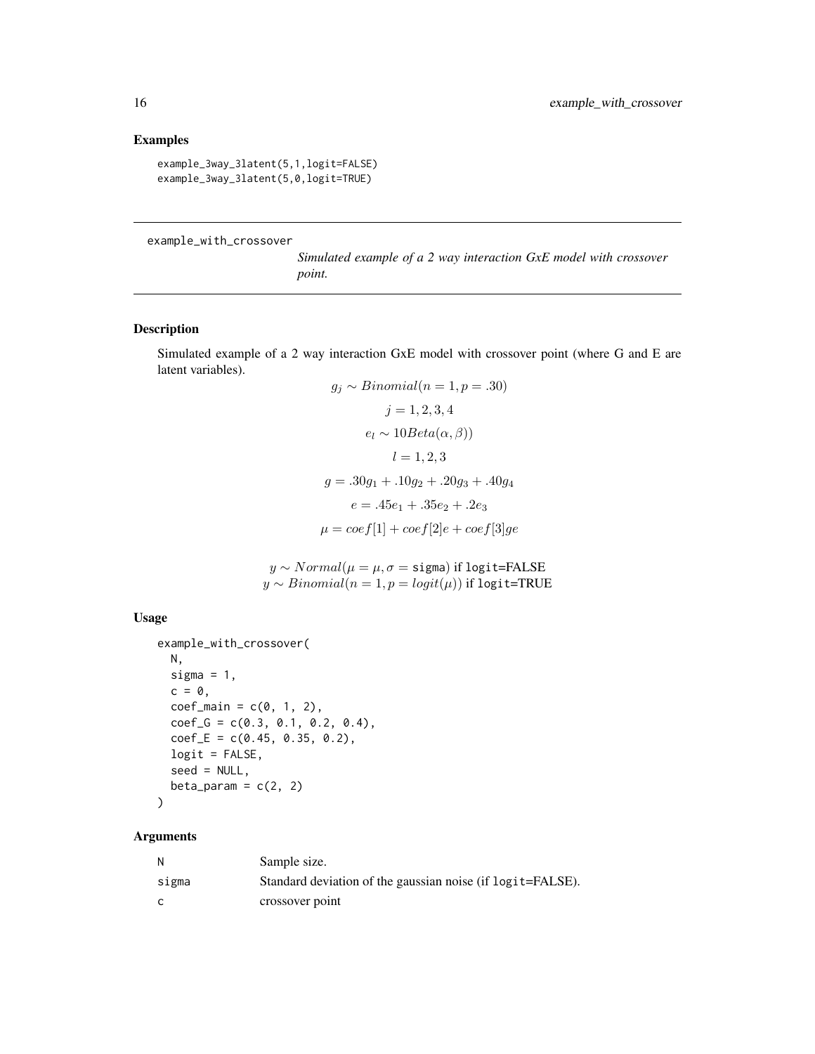## Examples

```
example_3way_3latent(5,1,logit=FALSE)
example_3way_3latent(5,0,logit=TRUE)
```

---

# example_with_crossover

*Simulated example of a 2 way interaction GxE model with crossover point.*

---

## Description

Simulated example of a 2 way interaction GxE model with crossover point (where G and E are latent variables).

$$g_j \sim Binomial(n = 1, p = .30)$$
$$j = 1, 2, 3, 4$$
$$e_l \sim 10Beta(\alpha, \beta))$$
$$l = 1, 2, 3$$
$$g = .30g_1 + .10g_2 + .20g_3 + .40g_4$$
$$e = .45e_1 + .35e_2 + .2e_3$$
$$\mu = coef[1] + coef[2]e + coef[3]ge$$

$y \sim Normal(\mu = \mu, \sigma = \text{sigma})$ if logit=FALSE
$y \sim Binomial(n = 1, p = logit(\mu))$ if logit=TRUE

## Usage

```
example_with_crossover(
  N,
  sigma = 1,
  c = 0,
  coef_main = c(0, 1, 2),
  coef_G = c(0.3, 0.1, 0.2, 0.4),
  coef_E = c(0.45, 0.35, 0.2),
  logit = FALSE,
  seed = NULL,
  beta_param = c(2, 2)
)
```

## Arguments

| | |
|---|---|
| N | Sample size. |
| sigma | Standard deviation of the gaussian noise (if logit=FALSE). |
| c | crossover point |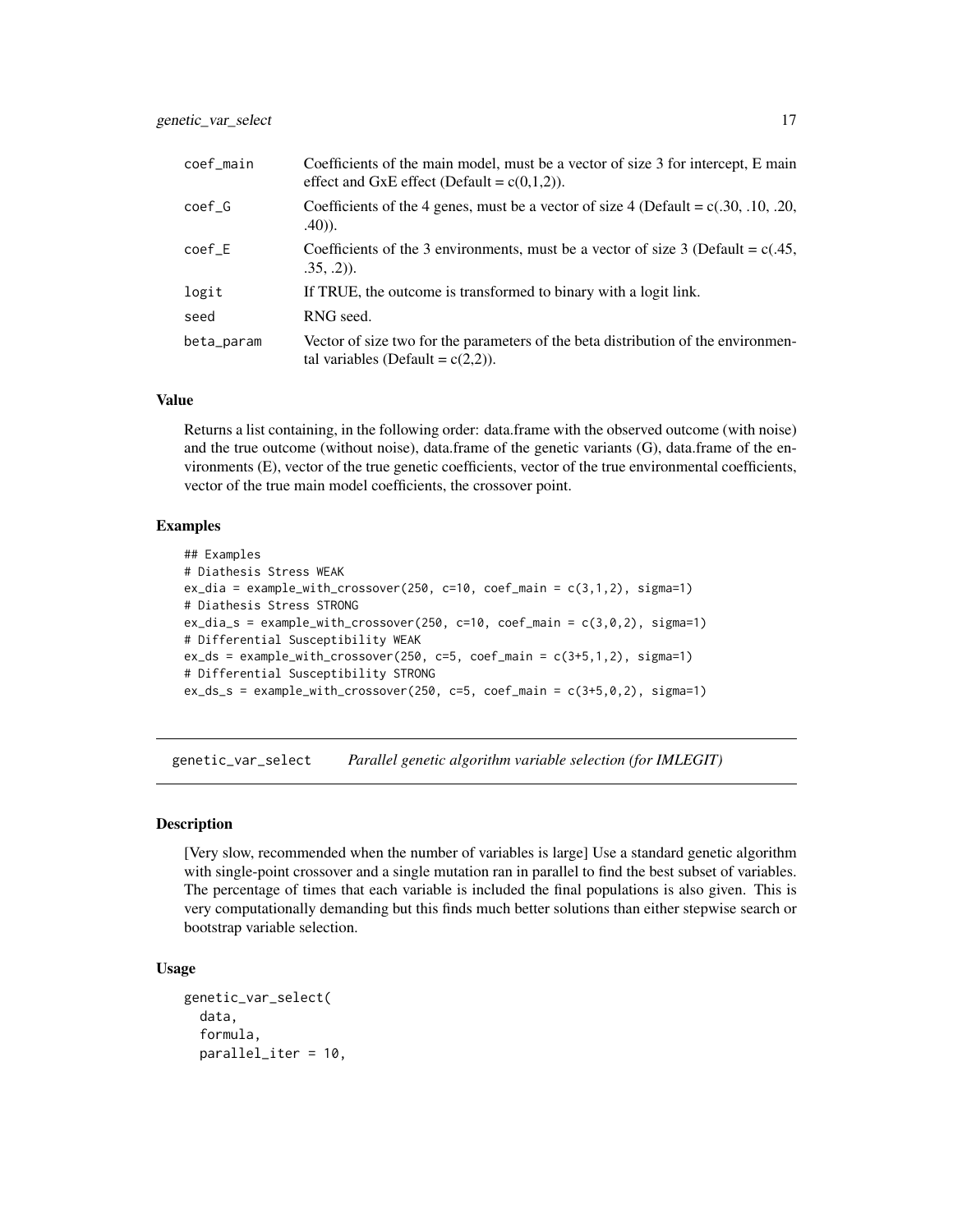| | |
|---|---|
| coef_main | Coefficients of the main model, must be a vector of size 3 for intercept, E main effect and GxE effect (Default = c(0,1,2)). |
| coef_G | Coefficients of the 4 genes, must be a vector of size 4 (Default = c(.30, .10, .20, .40)). |
| coef_E | Coefficients of the 3 environments, must be a vector of size 3 (Default = c(.45, .35, .2)). |
| logit | If TRUE, the outcome is transformed to binary with a logit link. |
| seed | RNG seed. |
| beta_param | Vector of size two for the parameters of the beta distribution of the environmental variables (Default = c(2,2)). |

### Value

Returns a list containing, in the following order: data.frame with the observed outcome (with noise) and the true outcome (without noise), data.frame of the genetic variants (G), data.frame of the environments (E), vector of the true genetic coefficients, vector of the true environmental coefficients, vector of the true main model coefficients, the crossover point.

### Examples

```
## Examples
# Diathesis Stress WEAK
ex_dia = example_with_crossover(250, c=10, coef_main = c(3,1,2), sigma=1)
# Diathesis Stress STRONG
ex_dia_s = example_with_crossover(250, c=10, coef_main = c(3,0,2), sigma=1)
# Differential Susceptibility WEAK
ex_ds = example_with_crossover(250, c=5, coef_main = c(3+5,1,2), sigma=1)
# Differential Susceptibility STRONG
ex_ds_s = example_with_crossover(250, c=5, coef_main = c(3+5,0,2), sigma=1)
```

---

## genetic_var_select *Parallel genetic algorithm variable selection (for IMLEGIT)*

---

### Description

[Very slow, recommended when the number of variables is large] Use a standard genetic algorithm with single-point crossover and a single mutation ran in parallel to find the best subset of variables. The percentage of times that each variable is included the final populations is also given. This is very computationally demanding but this finds much better solutions than either stepwise search or bootstrap variable selection.

### Usage

```
genetic_var_select(
  data,
  formula,
  parallel_iter = 10,
```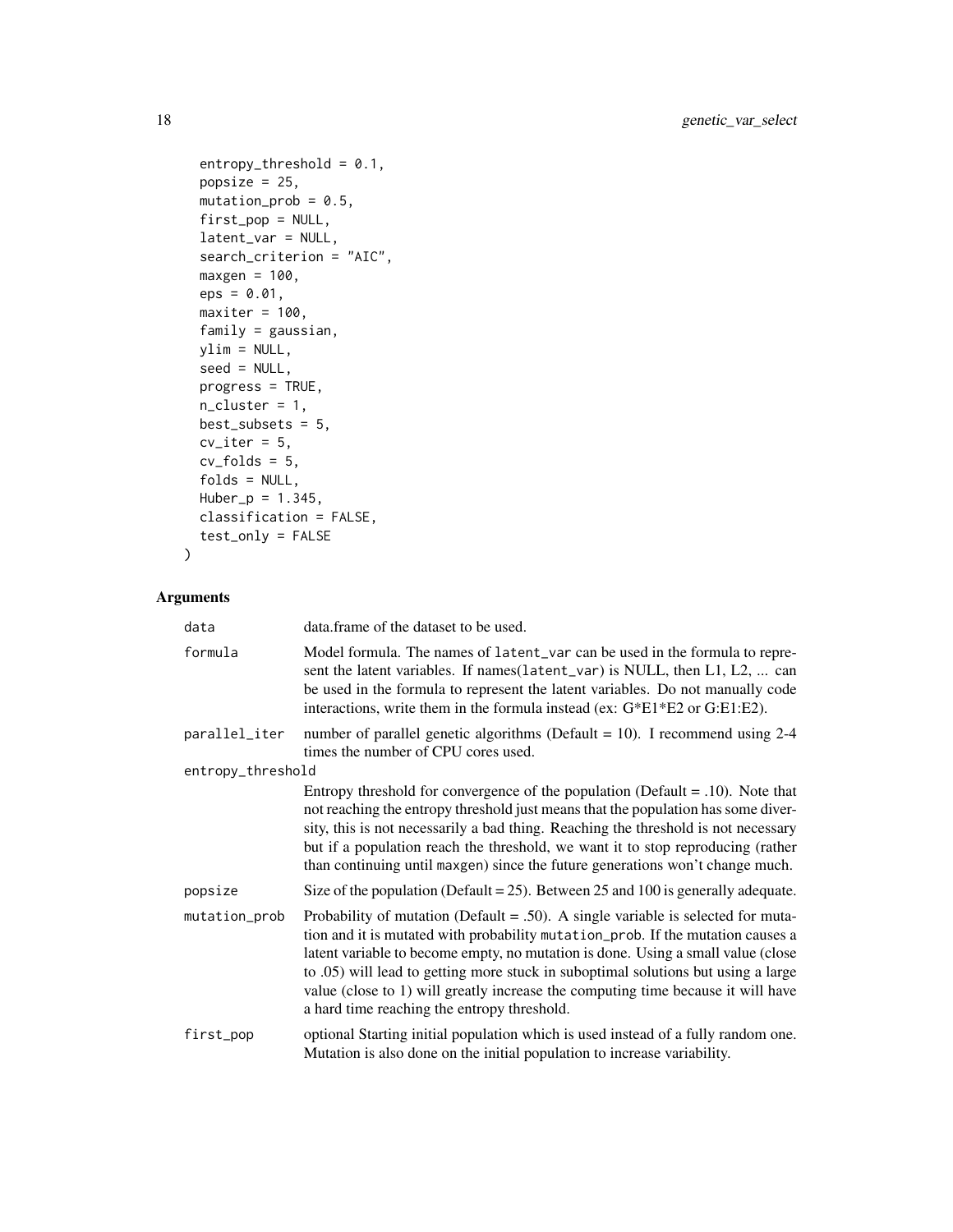```
  entropy_threshold = 0.1,
  popsize = 25,
  mutation_prob = 0.5,
  first_pop = NULL,
  latent_var = NULL,
  search_criterion = "AIC",
  maxgen = 100,
  eps = 0.01,
  maxiter = 100,
  family = gaussian,
  ylim = NULL,
  seed = NULL,
  progress = TRUE,
  n_cluster = 1,
  best_subsets = 5,
  cv_iter = 5,
  cv_folds = 5,
  folds = NULL,
  Huber_p = 1.345,
  classification = FALSE,
  test_only = FALSE
)
```

## Arguments

| Argument | Description |
|---|---|
| data | data.frame of the dataset to be used. |
| formula | Model formula. The names of latent_var can be used in the formula to represent the latent variables. If names(latent_var) is NULL, then L1, L2, ... can be used in the formula to represent the latent variables. Do not manually code interactions, write them in the formula instead (ex: G*E1*E2 or G:E1:E2). |
| parallel_iter | number of parallel genetic algorithms (Default = 10). I recommend using 2-4 times the number of CPU cores used. |
| entropy_threshold | Entropy threshold for convergence of the population (Default = .10). Note that not reaching the entropy threshold just means that the population has some diversity, this is not necessarily a bad thing. Reaching the threshold is not necessary but if a population reach the threshold, we want it to stop reproducing (rather than continuing until maxgen) since the future generations won't change much. |
| popsize | Size of the population (Default = 25). Between 25 and 100 is generally adequate. |
| mutation_prob | Probability of mutation (Default = .50). A single variable is selected for mutation and it is mutated with probability mutation_prob. If the mutation causes a latent variable to become empty, no mutation is done. Using a small value (close to .05) will lead to getting more stuck in suboptimal solutions but using a large value (close to 1) will greatly increase the computing time because it will have a hard time reaching the entropy threshold. |
| first_pop | optional Starting initial population which is used instead of a fully random one. Mutation is also done on the initial population to increase variability. |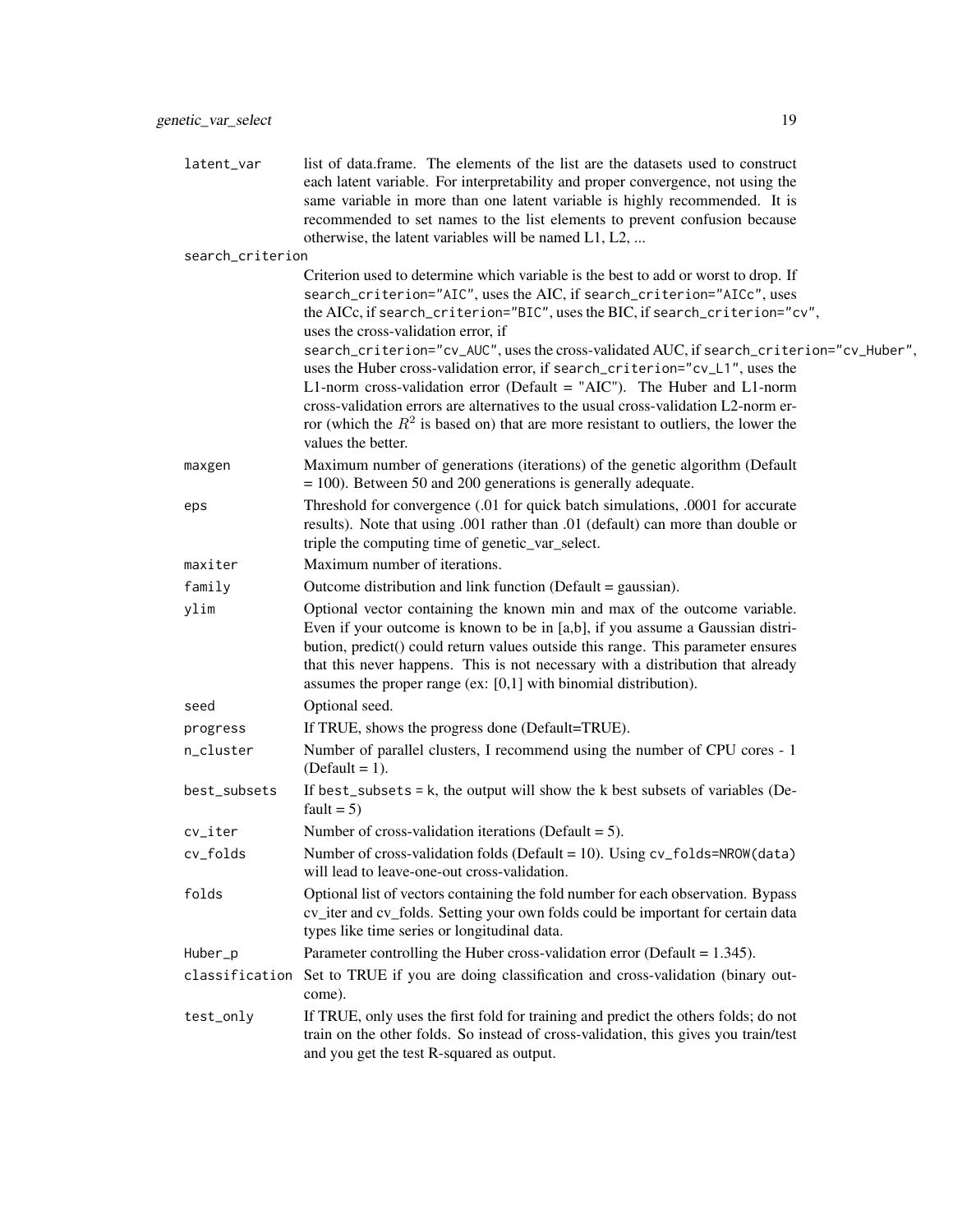| | |
|---|---|
| `latent_var` | list of data.frame. The elements of the list are the datasets used to construct each latent variable. For interpretability and proper convergence, not using the same variable in more than one latent variable is highly recommended. It is recommended to set names to the list elements to prevent confusion because otherwise, the latent variables will be named L1, L2, ... |
| `search_criterion` | Criterion used to determine which variable is the best to add or worst to drop. If `search_criterion="AIC"`, uses the AIC, if `search_criterion="AICc"`, uses the AICc, if `search_criterion="BIC"`, uses the BIC, if `search_criterion="cv"`, uses the cross-validation error, if `search_criterion="cv_AUC"`, uses the cross-validated AUC, if `search_criterion="cv_Huber"`, uses the Huber cross-validation error, if `search_criterion="cv_L1"`, uses the L1-norm cross-validation error (Default = "AIC"). The Huber and L1-norm cross-validation errors are alternatives to the usual cross-validation L2-norm error (which the $R^2$ is based on) that are more resistant to outliers, the lower the values the better. |
| `maxgen` | Maximum number of generations (iterations) of the genetic algorithm (Default = 100). Between 50 and 200 generations is generally adequate. |
| `eps` | Threshold for convergence (.01 for quick batch simulations, .0001 for accurate results). Note that using .001 rather than .01 (default) can more than double or triple the computing time of genetic_var_select. |
| `maxiter` | Maximum number of iterations. |
| `family` | Outcome distribution and link function (Default = gaussian). |
| `ylim` | Optional vector containing the known min and max of the outcome variable. Even if your outcome is known to be in [a,b], if you assume a Gaussian distribution, predict() could return values outside this range. This parameter ensures that this never happens. This is not necessary with a distribution that already assumes the proper range (ex: [0,1] with binomial distribution). |
| `seed` | Optional seed. |
| `progress` | If TRUE, shows the progress done (Default=TRUE). |
| `n_cluster` | Number of parallel clusters, I recommend using the number of CPU cores - 1 (Default = 1). |
| `best_subsets` | If `best_subsets = k`, the output will show the k best subsets of variables (Default = 5) |
| `cv_iter` | Number of cross-validation iterations (Default = 5). |
| `cv_folds` | Number of cross-validation folds (Default = 10). Using `cv_folds=NROW(data)` will lead to leave-one-out cross-validation. |
| `folds` | Optional list of vectors containing the fold number for each observation. Bypass cv_iter and cv_folds. Setting your own folds could be important for certain data types like time series or longitudinal data. |
| `Huber_p` | Parameter controlling the Huber cross-validation error (Default = 1.345). |
| `classification` | Set to TRUE if you are doing classification and cross-validation (binary outcome). |
| `test_only` | If TRUE, only uses the first fold for training and predict the others folds; do not train on the other folds. So instead of cross-validation, this gives you train/test and you get the test R-squared as output. |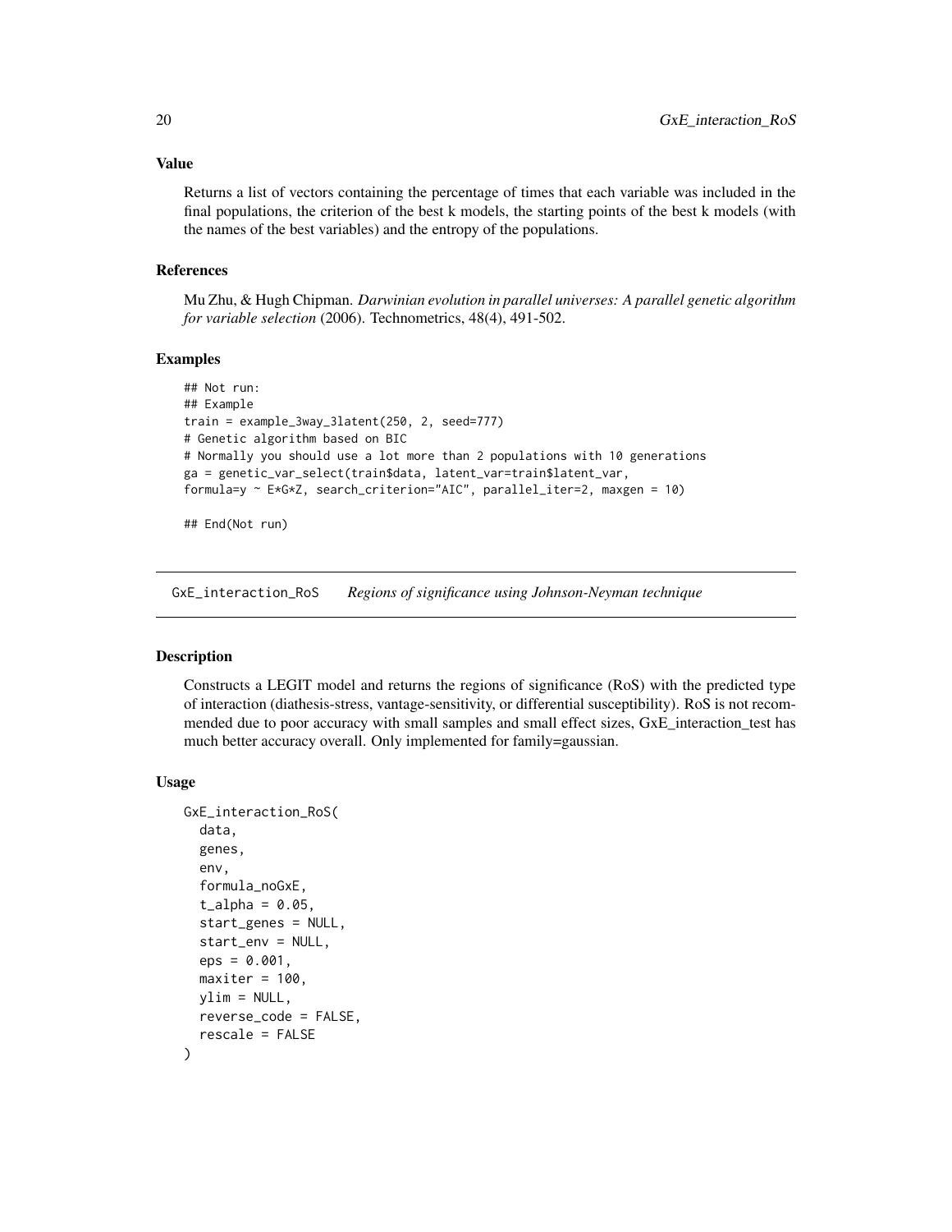### Value

Returns a list of vectors containing the percentage of times that each variable was included in the final populations, the criterion of the best k models, the starting points of the best k models (with the names of the best variables) and the entropy of the populations.

### References

Mu Zhu, & Hugh Chipman. *Darwinian evolution in parallel universes: A parallel genetic algorithm for variable selection* (2006). Technometrics, 48(4), 491-502.

### Examples

```
## Not run:
## Example
train = example_3way_3latent(250, 2, seed=777)
# Genetic algorithm based on BIC
# Normally you should use a lot more than 2 populations with 10 generations
ga = genetic_var_select(train$data, latent_var=train$latent_var,
formula=y ~ E*G*Z, search_criterion="AIC", parallel_iter=2, maxgen = 10)

## End(Not run)
```

---

## GxE_interaction_RoS *Regions of significance using Johnson-Neyman technique*

### Description

Constructs a LEGIT model and returns the regions of significance (RoS) with the predicted type of interaction (diathesis-stress, vantage-sensitivity, or differential susceptibility). RoS is not recommended due to poor accuracy with small samples and small effect sizes, GxE_interaction_test has much better accuracy overall. Only implemented for family=gaussian.

### Usage

```
GxE_interaction_RoS(
  data,
  genes,
  env,
  formula_noGxE,
  t_alpha = 0.05,
  start_genes = NULL,
  start_env = NULL,
  eps = 0.001,
  maxiter = 100,
  ylim = NULL,
  reverse_code = FALSE,
  rescale = FALSE
)
```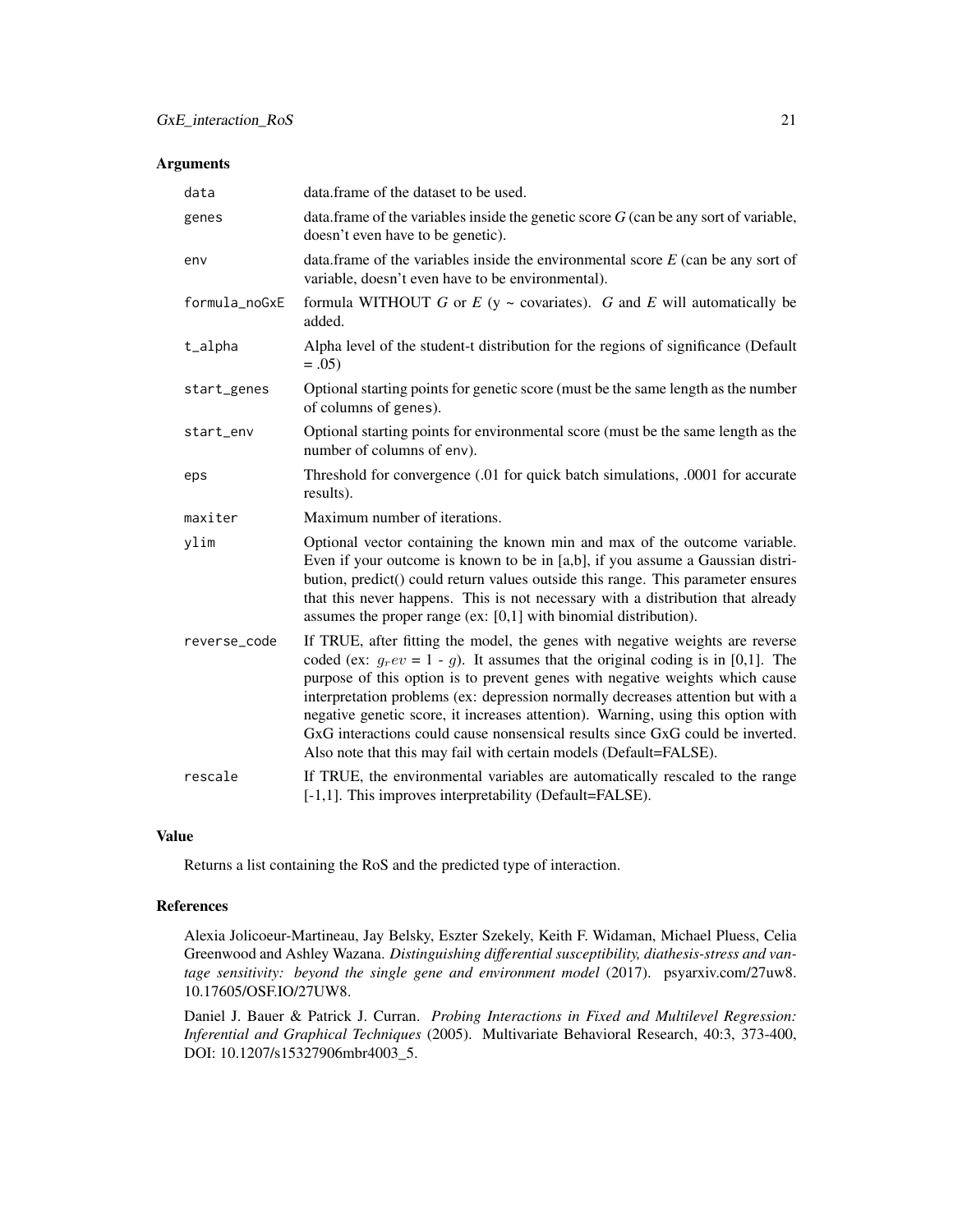## Arguments

| | |
|---|---|
| `data` | data.frame of the dataset to be used. |
| `genes` | data.frame of the variables inside the genetic score *G* (can be any sort of variable, doesn't even have to be genetic). |
| `env` | data.frame of the variables inside the environmental score *E* (can be any sort of variable, doesn't even have to be environmental). |
| `formula_noGxE` | formula WITHOUT *G* or *E* (y ~ covariates). *G* and *E* will automatically be added. |
| `t_alpha` | Alpha level of the student-t distribution for the regions of significance (Default = .05) |
| `start_genes` | Optional starting points for genetic score (must be the same length as the number of columns of `genes`). |
| `start_env` | Optional starting points for environmental score (must be the same length as the number of columns of `env`). |
| `eps` | Threshold for convergence (.01 for quick batch simulations, .0001 for accurate results). |
| `maxiter` | Maximum number of iterations. |
| `ylim` | Optional vector containing the known min and max of the outcome variable. Even if your outcome is known to be in [a,b], if you assume a Gaussian distribution, predict() could return values outside this range. This parameter ensures that this never happens. This is not necessary with a distribution that already assumes the proper range (ex: [0,1] with binomial distribution). |
| `reverse_code` | If TRUE, after fitting the model, the genes with negative weights are reverse coded (ex: $g_rev$ = 1 - $g$). It assumes that the original coding is in [0,1]. The purpose of this option is to prevent genes with negative weights which cause interpretation problems (ex: depression normally decreases attention but with a negative genetic score, it increases attention). Warning, using this option with GxG interactions could cause nonsensical results since GxG could be inverted. Also note that this may fail with certain models (Default=FALSE). |
| `rescale` | If TRUE, the environmental variables are automatically rescaled to the range [-1,1]. This improves interpretability (Default=FALSE). |

## Value

Returns a list containing the RoS and the predicted type of interaction.

## References

Alexia Jolicoeur-Martineau, Jay Belsky, Eszter Szekely, Keith F. Widaman, Michael Pluess, Celia Greenwood and Ashley Wazana. *Distinguishing differential susceptibility, diathesis-stress and vantage sensitivity: beyond the single gene and environment model* (2017). psyarxiv.com/27uw8. 10.17605/OSF.IO/27UW8.

Daniel J. Bauer & Patrick J. Curran. *Probing Interactions in Fixed and Multilevel Regression: Inferential and Graphical Techniques* (2005). Multivariate Behavioral Research, 40:3, 373-400, DOI: 10.1207/s15327906mbr4003_5.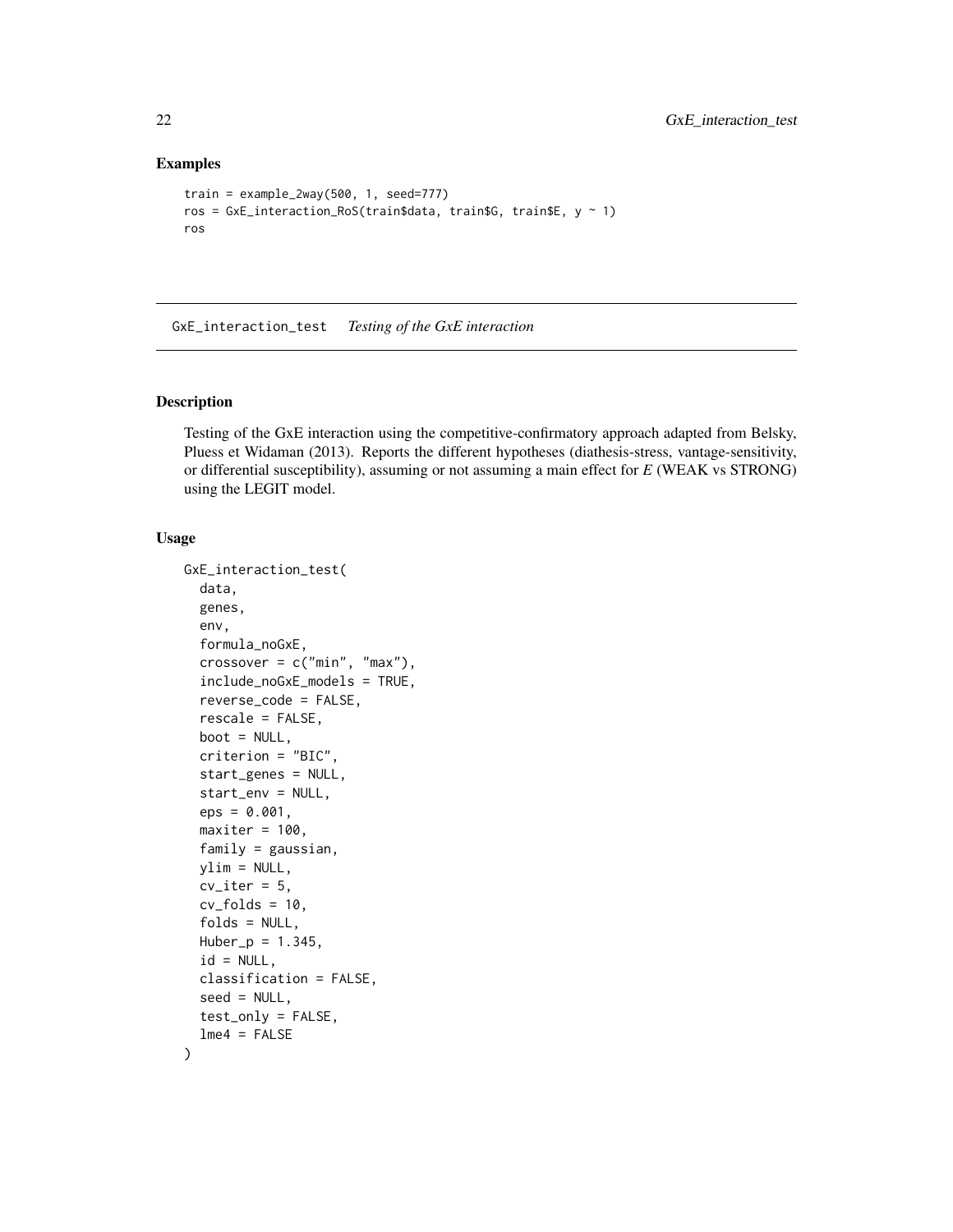## Examples

```
train = example_2way(500, 1, seed=777)
ros = GxE_interaction_RoS(train$data, train$G, train$E, y ~ 1)
ros
```

---

# GxE_interaction_test    *Testing of the GxE interaction*

---

## Description

Testing of the GxE interaction using the competitive-confirmatory approach adapted from Belsky, Pluess et Widaman (2013). Reports the different hypotheses (diathesis-stress, vantage-sensitivity, or differential susceptibility), assuming or not assuming a main effect for *E* (WEAK vs STRONG) using the LEGIT model.

## Usage

```
GxE_interaction_test(
  data,
  genes,
  env,
  formula_noGxE,
  crossover = c("min", "max"),
  include_noGxE_models = TRUE,
  reverse_code = FALSE,
  rescale = FALSE,
  boot = NULL,
  criterion = "BIC",
  start_genes = NULL,
  start_env = NULL,
  eps = 0.001,
  maxiter = 100,
  family = gaussian,
  ylim = NULL,
  cv_iter = 5,
  cv_folds = 10,
  folds = NULL,
  Huber_p = 1.345,
  id = NULL,
  classification = FALSE,
  seed = NULL,
  test_only = FALSE,
  lme4 = FALSE
)
```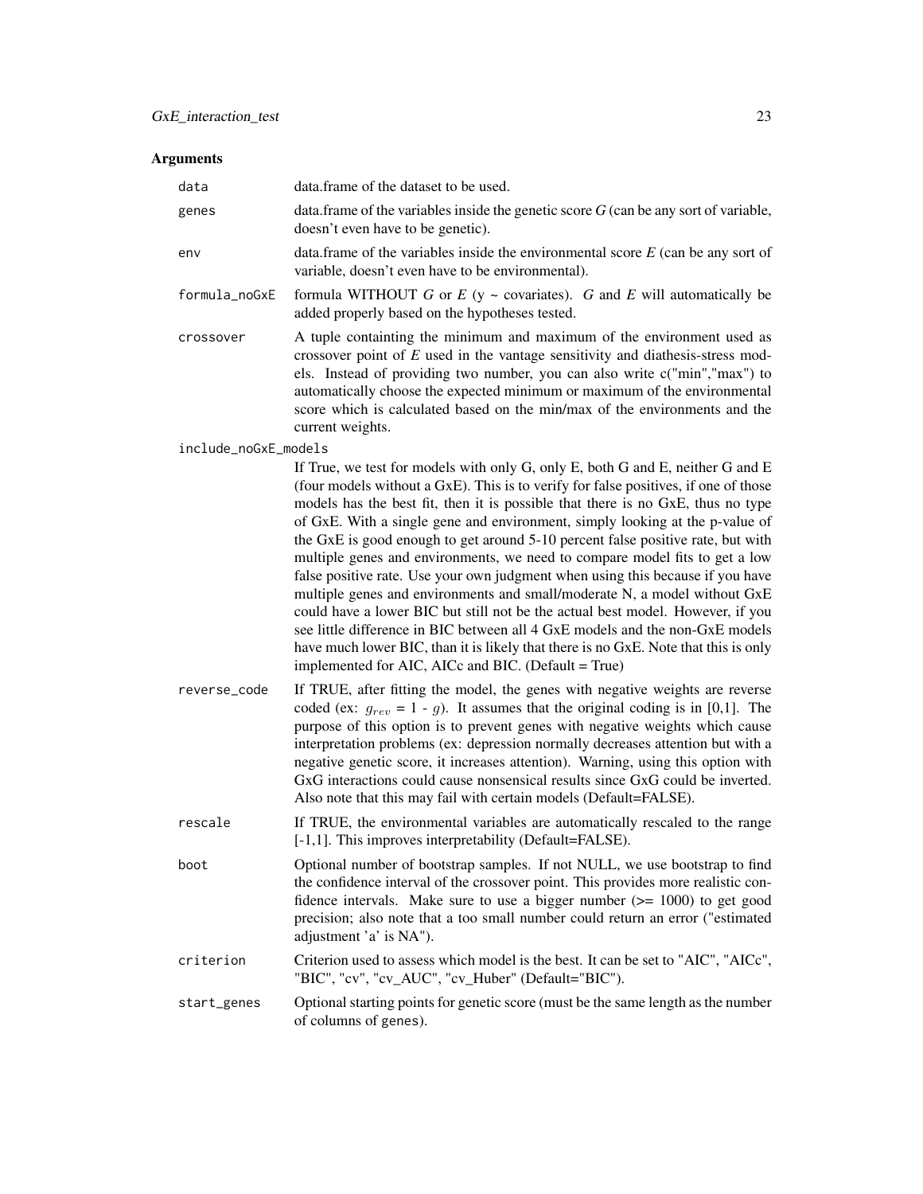## Arguments

| | |
|---|---|
| `data` | data.frame of the dataset to be used. |
| `genes` | data.frame of the variables inside the genetic score *G* (can be any sort of variable, doesn't even have to be genetic). |
| `env` | data.frame of the variables inside the environmental score *E* (can be any sort of variable, doesn't even have to be environmental). |
| `formula_noGxE` | formula WITHOUT *G* or *E* (y ~ covariates). *G* and *E* will automatically be added properly based on the hypotheses tested. |
| `crossover` | A tuple containting the minimum and maximum of the environment used as crossover point of *E* used in the vantage sensitivity and diathesis-stress models. Instead of providing two number, you can also write c("min","max") to automatically choose the expected minimum or maximum of the environmental score which is calculated based on the min/max of the environments and the current weights. |
| `include_noGxE_models` | If True, we test for models with only G, only E, both G and E, neither G and E (four models without a GxE). This is to verify for false positives, if one of those models has the best fit, then it is possible that there is no GxE, thus no type of GxE. With a single gene and environment, simply looking at the p-value of the GxE is good enough to get around 5-10 percent false positive rate, but with multiple genes and environments, we need to compare model fits to get a low false positive rate. Use your own judgment when using this because if you have multiple genes and environments and small/moderate N, a model without GxE could have a lower BIC but still not be the actual best model. However, if you see little difference in BIC between all 4 GxE models and the non-GxE models have much lower BIC, than it is likely that there is no GxE. Note that this is only implemented for AIC, AICc and BIC. (Default = True) |
| `reverse_code` | If TRUE, after fitting the model, the genes with negative weights are reverse coded (ex: $g_{rev}$ = 1 - $g$). It assumes that the original coding is in [0,1]. The purpose of this option is to prevent genes with negative weights which cause interpretation problems (ex: depression normally decreases attention but with a negative genetic score, it increases attention). Warning, using this option with GxG interactions could cause nonsensical results since GxG could be inverted. Also note that this may fail with certain models (Default=FALSE). |
| `rescale` | If TRUE, the environmental variables are automatically rescaled to the range [-1,1]. This improves interpretability (Default=FALSE). |
| `boot` | Optional number of bootstrap samples. If not NULL, we use bootstrap to find the confidence interval of the crossover point. This provides more realistic confidence intervals. Make sure to use a bigger number (>= 1000) to get good precision; also note that a too small number could return an error ("estimated adjustment 'a' is NA"). |
| `criterion` | Criterion used to assess which model is the best. It can be set to "AIC", "AICc", "BIC", "cv", "cv_AUC", "cv_Huber" (Default="BIC"). |
| `start_genes` | Optional starting points for genetic score (must be the same length as the number of columns of `genes`). |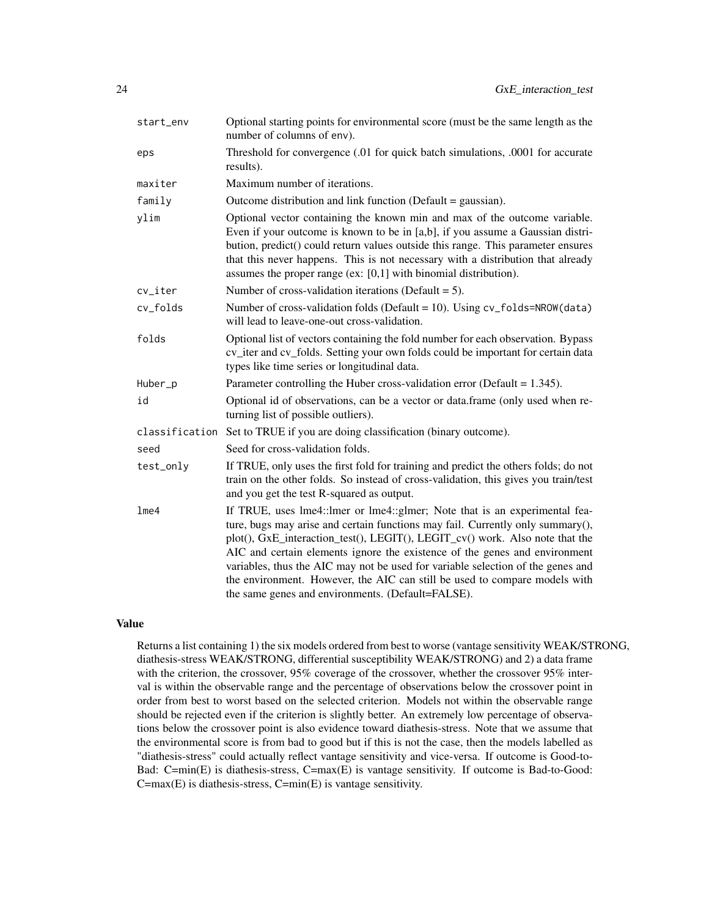| | |
|---|---|
| start_env | Optional starting points for environmental score (must be the same length as the number of columns of env). |
| eps | Threshold for convergence (.01 for quick batch simulations, .0001 for accurate results). |
| maxiter | Maximum number of iterations. |
| family | Outcome distribution and link function (Default = gaussian). |
| ylim | Optional vector containing the known min and max of the outcome variable. Even if your outcome is known to be in [a,b], if you assume a Gaussian distribution, predict() could return values outside this range. This parameter ensures that this never happens. This is not necessary with a distribution that already assumes the proper range (ex: [0,1] with binomial distribution). |
| cv_iter | Number of cross-validation iterations (Default = 5). |
| cv_folds | Number of cross-validation folds (Default = 10). Using cv_folds=NROW(data) will lead to leave-one-out cross-validation. |
| folds | Optional list of vectors containing the fold number for each observation. Bypass cv_iter and cv_folds. Setting your own folds could be important for certain data types like time series or longitudinal data. |
| Huber_p | Parameter controlling the Huber cross-validation error (Default = 1.345). |
| id | Optional id of observations, can be a vector or data.frame (only used when returning list of possible outliers). |
| classification | Set to TRUE if you are doing classification (binary outcome). |
| seed | Seed for cross-validation folds. |
| test_only | If TRUE, only uses the first fold for training and predict the others folds; do not train on the other folds. So instead of cross-validation, this gives you train/test and you get the test R-squared as output. |
| lme4 | If TRUE, uses lme4::lmer or lme4::glmer; Note that is an experimental feature, bugs may arise and certain functions may fail. Currently only summary(), plot(), GxE_interaction_test(), LEGIT(), LEGIT_cv() work. Also note that the AIC and certain elements ignore the existence of the genes and environment variables, thus the AIC may not be used for variable selection of the genes and the environment. However, the AIC can still be used to compare models with the same genes and environments. (Default=FALSE). |

### Value

Returns a list containing 1) the six models ordered from best to worse (vantage sensitivity WEAK/STRONG, diathesis-stress WEAK/STRONG, differential susceptibility WEAK/STRONG) and 2) a data frame with the criterion, the crossover, 95% coverage of the crossover, whether the crossover 95% interval is within the observable range and the percentage of observations below the crossover point in order from best to worst based on the selected criterion. Models not within the observable range should be rejected even if the criterion is slightly better. An extremely low percentage of observations below the crossover point is also evidence toward diathesis-stress. Note that we assume that the environmental score is from bad to good but if this is not the case, then the models labelled as "diathesis-stress" could actually reflect vantage sensitivity and vice-versa. If outcome is Good-to-Bad: C=min(E) is diathesis-stress, C=max(E) is vantage sensitivity. If outcome is Bad-to-Good: C=max(E) is diathesis-stress, C=min(E) is vantage sensitivity.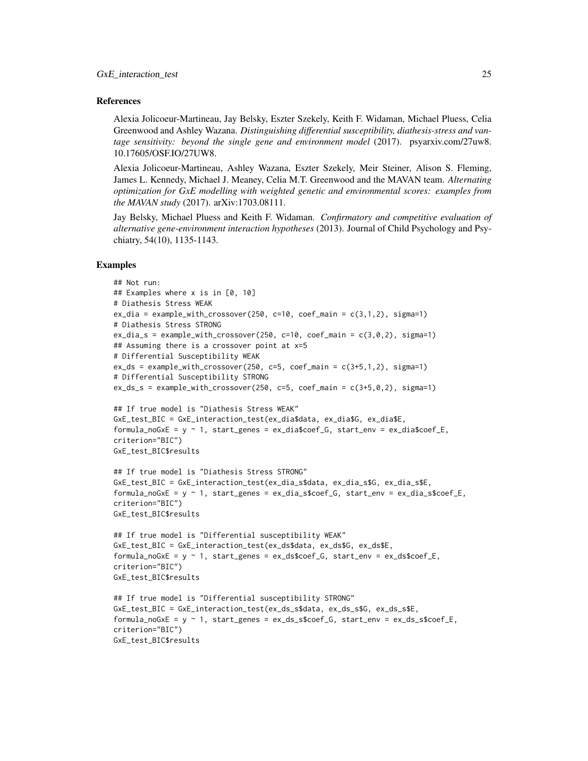### References

Alexia Jolicoeur-Martineau, Jay Belsky, Eszter Szekely, Keith F. Widaman, Michael Pluess, Celia Greenwood and Ashley Wazana. *Distinguishing differential susceptibility, diathesis-stress and vantage sensitivity: beyond the single gene and environment model* (2017). psyarxiv.com/27uw8. 10.17605/OSF.IO/27UW8.

Alexia Jolicoeur-Martineau, Ashley Wazana, Eszter Szekely, Meir Steiner, Alison S. Fleming, James L. Kennedy, Michael J. Meaney, Celia M.T. Greenwood and the MAVAN team. *Alternating optimization for GxE modelling with weighted genetic and environmental scores: examples from the MAVAN study* (2017). arXiv:1703.08111.

Jay Belsky, Michael Pluess and Keith F. Widaman. *Confirmatory and competitive evaluation of alternative gene-environment interaction hypotheses* (2013). Journal of Child Psychology and Psychiatry, 54(10), 1135-1143.

### Examples

```
## Not run:
## Examples where x is in [0, 10]
# Diathesis Stress WEAK
ex_dia = example_with_crossover(250, c=10, coef_main = c(3,1,2), sigma=1)
# Diathesis Stress STRONG
ex_dia_s = example_with_crossover(250, c=10, coef_main = c(3,0,2), sigma=1)
## Assuming there is a crossover point at x=5
# Differential Susceptibility WEAK
ex_ds = example_with_crossover(250, c=5, coef_main = c(3+5,1,2), sigma=1)
# Differential Susceptibility STRONG
ex_ds_s = example_with_crossover(250, c=5, coef_main = c(3+5,0,2), sigma=1)

## If true model is "Diathesis Stress WEAK"
GxE_test_BIC = GxE_interaction_test(ex_dia$data, ex_dia$G, ex_dia$E,
formula_noGxE = y ~ 1, start_genes = ex_dia$coef_G, start_env = ex_dia$coef_E,
criterion="BIC")
GxE_test_BIC$results

## If true model is "Diathesis Stress STRONG"
GxE_test_BIC = GxE_interaction_test(ex_dia_s$data, ex_dia_s$G, ex_dia_s$E,
formula_noGxE = y ~ 1, start_genes = ex_dia_s$coef_G, start_env = ex_dia_s$coef_E,
criterion="BIC")
GxE_test_BIC$results

## If true model is "Differential susceptibility WEAK"
GxE_test_BIC = GxE_interaction_test(ex_ds$data, ex_ds$G, ex_ds$E,
formula_noGxE = y ~ 1, start_genes = ex_ds$coef_G, start_env = ex_ds$coef_E,
criterion="BIC")
GxE_test_BIC$results

## If true model is "Differential susceptibility STRONG"
GxE_test_BIC = GxE_interaction_test(ex_ds_s$data, ex_ds_s$G, ex_ds_s$E,
formula_noGxE = y ~ 1, start_genes = ex_ds_s$coef_G, start_env = ex_ds_s$coef_E,
criterion="BIC")
GxE_test_BIC$results
```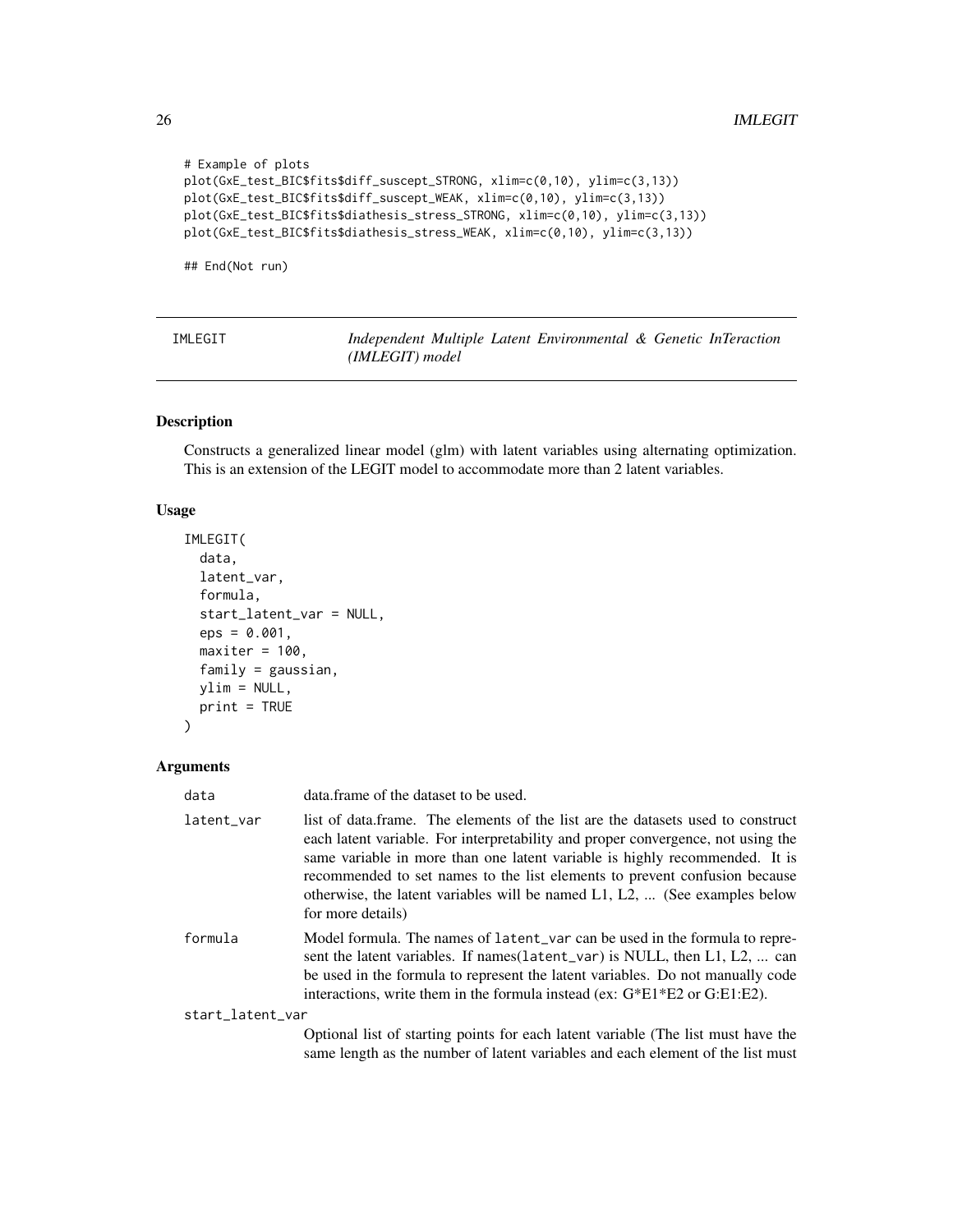```
# Example of plots
plot(GxE_test_BIC$fits$diff_suscept_STRONG, xlim=c(0,10), ylim=c(3,13))
plot(GxE_test_BIC$fits$diff_suscept_WEAK, xlim=c(0,10), ylim=c(3,13))
plot(GxE_test_BIC$fits$diathesis_stress_STRONG, xlim=c(0,10), ylim=c(3,13))
plot(GxE_test_BIC$fits$diathesis_stress_WEAK, xlim=c(0,10), ylim=c(3,13))

## End(Not run)
```

---

## IMLEGIT — *Independent Multiple Latent Environmental & Genetic InTeraction (IMLEGIT) model*

---

### Description

Constructs a generalized linear model (glm) with latent variables using alternating optimization. This is an extension of the LEGIT model to accommodate more than 2 latent variables.

### Usage

```
IMLEGIT(
  data,
  latent_var,
  formula,
  start_latent_var = NULL,
  eps = 0.001,
  maxiter = 100,
  family = gaussian,
  ylim = NULL,
  print = TRUE
)
```

### Arguments

`data` data.frame of the dataset to be used.

`latent_var` list of data.frame. The elements of the list are the datasets used to construct each latent variable. For interpretability and proper convergence, not using the same variable in more than one latent variable is highly recommended. It is recommended to set names to the list elements to prevent confusion because otherwise, the latent variables will be named L1, L2, ... (See examples below for more details)

`formula` Model formula. The names of `latent_var` can be used in the formula to represent the latent variables. If names(`latent_var`) is NULL, then L1, L2, ... can be used in the formula to represent the latent variables. Do not manually code interactions, write them in the formula instead (ex: G*E1*E2 or G:E1:E2).

`start_latent_var` Optional list of starting points for each latent variable (The list must have the same length as the number of latent variables and each element of the list must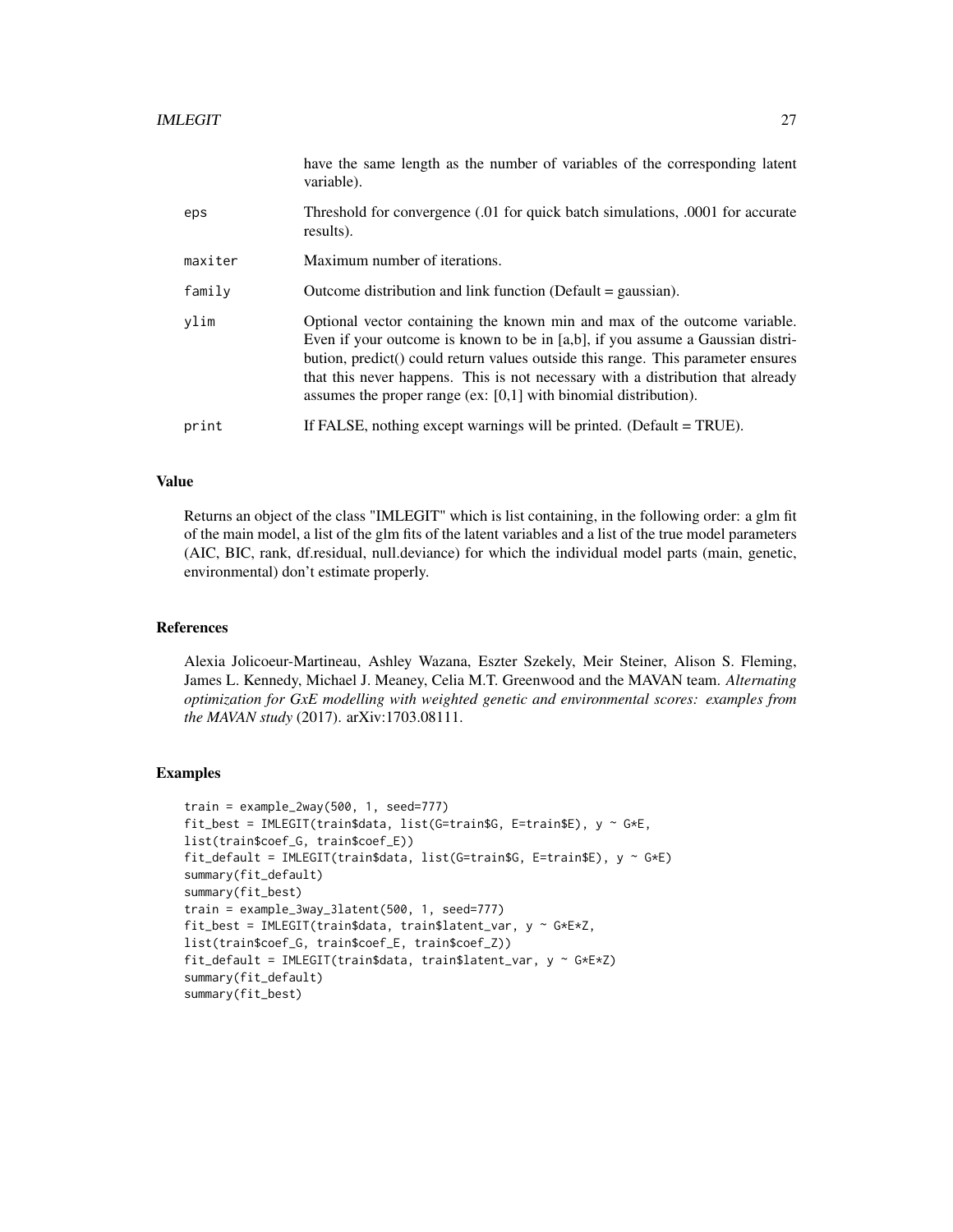have the same length as the number of variables of the corresponding latent variable).

| | |
|---|---|
| eps | Threshold for convergence (.01 for quick batch simulations, .0001 for accurate results). |
| maxiter | Maximum number of iterations. |
| family | Outcome distribution and link function (Default = gaussian). |
| ylim | Optional vector containing the known min and max of the outcome variable. Even if your outcome is known to be in [a,b], if you assume a Gaussian distribution, predict() could return values outside this range. This parameter ensures that this never happens. This is not necessary with a distribution that already assumes the proper range (ex: [0,1] with binomial distribution). |
| print | If FALSE, nothing except warnings will be printed. (Default = TRUE). |

### Value

Returns an object of the class "IMLEGIT" which is list containing, in the following order: a glm fit of the main model, a list of the glm fits of the latent variables and a list of the true model parameters (AIC, BIC, rank, df.residual, null.deviance) for which the individual model parts (main, genetic, environmental) don't estimate properly.

### References

Alexia Jolicoeur-Martineau, Ashley Wazana, Eszter Szekely, Meir Steiner, Alison S. Fleming, James L. Kennedy, Michael J. Meaney, Celia M.T. Greenwood and the MAVAN team. *Alternating optimization for GxE modelling with weighted genetic and environmental scores: examples from the MAVAN study* (2017). arXiv:1703.08111.

### Examples

```
train = example_2way(500, 1, seed=777)
fit_best = IMLEGIT(train$data, list(G=train$G, E=train$E), y ~ G*E,
list(train$coef_G, train$coef_E))
fit_default = IMLEGIT(train$data, list(G=train$G, E=train$E), y ~ G*E)
summary(fit_default)
summary(fit_best)
train = example_3way_3latent(500, 1, seed=777)
fit_best = IMLEGIT(train$data, train$latent_var, y ~ G*E*Z,
list(train$coef_G, train$coef_E, train$coef_Z))
fit_default = IMLEGIT(train$data, train$latent_var, y ~ G*E*Z)
summary(fit_default)
summary(fit_best)
```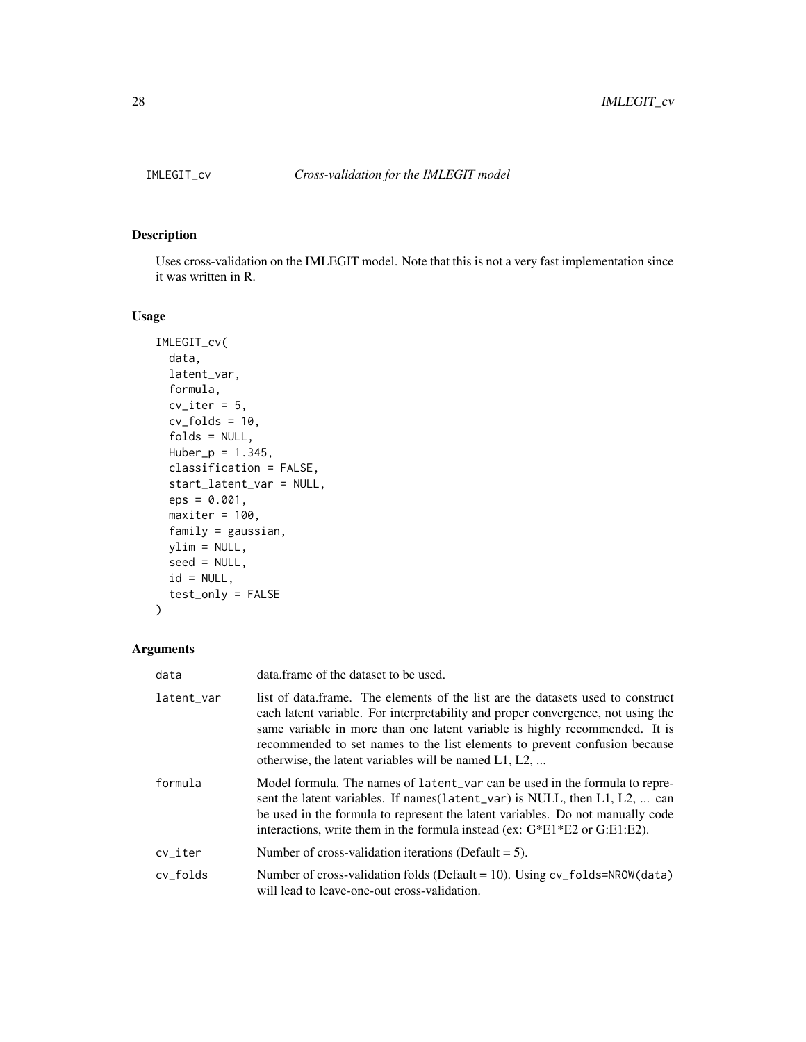`IMLEGIT_cv` *Cross-validation for the IMLEGIT model*

## Description

Uses cross-validation on the IMLEGIT model. Note that this is not a very fast implementation since it was written in R.

## Usage

```
IMLEGIT_cv(
  data,
  latent_var,
  formula,
  cv_iter = 5,
  cv_folds = 10,
  folds = NULL,
  Huber_p = 1.345,
  classification = FALSE,
  start_latent_var = NULL,
  eps = 0.001,
  maxiter = 100,
  family = gaussian,
  ylim = NULL,
  seed = NULL,
  id = NULL,
  test_only = FALSE
)
```

## Arguments

| | |
|---|---|
| `data` | data.frame of the dataset to be used. |
| `latent_var` | list of data.frame. The elements of the list are the datasets used to construct each latent variable. For interpretability and proper convergence, not using the same variable in more than one latent variable is highly recommended. It is recommended to set names to the list elements to prevent confusion because otherwise, the latent variables will be named L1, L2, ... |
| `formula` | Model formula. The names of `latent_var` can be used in the formula to represent the latent variables. If names(`latent_var`) is NULL, then L1, L2, ... can be used in the formula to represent the latent variables. Do not manually code interactions, write them in the formula instead (ex: G*E1*E2 or G:E1:E2). |
| `cv_iter` | Number of cross-validation iterations (Default = 5). |
| `cv_folds` | Number of cross-validation folds (Default = 10). Using `cv_folds=NROW(data)` will lead to leave-one-out cross-validation. |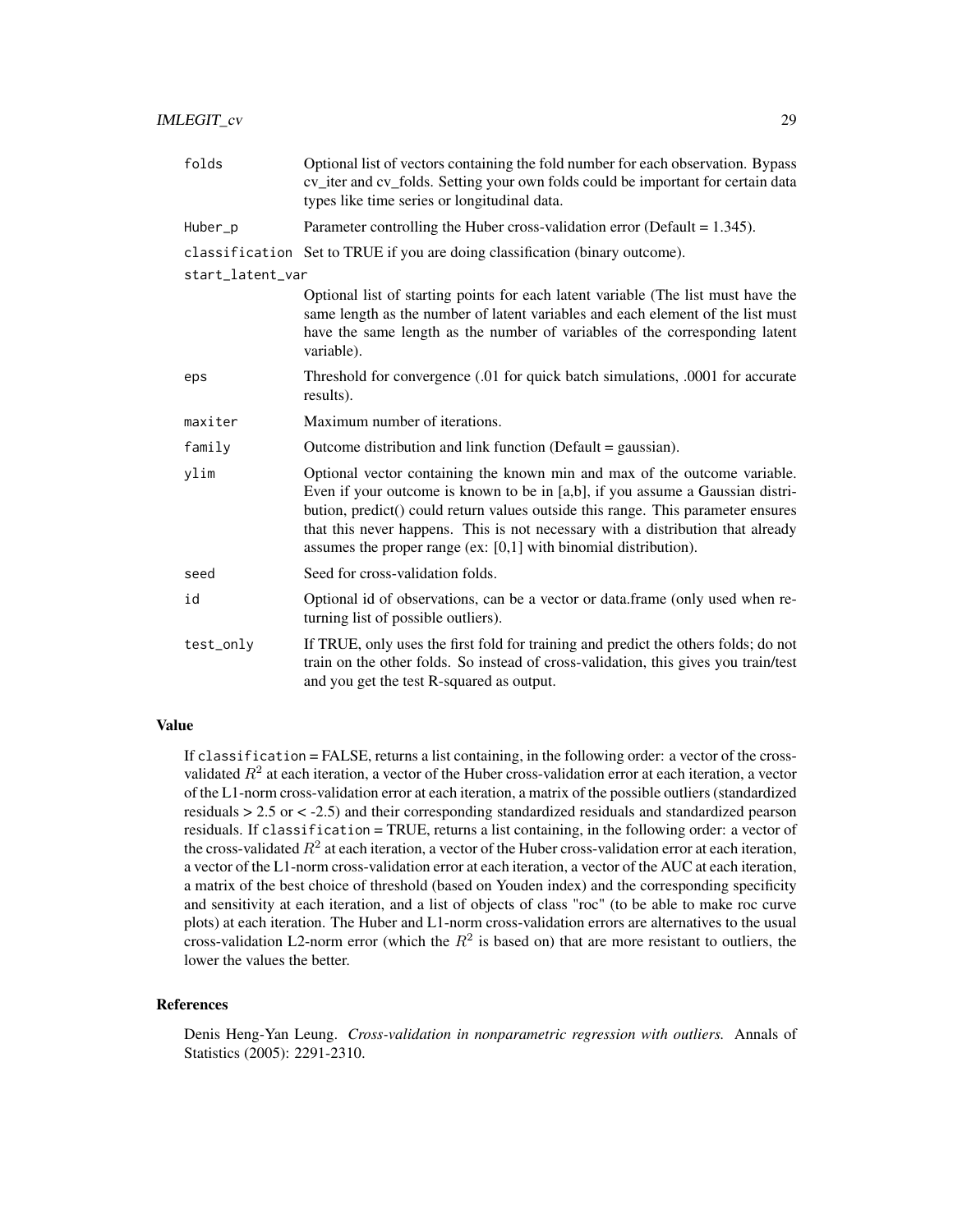| | |
|---|---|
| folds | Optional list of vectors containing the fold number for each observation. Bypass cv_iter and cv_folds. Setting your own folds could be important for certain data types like time series or longitudinal data. |
| Huber_p | Parameter controlling the Huber cross-validation error (Default = 1.345). |
| classification | Set to TRUE if you are doing classification (binary outcome). |
| start_latent_var | Optional list of starting points for each latent variable (The list must have the same length as the number of latent variables and each element of the list must have the same length as the number of variables of the corresponding latent variable). |
| eps | Threshold for convergence (.01 for quick batch simulations, .0001 for accurate results). |
| maxiter | Maximum number of iterations. |
| family | Outcome distribution and link function (Default = gaussian). |
| ylim | Optional vector containing the known min and max of the outcome variable. Even if your outcome is known to be in [a,b], if you assume a Gaussian distribution, predict() could return values outside this range. This parameter ensures that this never happens. This is not necessary with a distribution that already assumes the proper range (ex: [0,1] with binomial distribution). |
| seed | Seed for cross-validation folds. |
| id | Optional id of observations, can be a vector or data.frame (only used when returning list of possible outliers). |
| test_only | If TRUE, only uses the first fold for training and predict the others folds; do not train on the other folds. So instead of cross-validation, this gives you train/test and you get the test R-squared as output. |

## Value

If classification = FALSE, returns a list containing, in the following order: a vector of the cross-validated $R^2$ at each iteration, a vector of the Huber cross-validation error at each iteration, a vector of the L1-norm cross-validation error at each iteration, a matrix of the possible outliers (standardized residuals > 2.5 or < -2.5) and their corresponding standardized residuals and standardized pearson residuals. If classification = TRUE, returns a list containing, in the following order: a vector of the cross-validated $R^2$ at each iteration, a vector of the Huber cross-validation error at each iteration, a vector of the L1-norm cross-validation error at each iteration, a vector of the AUC at each iteration, a matrix of the best choice of threshold (based on Youden index) and the corresponding specificity and sensitivity at each iteration, and a list of objects of class "roc" (to be able to make roc curve plots) at each iteration. The Huber and L1-norm cross-validation errors are alternatives to the usual cross-validation L2-norm error (which the $R^2$ is based on) that are more resistant to outliers, the lower the values the better.

## References

Denis Heng-Yan Leung. *Cross-validation in nonparametric regression with outliers.* Annals of Statistics (2005): 2291-2310.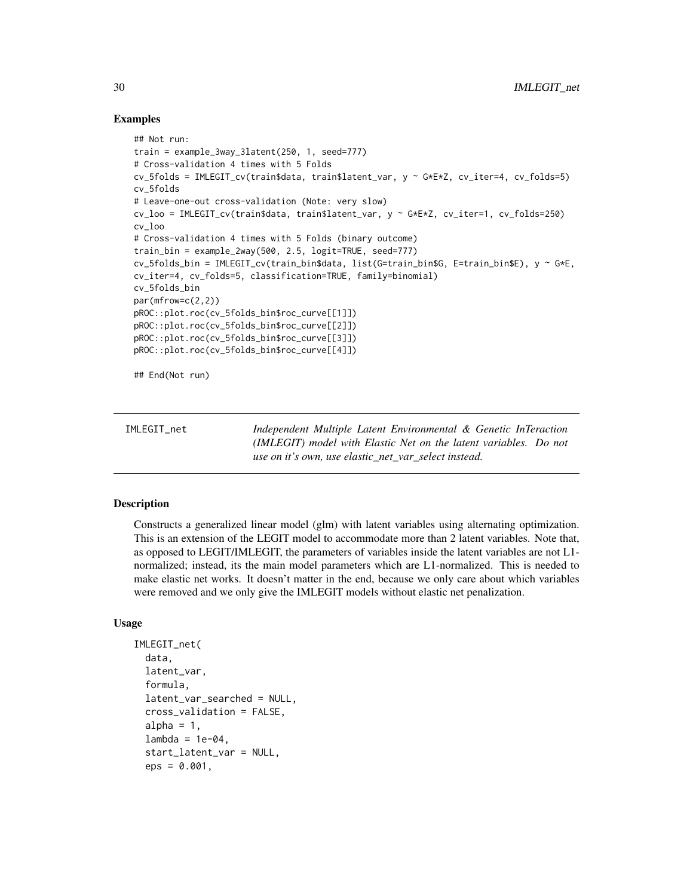### Examples

```
## Not run:
train = example_3way_3latent(250, 1, seed=777)
# Cross-validation 4 times with 5 Folds
cv_5folds = IMLEGIT_cv(train$data, train$latent_var, y ~ G*E*Z, cv_iter=4, cv_folds=5)
cv_5folds
# Leave-one-out cross-validation (Note: very slow)
cv_loo = IMLEGIT_cv(train$data, train$latent_var, y ~ G*E*Z, cv_iter=1, cv_folds=250)
cv_loo
# Cross-validation 4 times with 5 Folds (binary outcome)
train_bin = example_2way(500, 2.5, logit=TRUE, seed=777)
cv_5folds_bin = IMLEGIT_cv(train_bin$data, list(G=train_bin$G, E=train_bin$E), y ~ G*E,
cv_iter=4, cv_folds=5, classification=TRUE, family=binomial)
cv_5folds_bin
par(mfrow=c(2,2))
pROC::plot.roc(cv_5folds_bin$roc_curve[[1]])
pROC::plot.roc(cv_5folds_bin$roc_curve[[2]])
pROC::plot.roc(cv_5folds_bin$roc_curve[[3]])
pROC::plot.roc(cv_5folds_bin$roc_curve[[4]])

## End(Not run)
```

---

IMLEGIT_net — *Independent Multiple Latent Environmental & Genetic InTeraction (IMLEGIT) model with Elastic Net on the latent variables. Do not use on it's own, use elastic_net_var_select instead.*

---

### Description

Constructs a generalized linear model (glm) with latent variables using alternating optimization. This is an extension of the LEGIT model to accommodate more than 2 latent variables. Note that, as opposed to LEGIT/IMLEGIT, the parameters of variables inside the latent variables are not L1-normalized; instead, its the main model parameters which are L1-normalized. This is needed to make elastic net works. It doesn't matter in the end, because we only care about which variables were removed and we only give the IMLEGIT models without elastic net penalization.

### Usage

```
IMLEGIT_net(
  data,
  latent_var,
  formula,
  latent_var_searched = NULL,
  cross_validation = FALSE,
  alpha = 1,
  lambda = 1e-04,
  start_latent_var = NULL,
  eps = 0.001,
```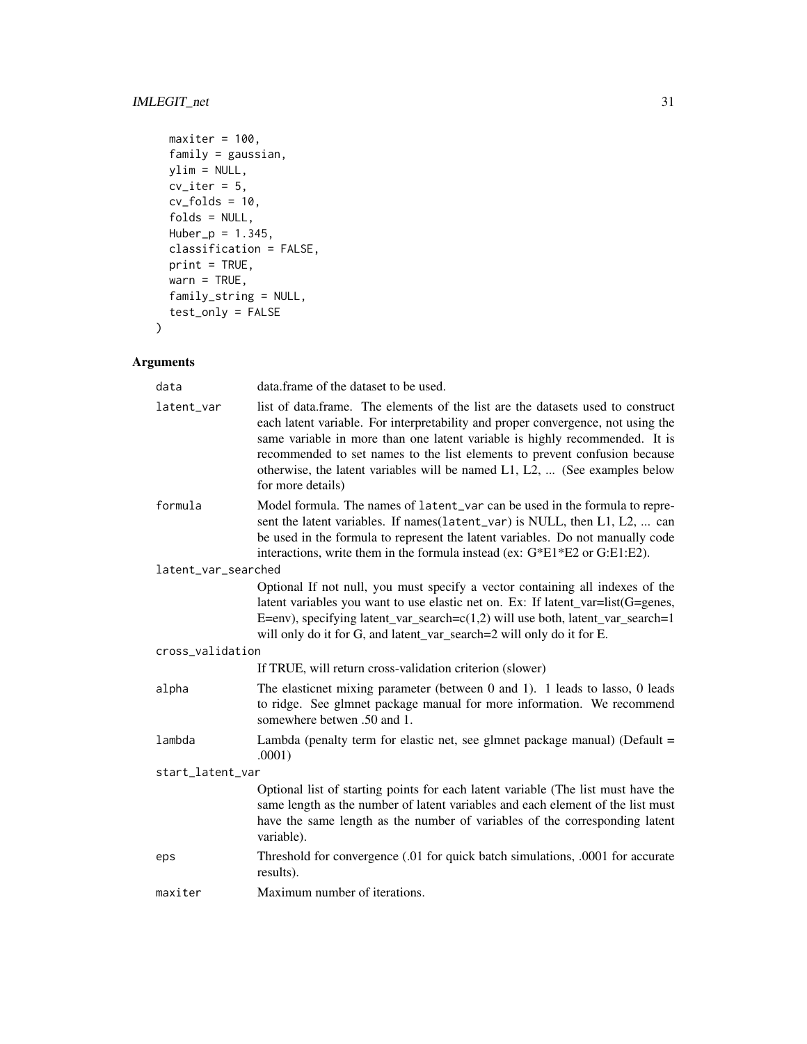```
  maxiter = 100,
  family = gaussian,
  ylim = NULL,
  cv_iter = 5,
  cv_folds = 10,
  folds = NULL,
  Huber_p = 1.345,
  classification = FALSE,
  print = TRUE,
  warn = TRUE,
  family_string = NULL,
  test_only = FALSE
)
```

## Arguments

| | |
|---|---|
| `data` | data.frame of the dataset to be used. |
| `latent_var` | list of data.frame. The elements of the list are the datasets used to construct each latent variable. For interpretability and proper convergence, not using the same variable in more than one latent variable is highly recommended. It is recommended to set names to the list elements to prevent confusion because otherwise, the latent variables will be named L1, L2, ... (See examples below for more details) |
| `formula` | Model formula. The names of `latent_var` can be used in the formula to represent the latent variables. If names(`latent_var`) is NULL, then L1, L2, ... can be used in the formula to represent the latent variables. Do not manually code interactions, write them in the formula instead (ex: G*E1*E2 or G:E1:E2). |
| `latent_var_searched` | Optional If not null, you must specify a vector containing all indexes of the latent variables you want to use elastic net on. Ex: If latent_var=list(G=genes, E=env), specifying latent_var_search=c(1,2) will use both, latent_var_search=1 will only do it for G, and latent_var_search=2 will only do it for E. |
| `cross_validation` | If TRUE, will return cross-validation criterion (slower) |
| `alpha` | The elasticnet mixing parameter (between 0 and 1). 1 leads to lasso, 0 leads to ridge. See glmnet package manual for more information. We recommend somewhere betwen .50 and 1. |
| `lambda` | Lambda (penalty term for elastic net, see glmnet package manual) (Default = .0001) |
| `start_latent_var` | Optional list of starting points for each latent variable (The list must have the same length as the number of latent variables and each element of the list must have the same length as the number of variables of the corresponding latent variable). |
| `eps` | Threshold for convergence (.01 for quick batch simulations, .0001 for accurate results). |
| `maxiter` | Maximum number of iterations. |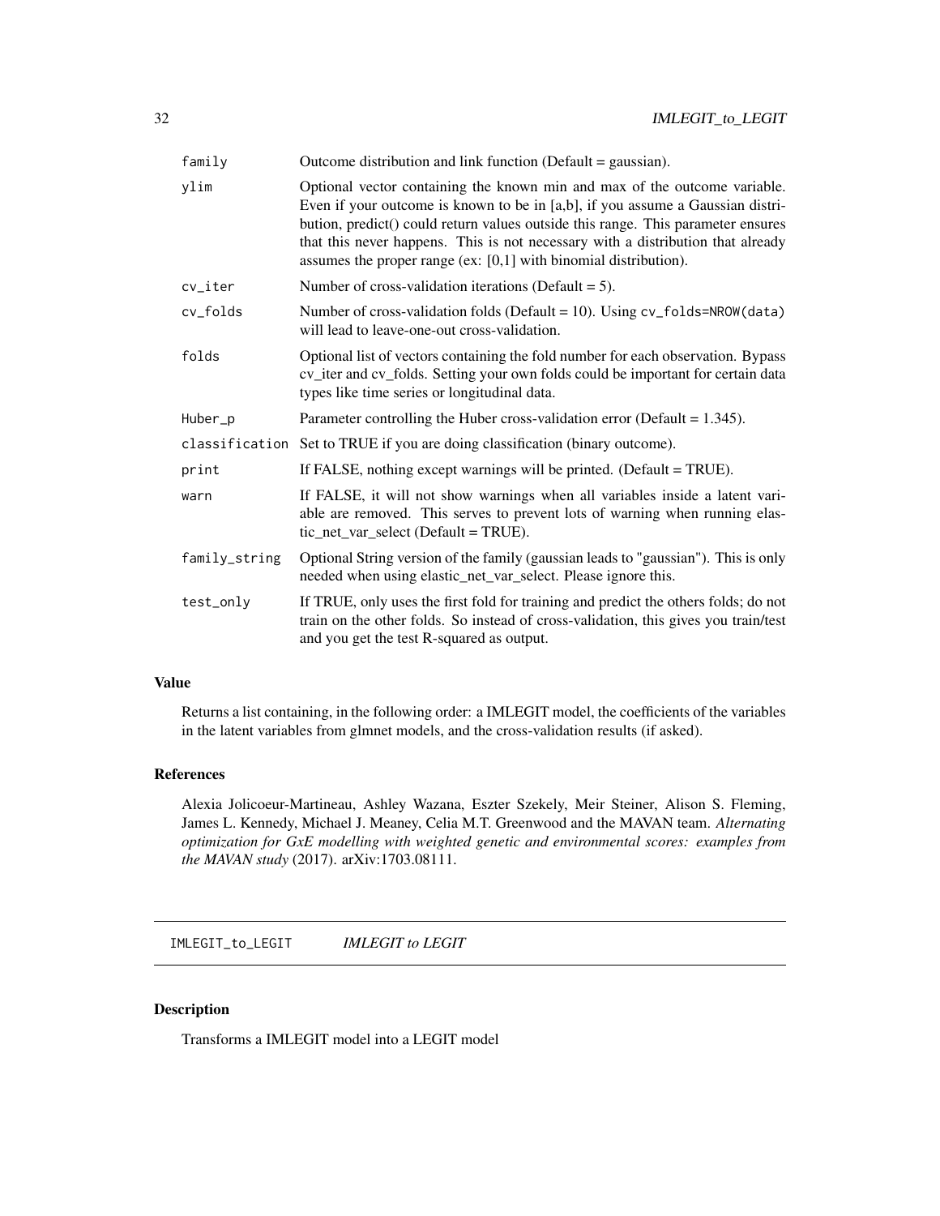| | |
|---|---|
| `family` | Outcome distribution and link function (Default = gaussian). |
| `ylim` | Optional vector containing the known min and max of the outcome variable. Even if your outcome is known to be in [a,b], if you assume a Gaussian distribution, predict() could return values outside this range. This parameter ensures that this never happens. This is not necessary with a distribution that already assumes the proper range (ex: [0,1] with binomial distribution). |
| `cv_iter` | Number of cross-validation iterations (Default = 5). |
| `cv_folds` | Number of cross-validation folds (Default = 10). Using `cv_folds=NROW(data)` will lead to leave-one-out cross-validation. |
| `folds` | Optional list of vectors containing the fold number for each observation. Bypass cv_iter and cv_folds. Setting your own folds could be important for certain data types like time series or longitudinal data. |
| `Huber_p` | Parameter controlling the Huber cross-validation error (Default = 1.345). |
| `classification` | Set to TRUE if you are doing classification (binary outcome). |
| `print` | If FALSE, nothing except warnings will be printed. (Default = TRUE). |
| `warn` | If FALSE, it will not show warnings when all variables inside a latent variable are removed. This serves to prevent lots of warning when running elastic_net_var_select (Default = TRUE). |
| `family_string` | Optional String version of the family (gaussian leads to "gaussian"). This is only needed when using elastic_net_var_select. Please ignore this. |
| `test_only` | If TRUE, only uses the first fold for training and predict the others folds; do not train on the other folds. So instead of cross-validation, this gives you train/test and you get the test R-squared as output. |

### Value

Returns a list containing, in the following order: a IMLEGIT model, the coefficients of the variables in the latent variables from glmnet models, and the cross-validation results (if asked).

### References

Alexia Jolicoeur-Martineau, Ashley Wazana, Eszter Szekely, Meir Steiner, Alison S. Fleming, James L. Kennedy, Michael J. Meaney, Celia M.T. Greenwood and the MAVAN team. *Alternating optimization for GxE modelling with weighted genetic and environmental scores: examples from the MAVAN study* (2017). arXiv:1703.08111.

---

## IMLEGIT_to_LEGIT — *IMLEGIT to LEGIT*

### Description

Transforms a IMLEGIT model into a LEGIT model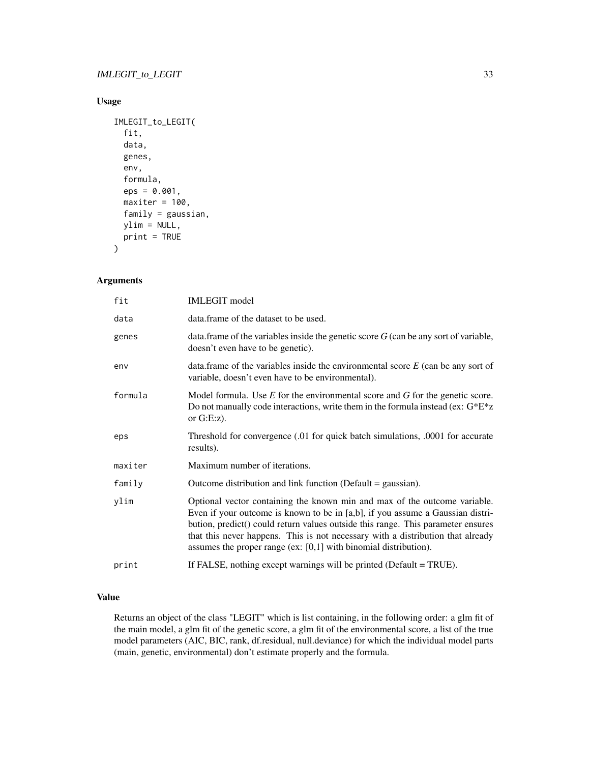## Usage

```
IMLEGIT_to_LEGIT(
  fit,
  data,
  genes,
  env,
  formula,
  eps = 0.001,
  maxiter = 100,
  family = gaussian,
  ylim = NULL,
  print = TRUE
)
```

## Arguments

| | |
|---|---|
| `fit` | IMLEGIT model |
| `data` | data.frame of the dataset to be used. |
| `genes` | data.frame of the variables inside the genetic score *G* (can be any sort of variable, doesn't even have to be genetic). |
| `env` | data.frame of the variables inside the environmental score *E* (can be any sort of variable, doesn't even have to be environmental). |
| `formula` | Model formula. Use *E* for the environmental score and *G* for the genetic score. Do not manually code interactions, write them in the formula instead (ex: G*E*z or G:E:z). |
| `eps` | Threshold for convergence (.01 for quick batch simulations, .0001 for accurate results). |
| `maxiter` | Maximum number of iterations. |
| `family` | Outcome distribution and link function (Default = gaussian). |
| `ylim` | Optional vector containing the known min and max of the outcome variable. Even if your outcome is known to be in [a,b], if you assume a Gaussian distribution, predict() could return values outside this range. This parameter ensures that this never happens. This is not necessary with a distribution that already assumes the proper range (ex: [0,1] with binomial distribution). |
| `print` | If FALSE, nothing except warnings will be printed (Default = TRUE). |

## Value

Returns an object of the class "LEGIT" which is list containing, in the following order: a glm fit of the main model, a glm fit of the genetic score, a glm fit of the environmental score, a list of the true model parameters (AIC, BIC, rank, df.residual, null.deviance) for which the individual model parts (main, genetic, environmental) don't estimate properly and the formula.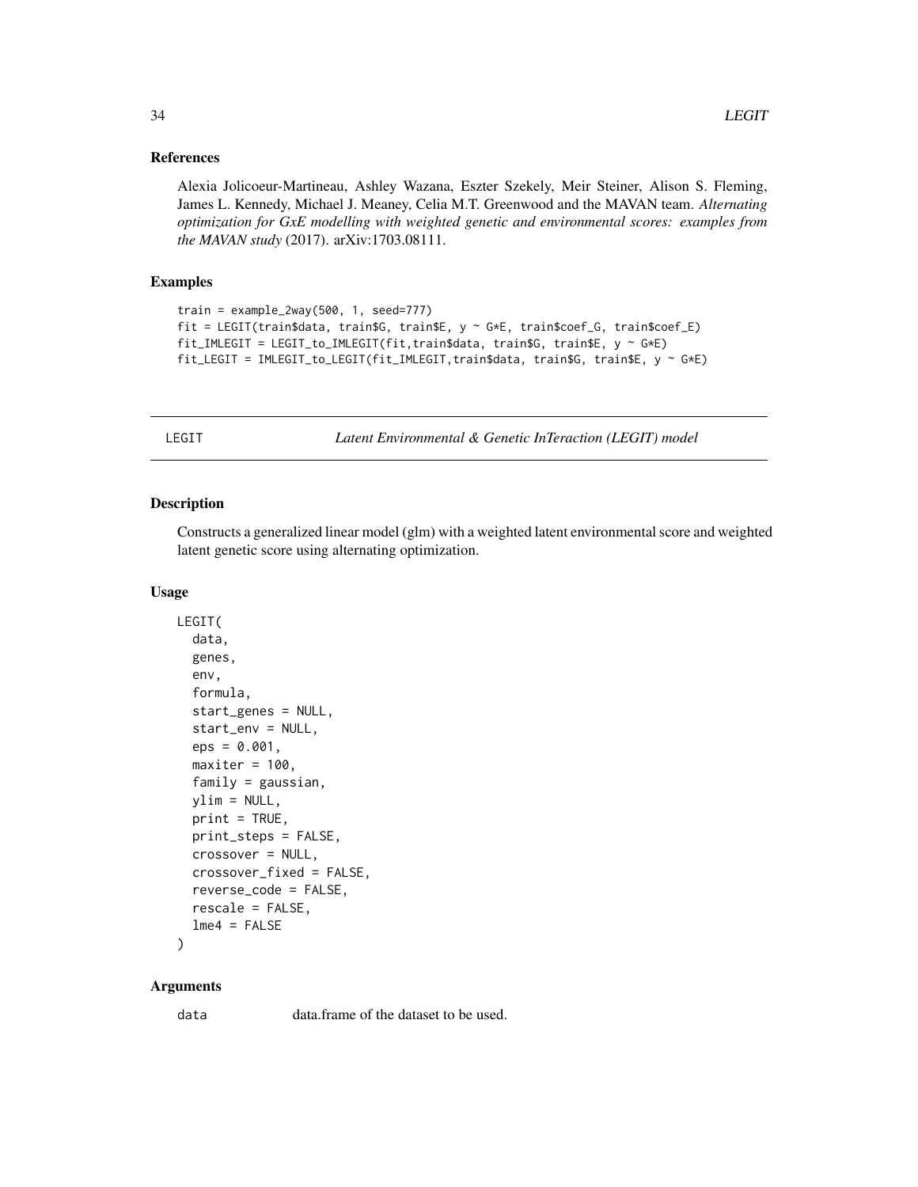### References

Alexia Jolicoeur-Martineau, Ashley Wazana, Eszter Szekely, Meir Steiner, Alison S. Fleming, James L. Kennedy, Michael J. Meaney, Celia M.T. Greenwood and the MAVAN team. *Alternating optimization for GxE modelling with weighted genetic and environmental scores: examples from the MAVAN study* (2017). arXiv:1703.08111.

### Examples

```
train = example_2way(500, 1, seed=777)
fit = LEGIT(train$data, train$G, train$E, y ~ G*E, train$coef_G, train$coef_E)
fit_IMLEGIT = LEGIT_to_IMLEGIT(fit,train$data, train$G, train$E, y ~ G*E)
fit_LEGIT = IMLEGIT_to_LEGIT(fit_IMLEGIT,train$data, train$G, train$E, y ~ G*E)
```

---

## LEGIT *Latent Environmental & Genetic InTeraction (LEGIT) model*

---

### Description

Constructs a generalized linear model (glm) with a weighted latent environmental score and weighted latent genetic score using alternating optimization.

### Usage

```
LEGIT(
  data,
  genes,
  env,
  formula,
  start_genes = NULL,
  start_env = NULL,
  eps = 0.001,
  maxiter = 100,
  family = gaussian,
  ylim = NULL,
  print = TRUE,
  print_steps = FALSE,
  crossover = NULL,
  crossover_fixed = FALSE,
  reverse_code = FALSE,
  rescale = FALSE,
  lme4 = FALSE
)
```

### Arguments

`data` data.frame of the dataset to be used.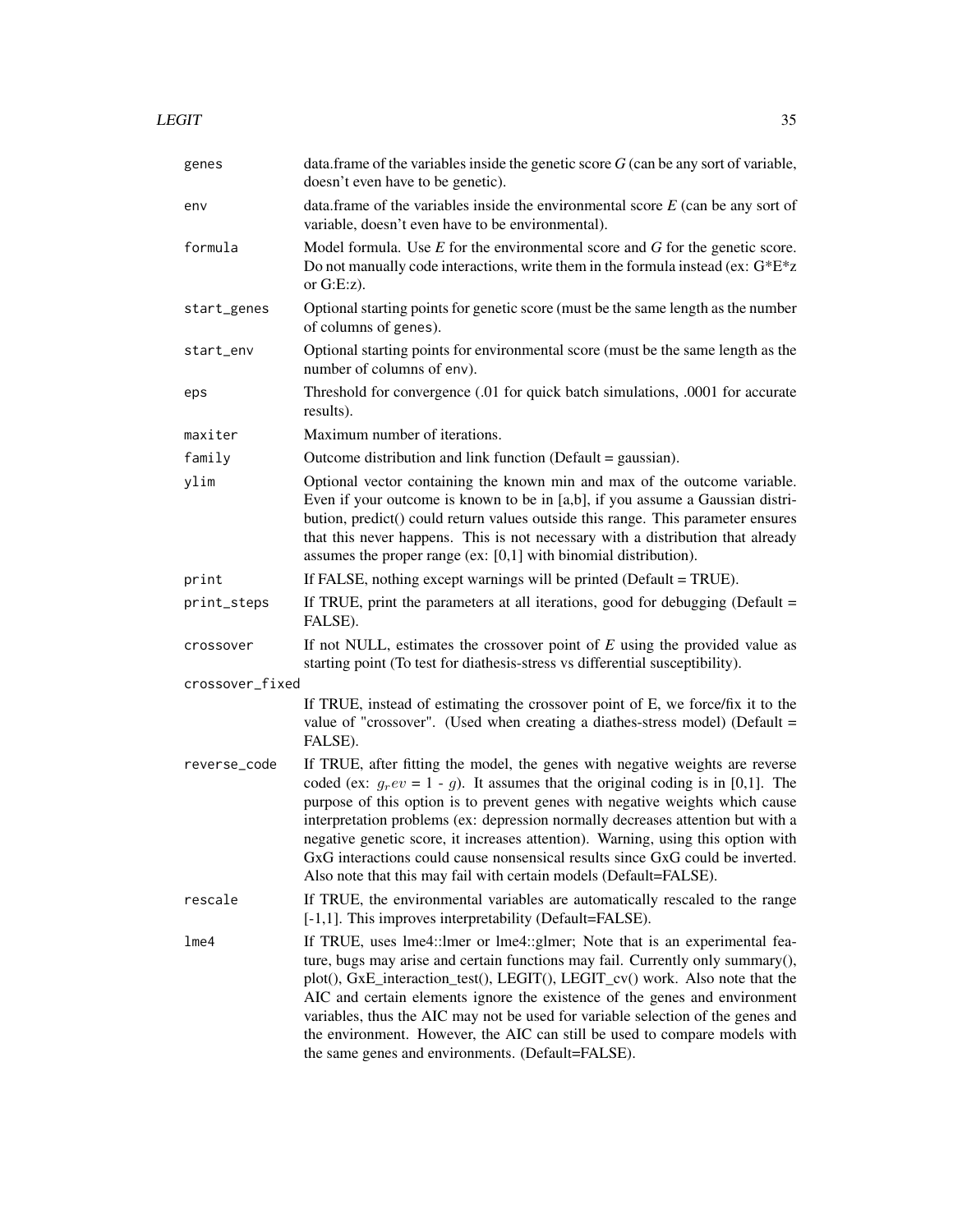| | |
|---|---|
| `genes` | data.frame of the variables inside the genetic score *G* (can be any sort of variable, doesn't even have to be genetic). |
| `env` | data.frame of the variables inside the environmental score *E* (can be any sort of variable, doesn't even have to be environmental). |
| `formula` | Model formula. Use *E* for the environmental score and *G* for the genetic score. Do not manually code interactions, write them in the formula instead (ex: G*E*z or G:E:z). |
| `start_genes` | Optional starting points for genetic score (must be the same length as the number of columns of `genes`). |
| `start_env` | Optional starting points for environmental score (must be the same length as the number of columns of `env`). |
| `eps` | Threshold for convergence (.01 for quick batch simulations, .0001 for accurate results). |
| `maxiter` | Maximum number of iterations. |
| `family` | Outcome distribution and link function (Default = gaussian). |
| `ylim` | Optional vector containing the known min and max of the outcome variable. Even if your outcome is known to be in [a,b], if you assume a Gaussian distribution, predict() could return values outside this range. This parameter ensures that this never happens. This is not necessary with a distribution that already assumes the proper range (ex: [0,1] with binomial distribution). |
| `print` | If FALSE, nothing except warnings will be printed (Default = TRUE). |
| `print_steps` | If TRUE, print the parameters at all iterations, good for debugging (Default = FALSE). |
| `crossover` | If not NULL, estimates the crossover point of *E* using the provided value as starting point (To test for diathesis-stress vs differential susceptibility). |
| `crossover_fixed` | If TRUE, instead of estimating the crossover point of E, we force/fix it to the value of "crossover". (Used when creating a diathes-stress model) (Default = FALSE). |
| `reverse_code` | If TRUE, after fitting the model, the genes with negative weights are reverse coded (ex: $g_rev$ = 1 - $g$). It assumes that the original coding is in [0,1]. The purpose of this option is to prevent genes with negative weights which cause interpretation problems (ex: depression normally decreases attention but with a negative genetic score, it increases attention). Warning, using this option with GxG interactions could cause nonsensical results since GxG could be inverted. Also note that this may fail with certain models (Default=FALSE). |
| `rescale` | If TRUE, the environmental variables are automatically rescaled to the range [-1,1]. This improves interpretability (Default=FALSE). |
| `lme4` | If TRUE, uses lme4::lmer or lme4::glmer; Note that is an experimental feature, bugs may arise and certain functions may fail. Currently only summary(), plot(), GxE_interaction_test(), LEGIT(), LEGIT_cv() work. Also note that the AIC and certain elements ignore the existence of the genes and environment variables, thus the AIC may not be used for variable selection of the genes and the environment. However, the AIC can still be used to compare models with the same genes and environments. (Default=FALSE). |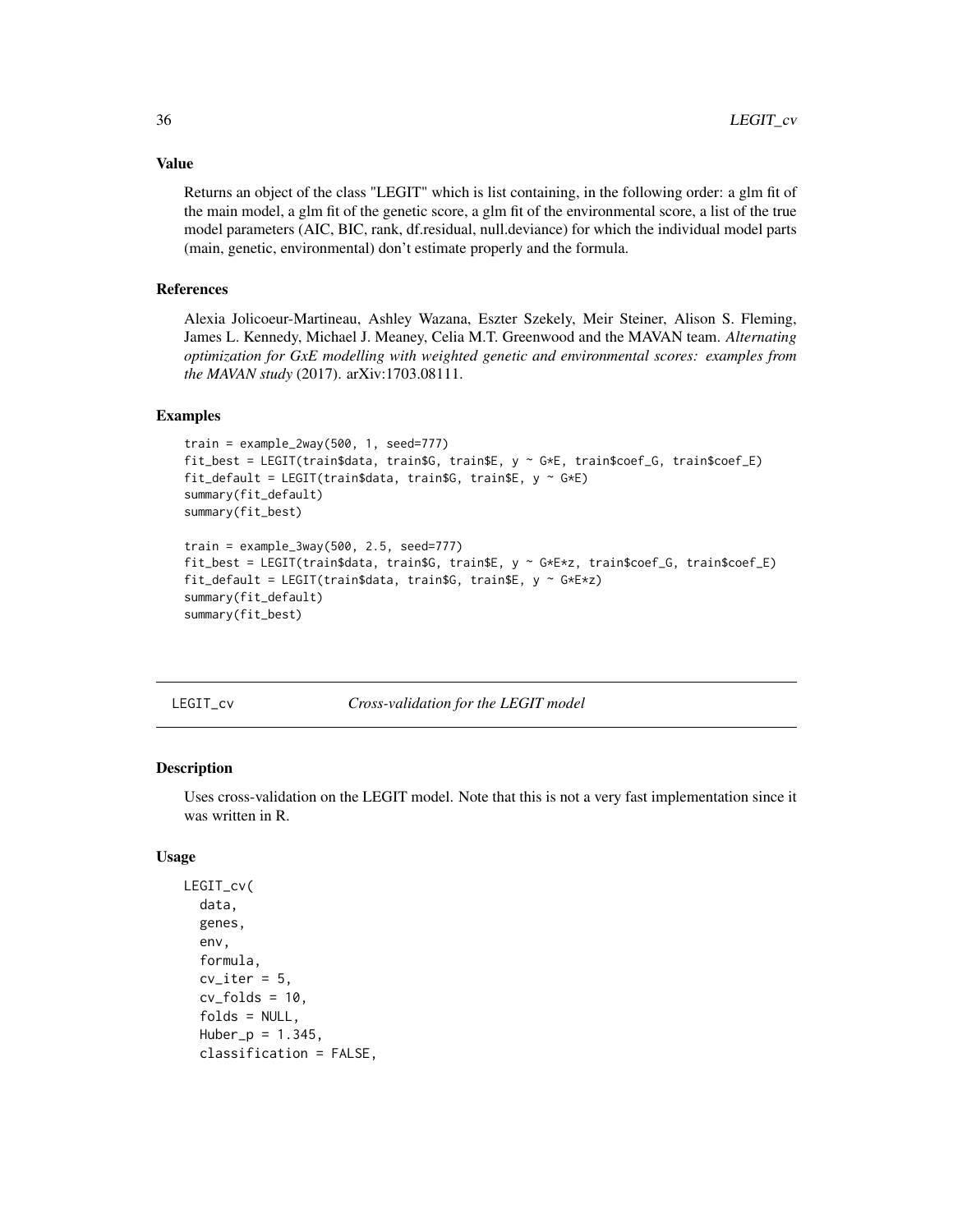### Value

Returns an object of the class "LEGIT" which is list containing, in the following order: a glm fit of the main model, a glm fit of the genetic score, a glm fit of the environmental score, a list of the true model parameters (AIC, BIC, rank, df.residual, null.deviance) for which the individual model parts (main, genetic, environmental) don't estimate properly and the formula.

### References

Alexia Jolicoeur-Martineau, Ashley Wazana, Eszter Szekely, Meir Steiner, Alison S. Fleming, James L. Kennedy, Michael J. Meaney, Celia M.T. Greenwood and the MAVAN team. *Alternating optimization for GxE modelling with weighted genetic and environmental scores: examples from the MAVAN study* (2017). arXiv:1703.08111.

### Examples

```
train = example_2way(500, 1, seed=777)
fit_best = LEGIT(train$data, train$G, train$E, y ~ G*E, train$coef_G, train$coef_E)
fit_default = LEGIT(train$data, train$G, train$E, y ~ G*E)
summary(fit_default)
summary(fit_best)

train = example_3way(500, 2.5, seed=777)
fit_best = LEGIT(train$data, train$G, train$E, y ~ G*E*z, train$coef_G, train$coef_E)
fit_default = LEGIT(train$data, train$G, train$E, y ~ G*E*z)
summary(fit_default)
summary(fit_best)
```

---

## LEGIT_cv — *Cross-validation for the LEGIT model*

### Description

Uses cross-validation on the LEGIT model. Note that this is not a very fast implementation since it was written in R.

### Usage

```
LEGIT_cv(
  data,
  genes,
  env,
  formula,
  cv_iter = 5,
  cv_folds = 10,
  folds = NULL,
  Huber_p = 1.345,
  classification = FALSE,
```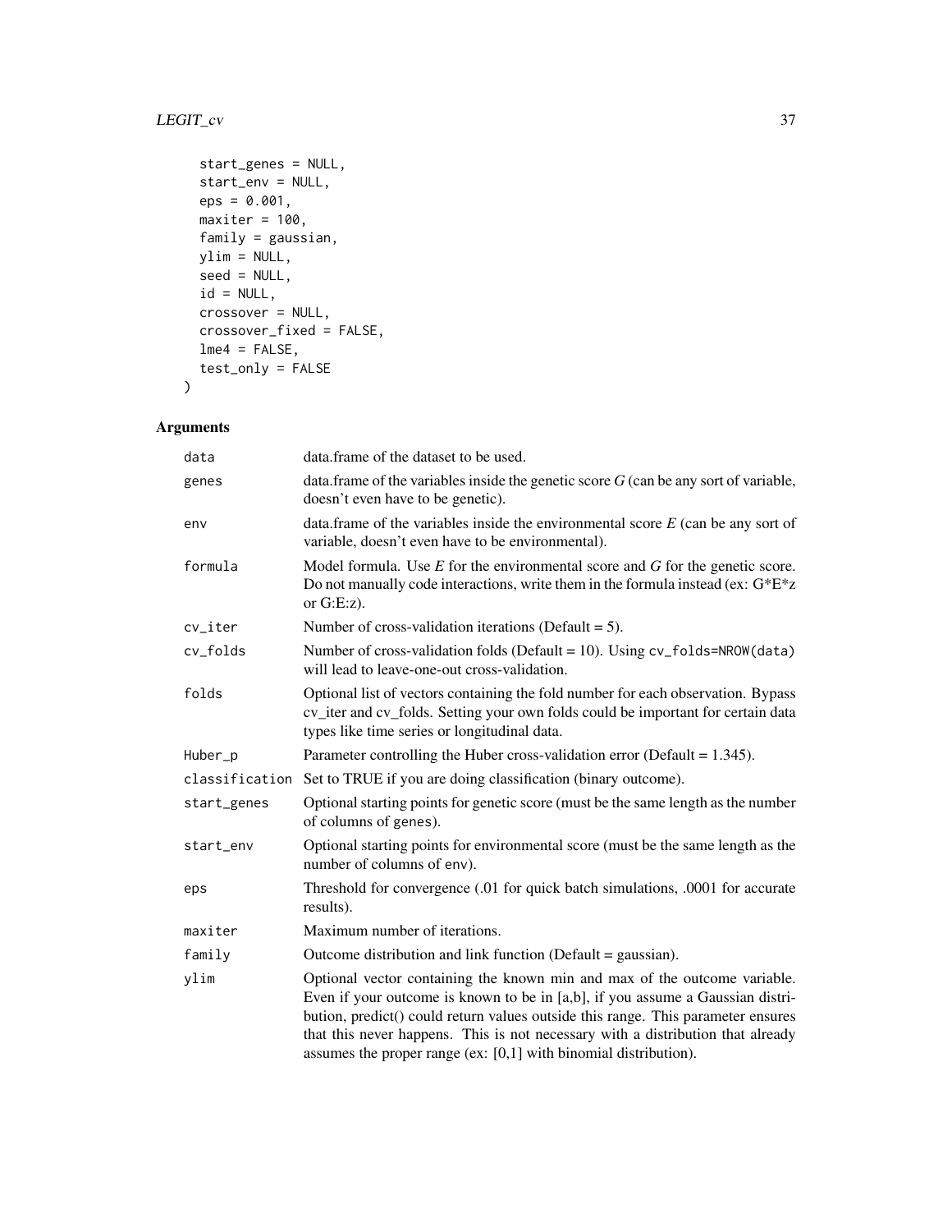```
  start_genes = NULL,
  start_env = NULL,
  eps = 0.001,
  maxiter = 100,
  family = gaussian,
  ylim = NULL,
  seed = NULL,
  id = NULL,
  crossover = NULL,
  crossover_fixed = FALSE,
  lme4 = FALSE,
  test_only = FALSE
)
```

## Arguments

| | |
|---|---|
| `data` | data.frame of the dataset to be used. |
| `genes` | data.frame of the variables inside the genetic score *G* (can be any sort of variable, doesn't even have to be genetic). |
| `env` | data.frame of the variables inside the environmental score *E* (can be any sort of variable, doesn't even have to be environmental). |
| `formula` | Model formula. Use *E* for the environmental score and *G* for the genetic score. Do not manually code interactions, write them in the formula instead (ex: G*E*z or G:E:z). |
| `cv_iter` | Number of cross-validation iterations (Default = 5). |
| `cv_folds` | Number of cross-validation folds (Default = 10). Using `cv_folds=NROW(data)` will lead to leave-one-out cross-validation. |
| `folds` | Optional list of vectors containing the fold number for each observation. Bypass cv_iter and cv_folds. Setting your own folds could be important for certain data types like time series or longitudinal data. |
| `Huber_p` | Parameter controlling the Huber cross-validation error (Default = 1.345). |
| `classification` | Set to TRUE if you are doing classification (binary outcome). |
| `start_genes` | Optional starting points for genetic score (must be the same length as the number of columns of `genes`). |
| `start_env` | Optional starting points for environmental score (must be the same length as the number of columns of `env`). |
| `eps` | Threshold for convergence (.01 for quick batch simulations, .0001 for accurate results). |
| `maxiter` | Maximum number of iterations. |
| `family` | Outcome distribution and link function (Default = gaussian). |
| `ylim` | Optional vector containing the known min and max of the outcome variable. Even if your outcome is known to be in [a,b], if you assume a Gaussian distribution, predict() could return values outside this range. This parameter ensures that this never happens. This is not necessary with a distribution that already assumes the proper range (ex: [0,1] with binomial distribution). |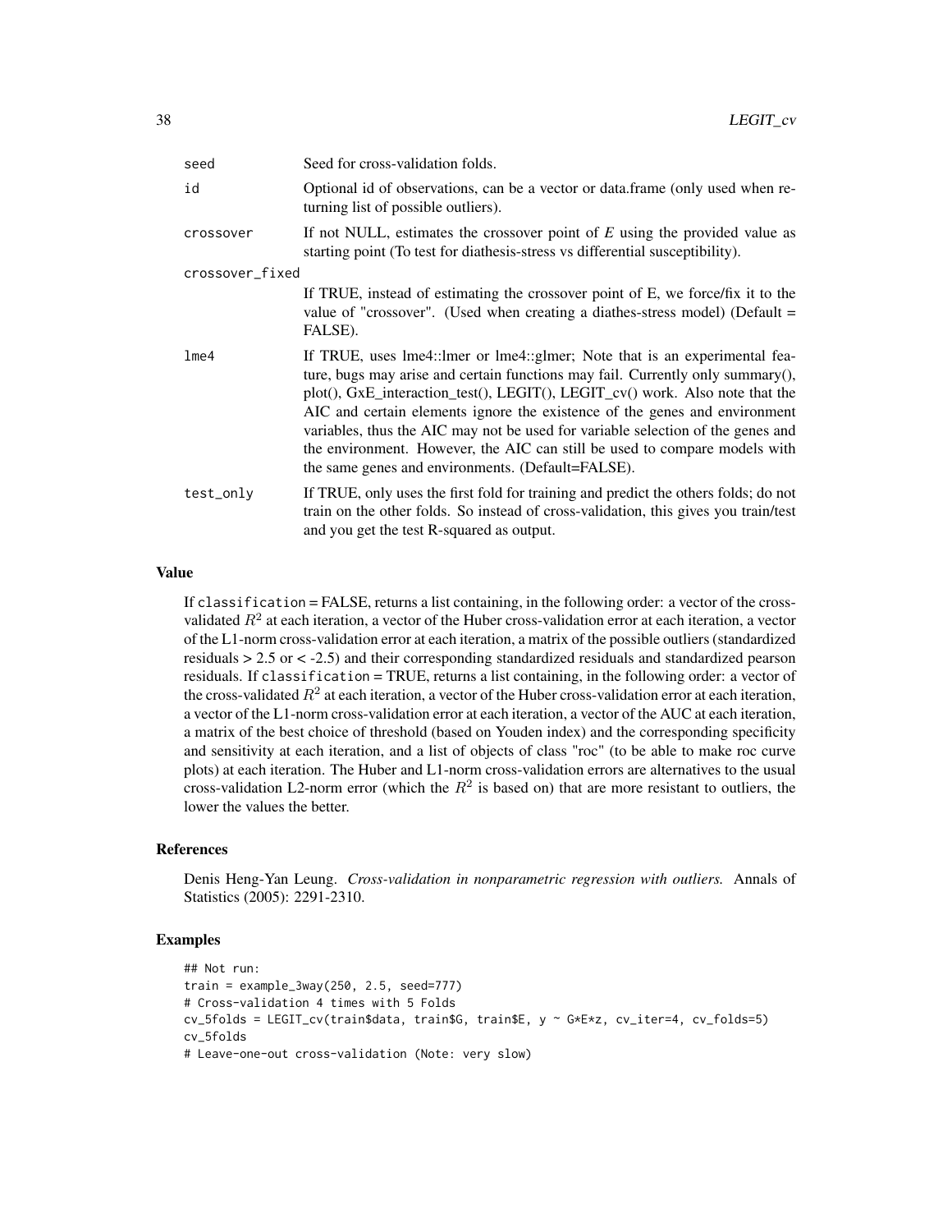| | |
|---|---|
| seed | Seed for cross-validation folds. |
| id | Optional id of observations, can be a vector or data.frame (only used when returning list of possible outliers). |
| crossover | If not NULL, estimates the crossover point of *E* using the provided value as starting point (To test for diathesis-stress vs differential susceptibility). |
| crossover_fixed | If TRUE, instead of estimating the crossover point of E, we force/fix it to the value of "crossover". (Used when creating a diathes-stress model) (Default = FALSE). |
| lme4 | If TRUE, uses lme4::lmer or lme4::glmer; Note that is an experimental feature, bugs may arise and certain functions may fail. Currently only summary(), plot(), GxE_interaction_test(), LEGIT(), LEGIT_cv() work. Also note that the AIC and certain elements ignore the existence of the genes and environment variables, thus the AIC may not be used for variable selection of the genes and the environment. However, the AIC can still be used to compare models with the same genes and environments. (Default=FALSE). |
| test_only | If TRUE, only uses the first fold for training and predict the others folds; do not train on the other folds. So instead of cross-validation, this gives you train/test and you get the test R-squared as output. |

### Value

If classification = FALSE, returns a list containing, in the following order: a vector of the cross-validated $R^2$ at each iteration, a vector of the Huber cross-validation error at each iteration, a vector of the L1-norm cross-validation error at each iteration, a matrix of the possible outliers (standardized residuals > 2.5 or < -2.5) and their corresponding standardized residuals and standardized pearson residuals. If classification = TRUE, returns a list containing, in the following order: a vector of the cross-validated $R^2$ at each iteration, a vector of the Huber cross-validation error at each iteration, a vector of the L1-norm cross-validation error at each iteration, a vector of the AUC at each iteration, a matrix of the best choice of threshold (based on Youden index) and the corresponding specificity and sensitivity at each iteration, and a list of objects of class "roc" (to be able to make roc curve plots) at each iteration. The Huber and L1-norm cross-validation errors are alternatives to the usual cross-validation L2-norm error (which the $R^2$ is based on) that are more resistant to outliers, the lower the values the better.

### References

Denis Heng-Yan Leung. *Cross-validation in nonparametric regression with outliers.* Annals of Statistics (2005): 2291-2310.

### Examples

```
## Not run:
train = example_3way(250, 2.5, seed=777)
# Cross-validation 4 times with 5 Folds
cv_5folds = LEGIT_cv(train$data, train$G, train$E, y ~ G*E*z, cv_iter=4, cv_folds=5)
cv_5folds
# Leave-one-out cross-validation (Note: very slow)
```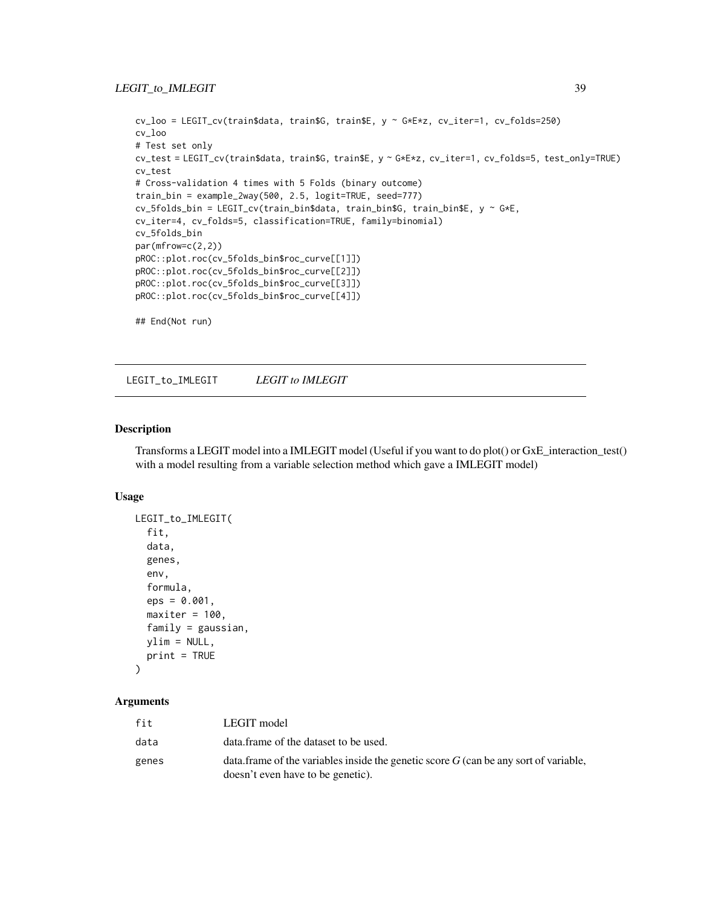```
cv_loo = LEGIT_cv(train$data, train$G, train$E, y ~ G*E*z, cv_iter=1, cv_folds=250)
cv_loo
# Test set only
cv_test = LEGIT_cv(train$data, train$G, train$E, y ~ G*E*z, cv_iter=1, cv_folds=5, test_only=TRUE)
cv_test
# Cross-validation 4 times with 5 Folds (binary outcome)
train_bin = example_2way(500, 2.5, logit=TRUE, seed=777)
cv_5folds_bin = LEGIT_cv(train_bin$data, train_bin$G, train_bin$E, y ~ G*E,
cv_iter=4, cv_folds=5, classification=TRUE, family=binomial)
cv_5folds_bin
par(mfrow=c(2,2))
pROC::plot.roc(cv_5folds_bin$roc_curve[[1]])
pROC::plot.roc(cv_5folds_bin$roc_curve[[2]])
pROC::plot.roc(cv_5folds_bin$roc_curve[[3]])
pROC::plot.roc(cv_5folds_bin$roc_curve[[4]])

## End(Not run)
```

## LEGIT_to_IMLEGIT *LEGIT to IMLEGIT*

### Description

Transforms a LEGIT model into a IMLEGIT model (Useful if you want to do plot() or GxE_interaction_test() with a model resulting from a variable selection method which gave a IMLEGIT model)

### Usage

```
LEGIT_to_IMLEGIT(
  fit,
  data,
  genes,
  env,
  formula,
  eps = 0.001,
  maxiter = 100,
  family = gaussian,
  ylim = NULL,
  print = TRUE
)
```

### Arguments

| | |
|---|---|
| fit | LEGIT model |
| data | data.frame of the dataset to be used. |
| genes | data.frame of the variables inside the genetic score *G* (can be any sort of variable, doesn't even have to be genetic). |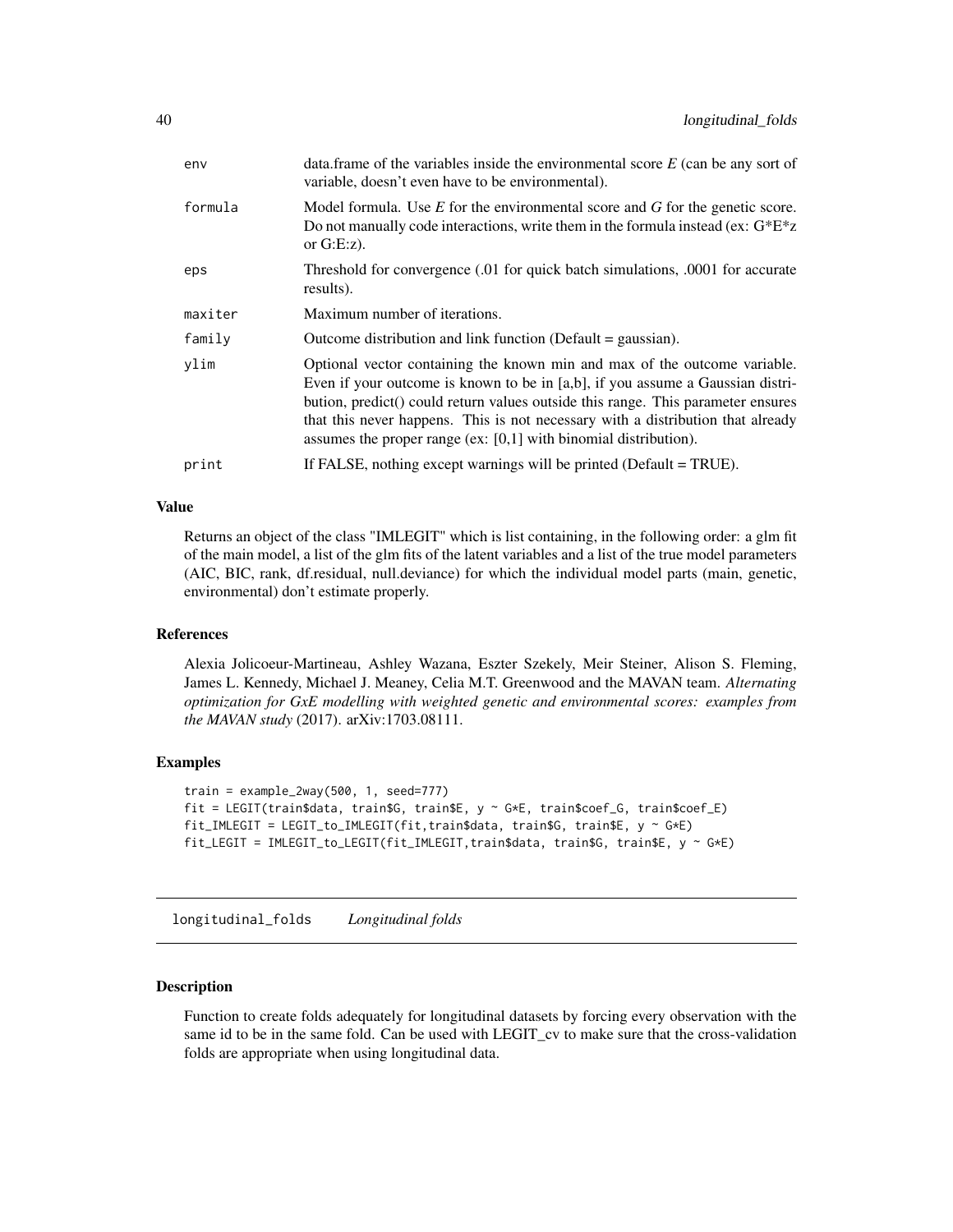| | |
|---|---|
| env | data.frame of the variables inside the environmental score *E* (can be any sort of variable, doesn't even have to be environmental). |
| formula | Model formula. Use *E* for the environmental score and *G* for the genetic score. Do not manually code interactions, write them in the formula instead (ex: G*E*z or G:E:z). |
| eps | Threshold for convergence (.01 for quick batch simulations, .0001 for accurate results). |
| maxiter | Maximum number of iterations. |
| family | Outcome distribution and link function (Default = gaussian). |
| ylim | Optional vector containing the known min and max of the outcome variable. Even if your outcome is known to be in [a,b], if you assume a Gaussian distribution, predict() could return values outside this range. This parameter ensures that this never happens. This is not necessary with a distribution that already assumes the proper range (ex: [0,1] with binomial distribution). |
| print | If FALSE, nothing except warnings will be printed (Default = TRUE). |

### Value

Returns an object of the class "IMLEGIT" which is list containing, in the following order: a glm fit of the main model, a list of the glm fits of the latent variables and a list of the true model parameters (AIC, BIC, rank, df.residual, null.deviance) for which the individual model parts (main, genetic, environmental) don't estimate properly.

### References

Alexia Jolicoeur-Martineau, Ashley Wazana, Eszter Szekely, Meir Steiner, Alison S. Fleming, James L. Kennedy, Michael J. Meaney, Celia M.T. Greenwood and the MAVAN team. *Alternating optimization for GxE modelling with weighted genetic and environmental scores: examples from the MAVAN study* (2017). arXiv:1703.08111.

### Examples

```
train = example_2way(500, 1, seed=777)
fit = LEGIT(train$data, train$G, train$E, y ~ G*E, train$coef_G, train$coef_E)
fit_IMLEGIT = LEGIT_to_IMLEGIT(fit,train$data, train$G, train$E, y ~ G*E)
fit_LEGIT = IMLEGIT_to_LEGIT(fit_IMLEGIT,train$data, train$G, train$E, y ~ G*E)
```

---

## longitudinal_folds    *Longitudinal folds*

---

### Description

Function to create folds adequately for longitudinal datasets by forcing every observation with the same id to be in the same fold. Can be used with LEGIT_cv to make sure that the cross-validation folds are appropriate when using longitudinal data.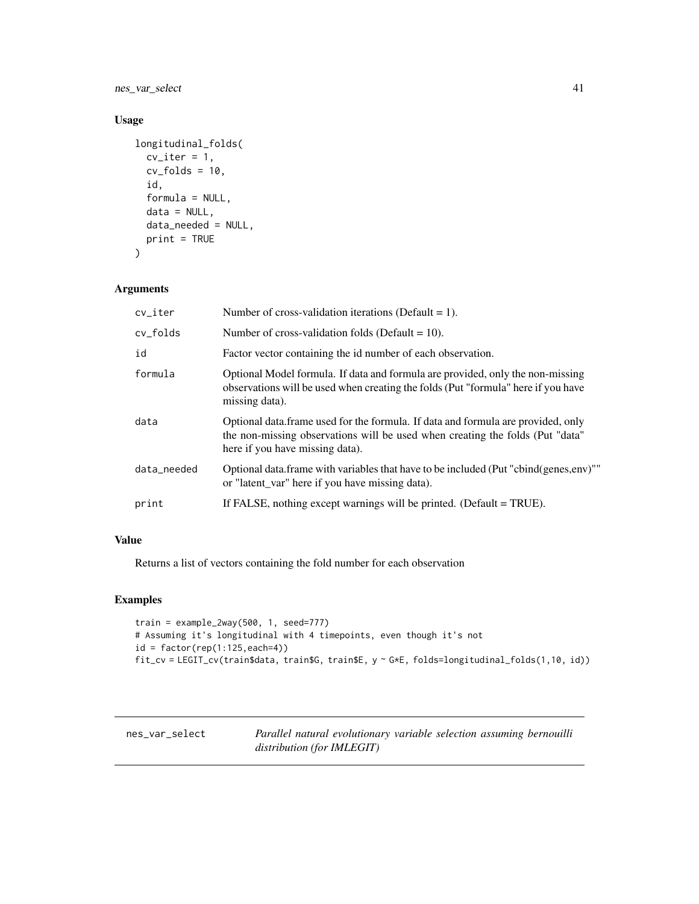## Usage

```
longitudinal_folds(
  cv_iter = 1,
  cv_folds = 10,
  id,
  formula = NULL,
  data = NULL,
  data_needed = NULL,
  print = TRUE
)
```

## Arguments

| | |
|---|---|
| cv_iter | Number of cross-validation iterations (Default = 1). |
| cv_folds | Number of cross-validation folds (Default = 10). |
| id | Factor vector containing the id number of each observation. |
| formula | Optional Model formula. If data and formula are provided, only the non-missing observations will be used when creating the folds (Put "formula" here if you have missing data). |
| data | Optional data.frame used for the formula. If data and formula are provided, only the non-missing observations will be used when creating the folds (Put "data" here if you have missing data). |
| data_needed | Optional data.frame with variables that have to be included (Put "cbind(genes,env)"" or "latent_var" here if you have missing data). |
| print | If FALSE, nothing except warnings will be printed. (Default = TRUE). |

## Value

Returns a list of vectors containing the fold number for each observation

## Examples

```
train = example_2way(500, 1, seed=777)
# Assuming it's longitudinal with 4 timepoints, even though it's not
id = factor(rep(1:125,each=4))
fit_cv = LEGIT_cv(train$data, train$G, train$E, y ~ G*E, folds=longitudinal_folds(1,10, id))
```

---

# nes_var_select — *Parallel natural evolutionary variable selection assuming bernouilli distribution (for IMLEGIT)*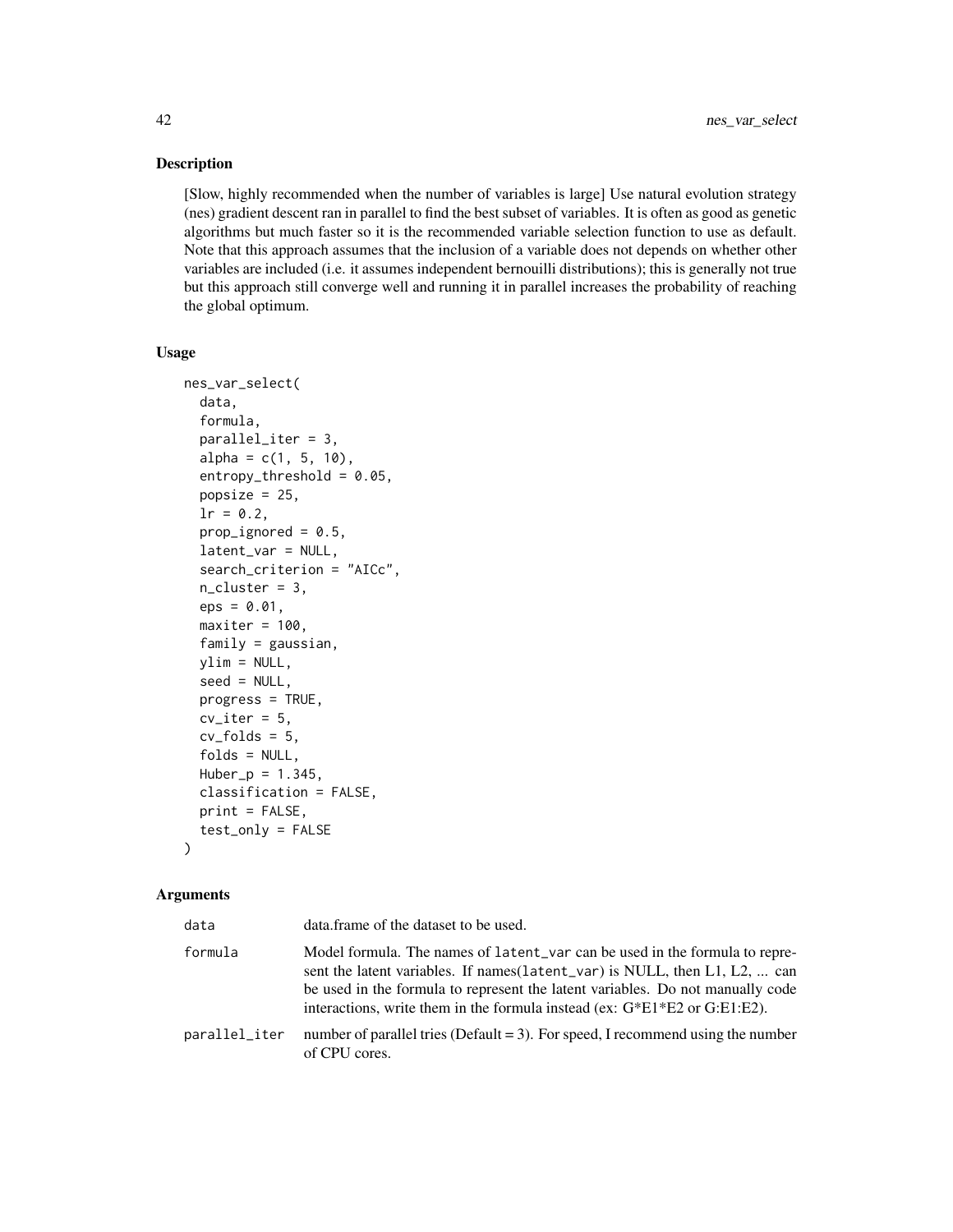## Description

[Slow, highly recommended when the number of variables is large] Use natural evolution strategy (nes) gradient descent ran in parallel to find the best subset of variables. It is often as good as genetic algorithms but much faster so it is the recommended variable selection function to use as default. Note that this approach assumes that the inclusion of a variable does not depends on whether other variables are included (i.e. it assumes independent bernouilli distributions); this is generally not true but this approach still converge well and running it in parallel increases the probability of reaching the global optimum.

## Usage

```
nes_var_select(
  data,
  formula,
  parallel_iter = 3,
  alpha = c(1, 5, 10),
  entropy_threshold = 0.05,
  popsize = 25,
  lr = 0.2,
  prop_ignored = 0.5,
  latent_var = NULL,
  search_criterion = "AICc",
  n_cluster = 3,
  eps = 0.01,
  maxiter = 100,
  family = gaussian,
  ylim = NULL,
  seed = NULL,
  progress = TRUE,
  cv_iter = 5,
  cv_folds = 5,
  folds = NULL,
  Huber_p = 1.345,
  classification = FALSE,
  print = FALSE,
  test_only = FALSE
)
```

## Arguments

| | |
|---|---|
| data | data.frame of the dataset to be used. |
| formula | Model formula. The names of latent_var can be used in the formula to represent the latent variables. If names(latent_var) is NULL, then L1, L2, ... can be used in the formula to represent the latent variables. Do not manually code interactions, write them in the formula instead (ex: G*E1*E2 or G:E1:E2). |
| parallel_iter | number of parallel tries (Default = 3). For speed, I recommend using the number of CPU cores. |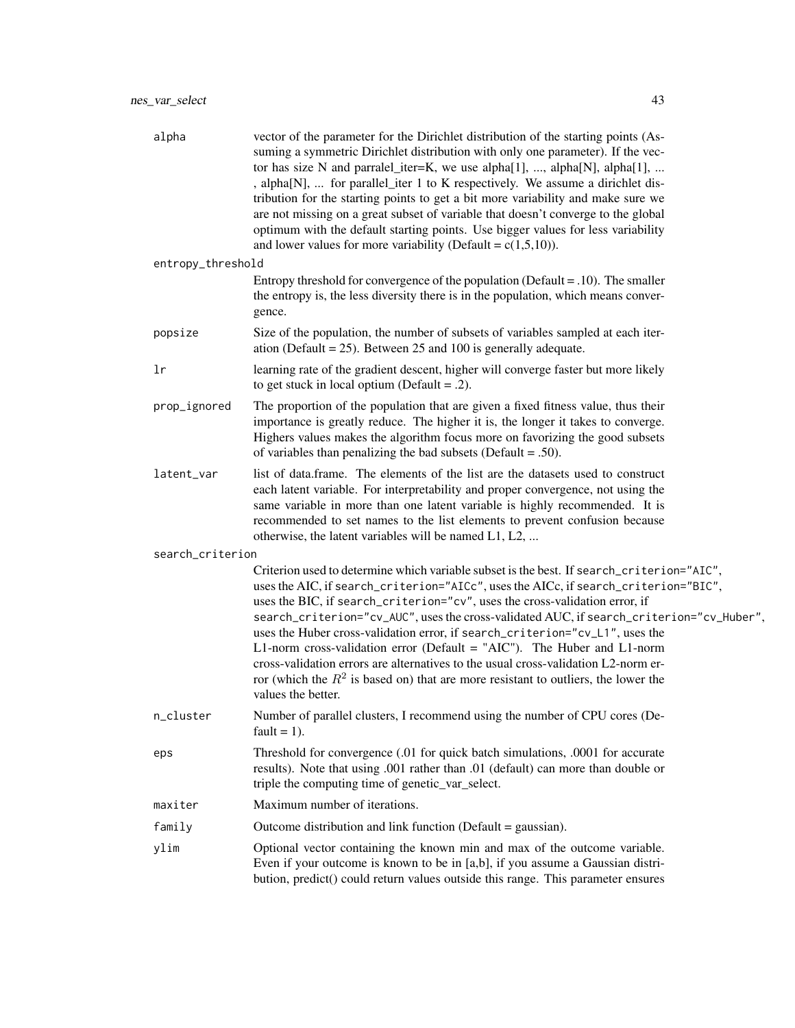| | |
|---|---|
| alpha | vector of the parameter for the Dirichlet distribution of the starting points (Assuming a symmetric Dirichlet distribution with only one parameter). If the vector has size N and parralel_iter=K, we use alpha[1], ..., alpha[N], alpha[1], ... , alpha[N], ... for parallel_iter 1 to K respectively. We assume a dirichlet distribution for the starting points to get a bit more variability and make sure we are not missing on a great subset of variable that doesn't converge to the global optimum with the default starting points. Use bigger values for less variability and lower values for more variability (Default = c(1,5,10)). |
| entropy_threshold | Entropy threshold for convergence of the population (Default = .10). The smaller the entropy is, the less diversity there is in the population, which means convergence. |
| popsize | Size of the population, the number of subsets of variables sampled at each iteration (Default = 25). Between 25 and 100 is generally adequate. |
| lr | learning rate of the gradient descent, higher will converge faster but more likely to get stuck in local optium (Default = .2). |
| prop_ignored | The proportion of the population that are given a fixed fitness value, thus their importance is greatly reduce. The higher it is, the longer it takes to converge. Highers values makes the algorithm focus more on favorizing the good subsets of variables than penalizing the bad subsets (Default = .50). |
| latent_var | list of data.frame. The elements of the list are the datasets used to construct each latent variable. For interpretability and proper convergence, not using the same variable in more than one latent variable is highly recommended. It is recommended to set names to the list elements to prevent confusion because otherwise, the latent variables will be named L1, L2, ... |
| search_criterion | Criterion used to determine which variable subset is the best. If `search_criterion="AIC"`, uses the AIC, if `search_criterion="AICc"`, uses the AICc, if `search_criterion="BIC"`, uses the BIC, if `search_criterion="cv"`, uses the cross-validation error, if `search_criterion="cv_AUC"`, uses the cross-validated AUC, if `search_criterion="cv_Huber"`, uses the Huber cross-validation error, if `search_criterion="cv_L1"`, uses the L1-norm cross-validation error (Default = "AIC"). The Huber and L1-norm cross-validation errors are alternatives to the usual cross-validation L2-norm error (which the $R^2$ is based on) that are more resistant to outliers, the lower the values the better. |
| n_cluster | Number of parallel clusters, I recommend using the number of CPU cores (Default = 1). |
| eps | Threshold for convergence (.01 for quick batch simulations, .0001 for accurate results). Note that using .001 rather than .01 (default) can more than double or triple the computing time of genetic_var_select. |
| maxiter | Maximum number of iterations. |
| family | Outcome distribution and link function (Default = gaussian). |
| ylim | Optional vector containing the known min and max of the outcome variable. Even if your outcome is known to be in [a,b], if you assume a Gaussian distribution, predict() could return values outside this range. This parameter ensures |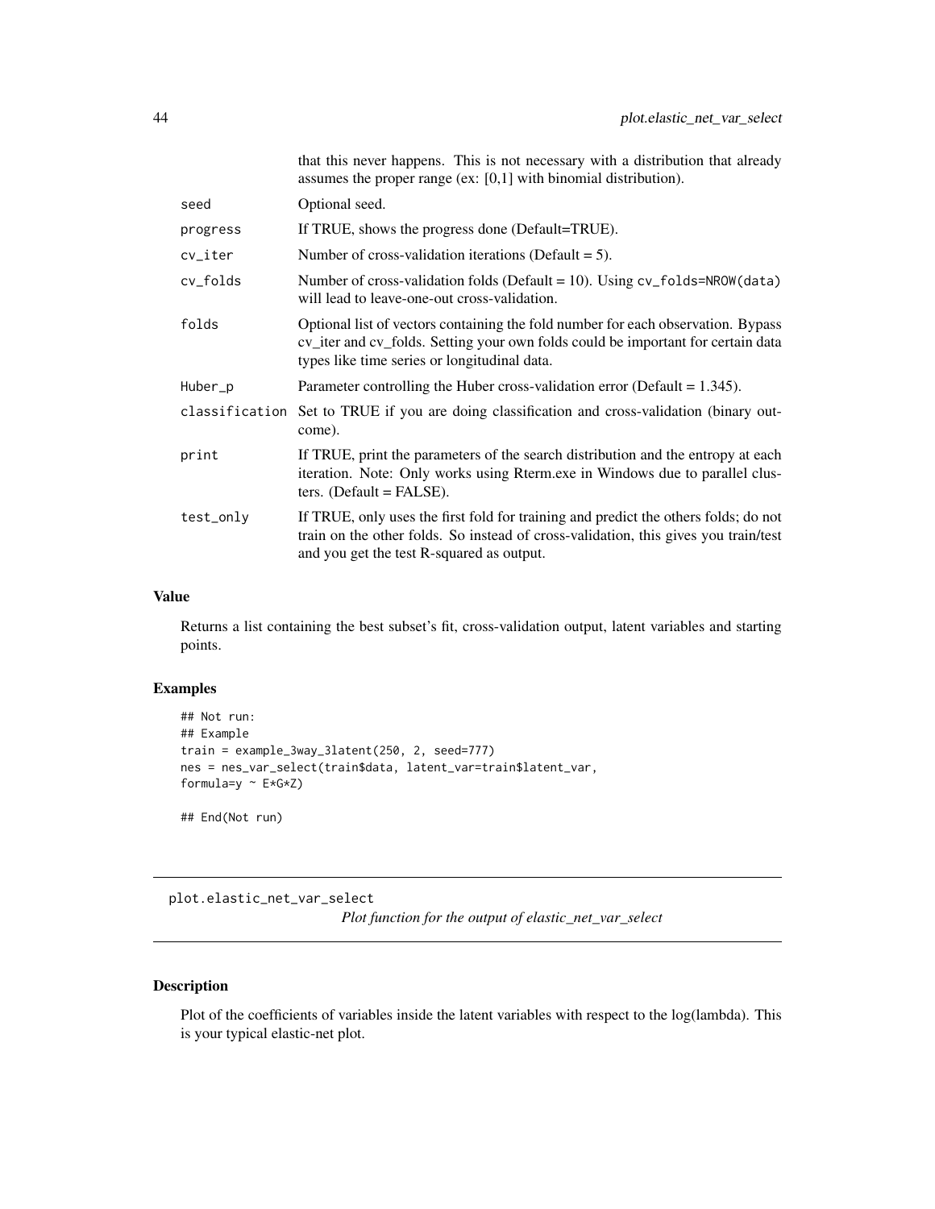| | |
|---|---|
| | that this never happens. This is not necessary with a distribution that already assumes the proper range (ex: [0,1] with binomial distribution). |
| seed | Optional seed. |
| progress | If TRUE, shows the progress done (Default=TRUE). |
| cv_iter | Number of cross-validation iterations (Default = 5). |
| cv_folds | Number of cross-validation folds (Default = 10). Using cv_folds=NROW(data) will lead to leave-one-out cross-validation. |
| folds | Optional list of vectors containing the fold number for each observation. Bypass cv_iter and cv_folds. Setting your own folds could be important for certain data types like time series or longitudinal data. |
| Huber_p | Parameter controlling the Huber cross-validation error (Default = 1.345). |
| classification | Set to TRUE if you are doing classification and cross-validation (binary outcome). |
| print | If TRUE, print the parameters of the search distribution and the entropy at each iteration. Note: Only works using Rterm.exe in Windows due to parallel clusters. (Default = FALSE). |
| test_only | If TRUE, only uses the first fold for training and predict the others folds; do not train on the other folds. So instead of cross-validation, this gives you train/test and you get the test R-squared as output. |

## Value

Returns a list containing the best subset's fit, cross-validation output, latent variables and starting points.

## Examples

```
## Not run:
## Example
train = example_3way_3latent(250, 2, seed=777)
nes = nes_var_select(train$data, latent_var=train$latent_var,
formula=y ~ E*G*Z)

## End(Not run)
```

---

# plot.elastic_net_var_select

*Plot function for the output of elastic_net_var_select*

---

## Description

Plot of the coefficients of variables inside the latent variables with respect to the log(lambda). This is your typical elastic-net plot.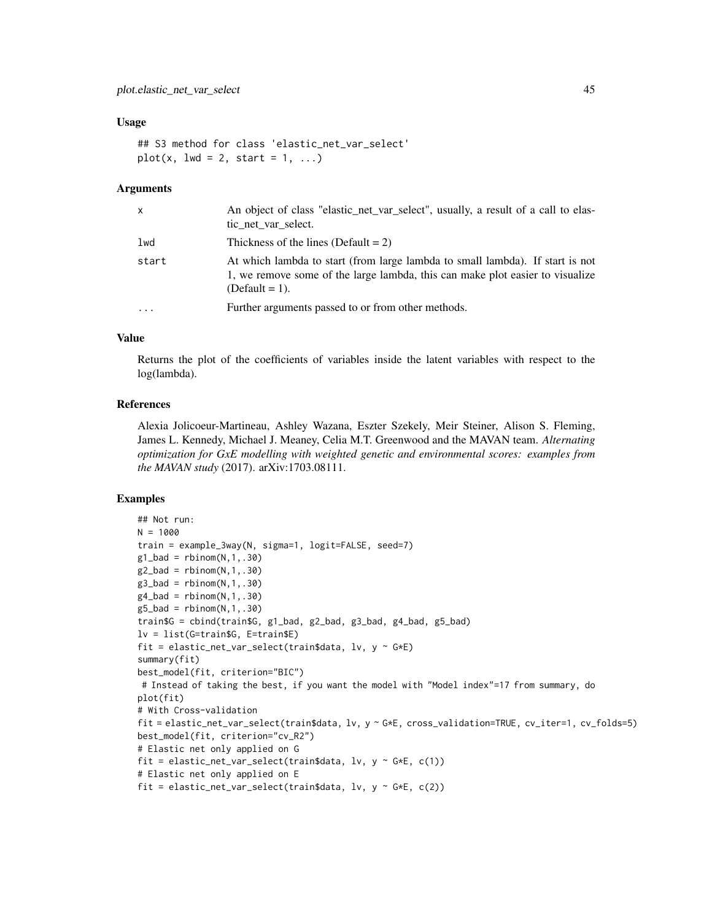### Usage

```
## S3 method for class 'elastic_net_var_select'
plot(x, lwd = 2, start = 1, ...)
```

### Arguments

| | |
|---|---|
| x | An object of class "elastic_net_var_select", usually, a result of a call to elastic_net_var_select. |
| lwd | Thickness of the lines (Default = 2) |
| start | At which lambda to start (from large lambda to small lambda). If start is not 1, we remove some of the large lambda, this can make plot easier to visualize (Default = 1). |
| ... | Further arguments passed to or from other methods. |

### Value

Returns the plot of the coefficients of variables inside the latent variables with respect to the log(lambda).

### References

Alexia Jolicoeur-Martineau, Ashley Wazana, Eszter Szekely, Meir Steiner, Alison S. Fleming, James L. Kennedy, Michael J. Meaney, Celia M.T. Greenwood and the MAVAN team. *Alternating optimization for GxE modelling with weighted genetic and environmental scores: examples from the MAVAN study* (2017). arXiv:1703.08111.

### Examples

```
## Not run:
N = 1000
train = example_3way(N, sigma=1, logit=FALSE, seed=7)
g1_bad = rbinom(N,1,.30)
g2_bad = rbinom(N,1,.30)
g3_bad = rbinom(N,1,.30)
g4_bad = rbinom(N,1,.30)
g5_bad = rbinom(N,1,.30)
train$G = cbind(train$G, g1_bad, g2_bad, g3_bad, g4_bad, g5_bad)
lv = list(G=train$G, E=train$E)
fit = elastic_net_var_select(train$data, lv, y ~ G*E)
summary(fit)
best_model(fit, criterion="BIC")
 # Instead of taking the best, if you want the model with "Model index"=17 from summary, do
plot(fit)
# With Cross-validation
fit = elastic_net_var_select(train$data, lv, y ~ G*E, cross_validation=TRUE, cv_iter=1, cv_folds=5)
best_model(fit, criterion="cv_R2")
# Elastic net only applied on G
fit = elastic_net_var_select(train$data, lv, y ~ G*E, c(1))
# Elastic net only applied on E
fit = elastic_net_var_select(train$data, lv, y ~ G*E, c(2))
```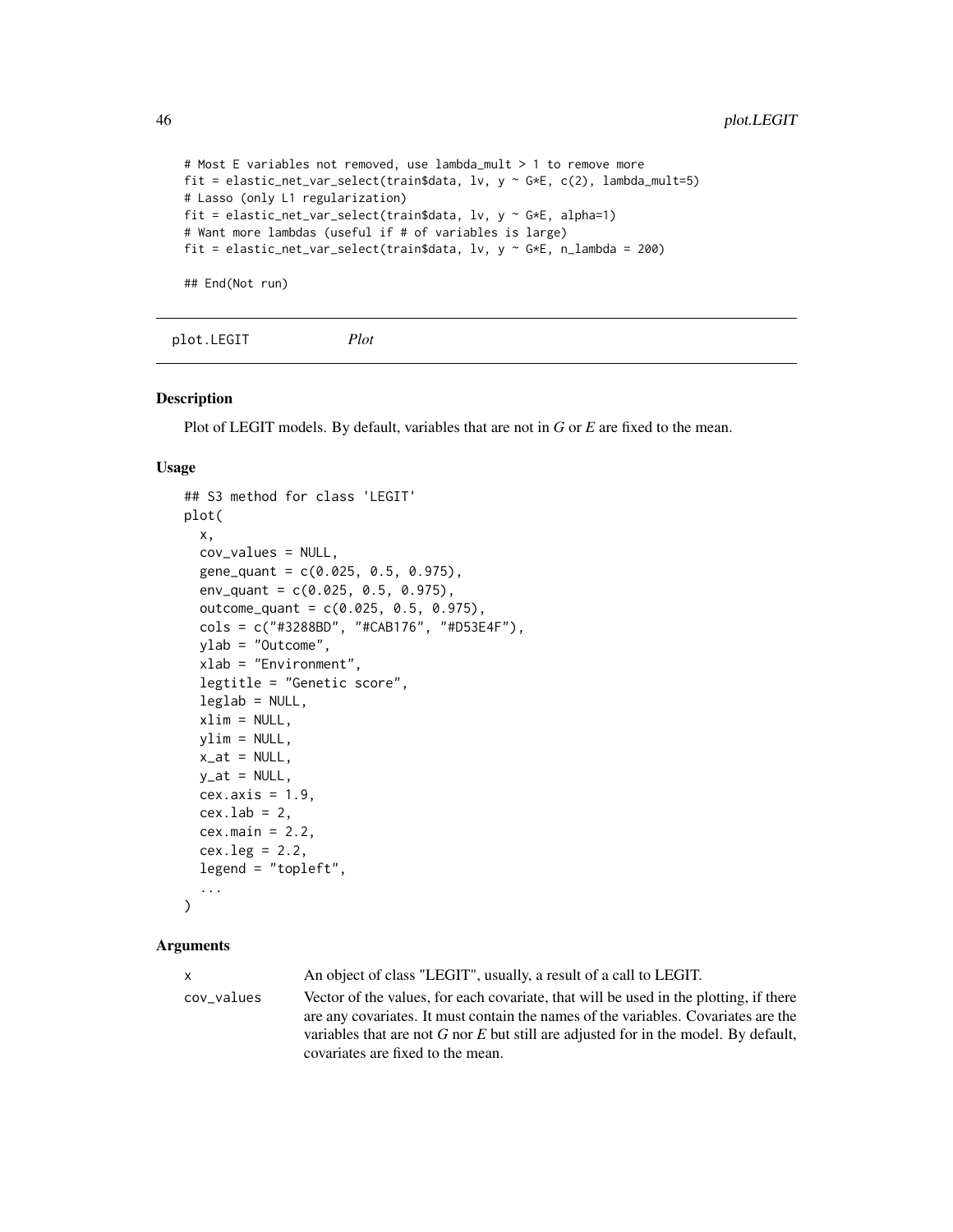```
# Most E variables not removed, use lambda_mult > 1 to remove more
fit = elastic_net_var_select(train$data, lv, y ~ G*E, c(2), lambda_mult=5)
# Lasso (only L1 regularization)
fit = elastic_net_var_select(train$data, lv, y ~ G*E, alpha=1)
# Want more lambdas (useful if # of variables is large)
fit = elastic_net_var_select(train$data, lv, y ~ G*E, n_lambda = 200)

## End(Not run)
```

---

## plot.LEGIT *Plot*

### Description

Plot of LEGIT models. By default, variables that are not in *G* or *E* are fixed to the mean.

### Usage

```
## S3 method for class 'LEGIT'
plot(
  x,
  cov_values = NULL,
  gene_quant = c(0.025, 0.5, 0.975),
  env_quant = c(0.025, 0.5, 0.975),
  outcome_quant = c(0.025, 0.5, 0.975),
  cols = c("#3288BD", "#CAB176", "#D53E4F"),
  ylab = "Outcome",
  xlab = "Environment",
  legtitle = "Genetic score",
  leglab = NULL,
  xlim = NULL,
  ylim = NULL,
  x_at = NULL,
  y_at = NULL,
  cex.axis = 1.9,
  cex.lab = 2,
  cex.main = 2.2,
  cex.leg = 2.2,
  legend = "topleft",
  ...
)
```

### Arguments

| | |
|---|---|
| x | An object of class "LEGIT", usually, a result of a call to LEGIT. |
| cov_values | Vector of the values, for each covariate, that will be used in the plotting, if there are any covariates. It must contain the names of the variables. Covariates are the variables that are not *G* nor *E* but still are adjusted for in the model. By default, covariates are fixed to the mean. |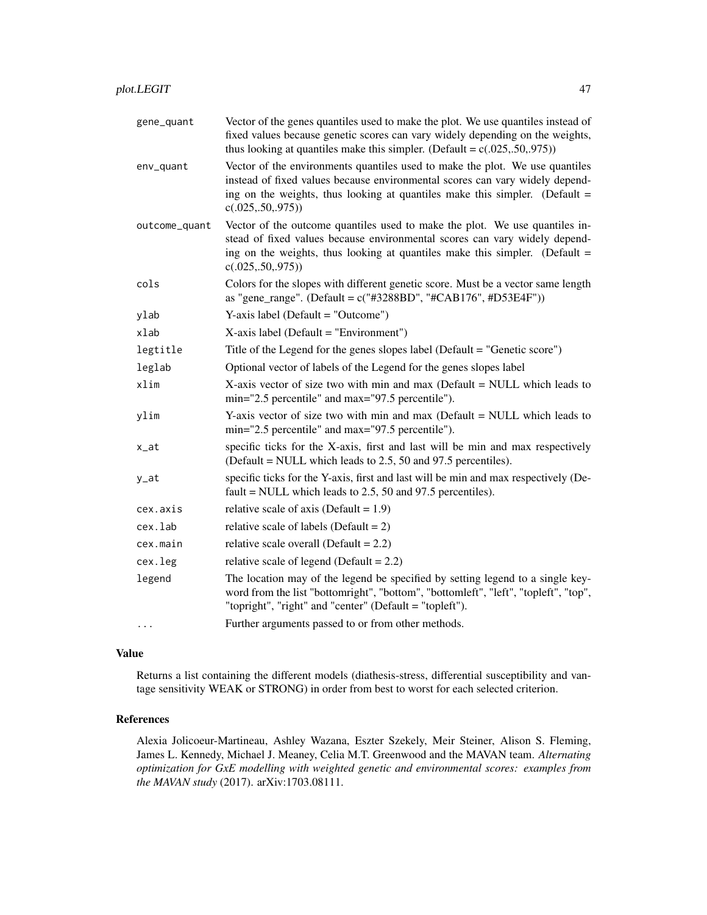| | |
|---|---|
| gene_quant | Vector of the genes quantiles used to make the plot. We use quantiles instead of fixed values because genetic scores can vary widely depending on the weights, thus looking at quantiles make this simpler. (Default = c(.025,.50,.975)) |
| env_quant | Vector of the environments quantiles used to make the plot. We use quantiles instead of fixed values because environmental scores can vary widely depending on the weights, thus looking at quantiles make this simpler. (Default = c(.025,.50,.975)) |
| outcome_quant | Vector of the outcome quantiles used to make the plot. We use quantiles instead of fixed values because environmental scores can vary widely depending on the weights, thus looking at quantiles make this simpler. (Default = c(.025,.50,.975)) |
| cols | Colors for the slopes with different genetic score. Must be a vector same length as "gene_range". (Default = c("#3288BD", "#CAB176", #D53E4F")) |
| ylab | Y-axis label (Default = "Outcome") |
| xlab | X-axis label (Default = "Environment") |
| legtitle | Title of the Legend for the genes slopes label (Default = "Genetic score") |
| leglab | Optional vector of labels of the Legend for the genes slopes label |
| xlim | X-axis vector of size two with min and max (Default = NULL which leads to min="2.5 percentile" and max="97.5 percentile"). |
| ylim | Y-axis vector of size two with min and max (Default = NULL which leads to min="2.5 percentile" and max="97.5 percentile"). |
| x_at | specific ticks for the X-axis, first and last will be min and max respectively (Default = NULL which leads to 2.5, 50 and 97.5 percentiles). |
| y_at | specific ticks for the Y-axis, first and last will be min and max respectively (Default = NULL which leads to 2.5, 50 and 97.5 percentiles). |
| cex.axis | relative scale of axis (Default = 1.9) |
| cex.lab | relative scale of labels (Default = 2) |
| cex.main | relative scale overall (Default = 2.2) |
| cex.leg | relative scale of legend (Default = 2.2) |
| legend | The location may of the legend be specified by setting legend to a single keyword from the list "bottomright", "bottom", "bottomleft", "left", "topleft", "top", "topright", "right" and "center" (Default = "topleft"). |
| ... | Further arguments passed to or from other methods. |

## Value

Returns a list containing the different models (diathesis-stress, differential susceptibility and vantage sensitivity WEAK or STRONG) in order from best to worst for each selected criterion.

## References

Alexia Jolicoeur-Martineau, Ashley Wazana, Eszter Szekely, Meir Steiner, Alison S. Fleming, James L. Kennedy, Michael J. Meaney, Celia M.T. Greenwood and the MAVAN team. *Alternating optimization for GxE modelling with weighted genetic and environmental scores: examples from the MAVAN study* (2017). arXiv:1703.08111.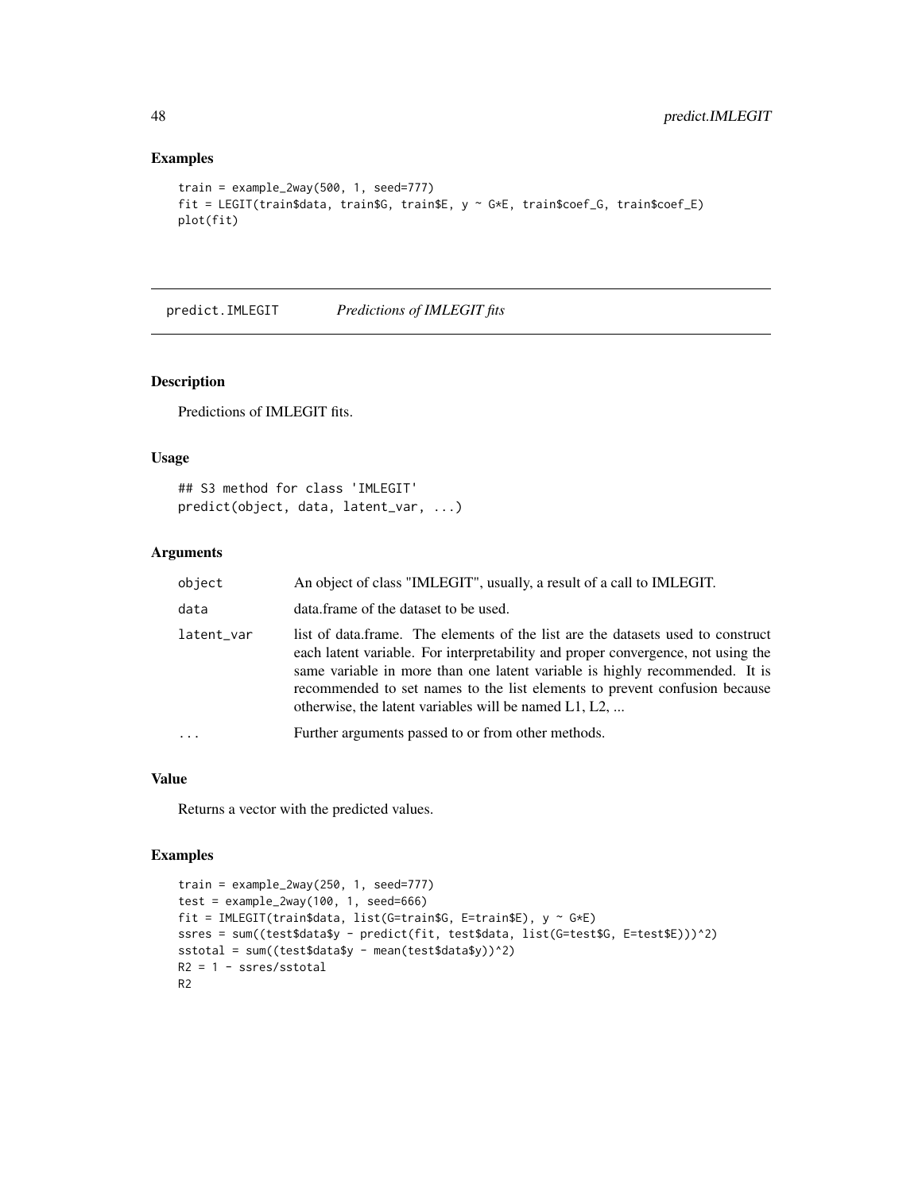## Examples

```
train = example_2way(500, 1, seed=777)
fit = LEGIT(train$data, train$G, train$E, y ~ G*E, train$coef_G, train$coef_E)
plot(fit)
```

---

# predict.IMLEGIT *Predictions of IMLEGIT fits*

---

## Description

Predictions of IMLEGIT fits.

## Usage

```
## S3 method for class 'IMLEGIT'
predict(object, data, latent_var, ...)
```

## Arguments

| | |
|---|---|
| `object` | An object of class "IMLEGIT", usually, a result of a call to IMLEGIT. |
| `data` | data.frame of the dataset to be used. |
| `latent_var` | list of data.frame. The elements of the list are the datasets used to construct each latent variable. For interpretability and proper convergence, not using the same variable in more than one latent variable is highly recommended. It is recommended to set names to the list elements to prevent confusion because otherwise, the latent variables will be named L1, L2, ... |
| `...` | Further arguments passed to or from other methods. |

## Value

Returns a vector with the predicted values.

## Examples

```
train = example_2way(250, 1, seed=777)
test = example_2way(100, 1, seed=666)
fit = IMLEGIT(train$data, list(G=train$G, E=train$E), y ~ G*E)
ssres = sum((test$data$y - predict(fit, test$data, list(G=test$G, E=test$E)))^2)
sstotal = sum((test$data$y - mean(test$data$y))^2)
R2 = 1 - ssres/sstotal
R2
```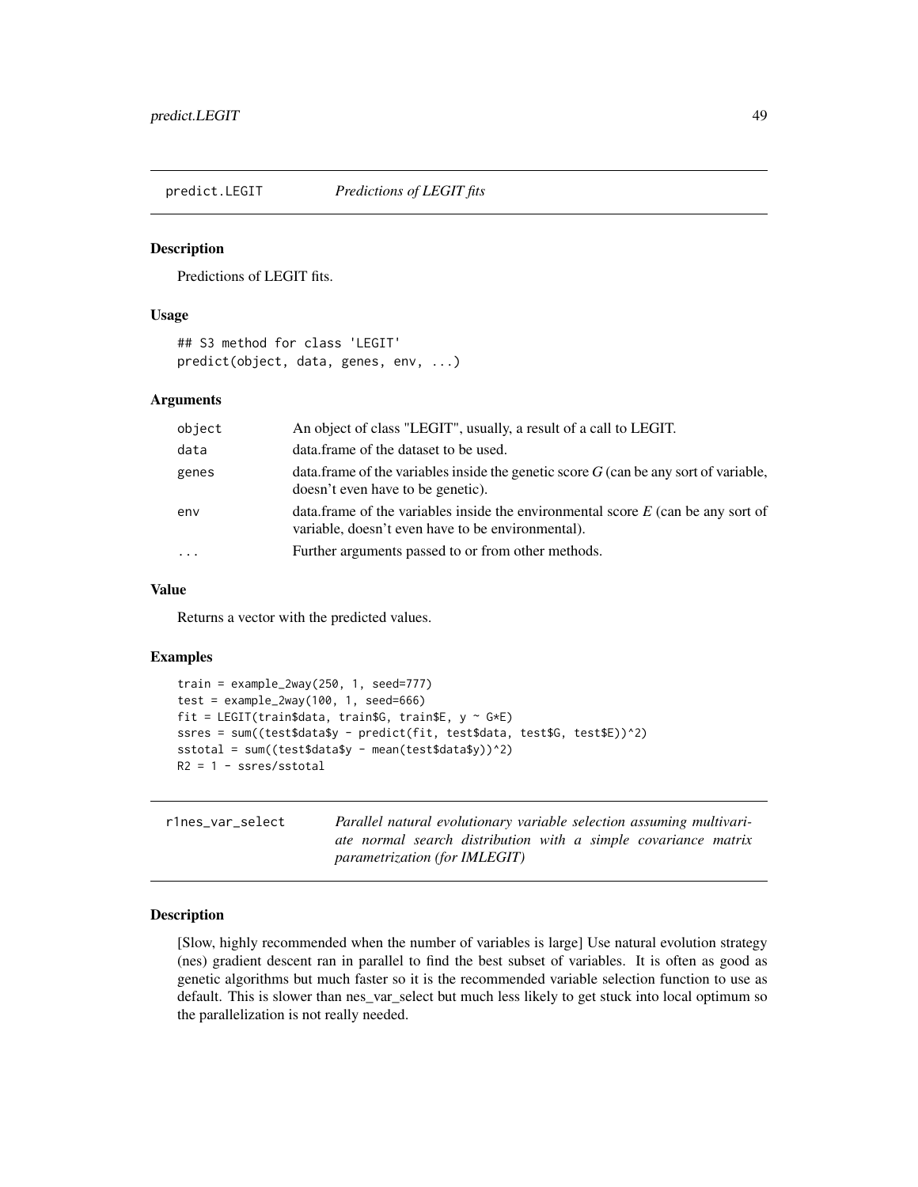## predict.LEGIT — *Predictions of LEGIT fits*

### Description

Predictions of LEGIT fits.

### Usage

```
## S3 method for class 'LEGIT'
predict(object, data, genes, env, ...)
```

### Arguments

| | |
|---|---|
| object | An object of class "LEGIT", usually, a result of a call to LEGIT. |
| data | data.frame of the dataset to be used. |
| genes | data.frame of the variables inside the genetic score $G$ (can be any sort of variable, doesn't even have to be genetic). |
| env | data.frame of the variables inside the environmental score $E$ (can be any sort of variable, doesn't even have to be environmental). |
| ... | Further arguments passed to or from other methods. |

### Value

Returns a vector with the predicted values.

### Examples

```
train = example_2way(250, 1, seed=777)
test = example_2way(100, 1, seed=666)
fit = LEGIT(train$data, train$G, train$E, y ~ G*E)
ssres = sum((test$data$y - predict(fit, test$data, test$G, test$E))^2)
sstotal = sum((test$data$y - mean(test$data$y))^2)
R2 = 1 - ssres/sstotal
```

## r1nes_var_select — *Parallel natural evolutionary variable selection assuming multivariate normal search distribution with a simple covariance matrix parametrization (for IMLEGIT)*

### Description

[Slow, highly recommended when the number of variables is large] Use natural evolution strategy (nes) gradient descent ran in parallel to find the best subset of variables. It is often as good as genetic algorithms but much faster so it is the recommended variable selection function to use as default. This is slower than nes_var_select but much less likely to get stuck into local optimum so the parallelization is not really needed.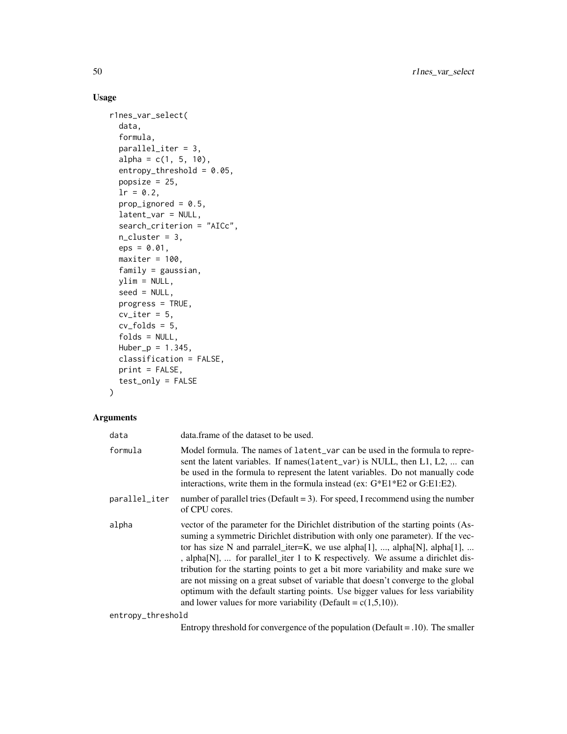## Usage

```
r1nes_var_select(
  data,
  formula,
  parallel_iter = 3,
  alpha = c(1, 5, 10),
  entropy_threshold = 0.05,
  popsize = 25,
  lr = 0.2,
  prop_ignored = 0.5,
  latent_var = NULL,
  search_criterion = "AICc",
  n_cluster = 3,
  eps = 0.01,
  maxiter = 100,
  family = gaussian,
  ylim = NULL,
  seed = NULL,
  progress = TRUE,
  cv_iter = 5,
  cv_folds = 5,
  folds = NULL,
  Huber_p = 1.345,
  classification = FALSE,
  print = FALSE,
  test_only = FALSE
)
```

## Arguments

| Argument | Description |
|---|---|
| `data` | data.frame of the dataset to be used. |
| `formula` | Model formula. The names of `latent_var` can be used in the formula to represent the latent variables. If names(`latent_var`) is NULL, then L1, L2, ... can be used in the formula to represent the latent variables. Do not manually code interactions, write them in the formula instead (ex: G*E1*E2 or G:E1:E2). |
| `parallel_iter` | number of parallel tries (Default = 3). For speed, I recommend using the number of CPU cores. |
| `alpha` | vector of the parameter for the Dirichlet distribution of the starting points (Assuming a symmetric Dirichlet distribution with only one parameter). If the vector has size N and parralel_iter=K, we use alpha[1], ..., alpha[N], alpha[1], ... , alpha[N], ... for parallel_iter 1 to K respectively. We assume a dirichlet distribution for the starting points to get a bit more variability and make sure we are not missing on a great subset of variable that doesn't converge to the global optimum with the default starting points. Use bigger values for less variability and lower values for more variability (Default = c(1,5,10)). |
| `entropy_threshold` | Entropy threshold for convergence of the population (Default = .10). The smaller |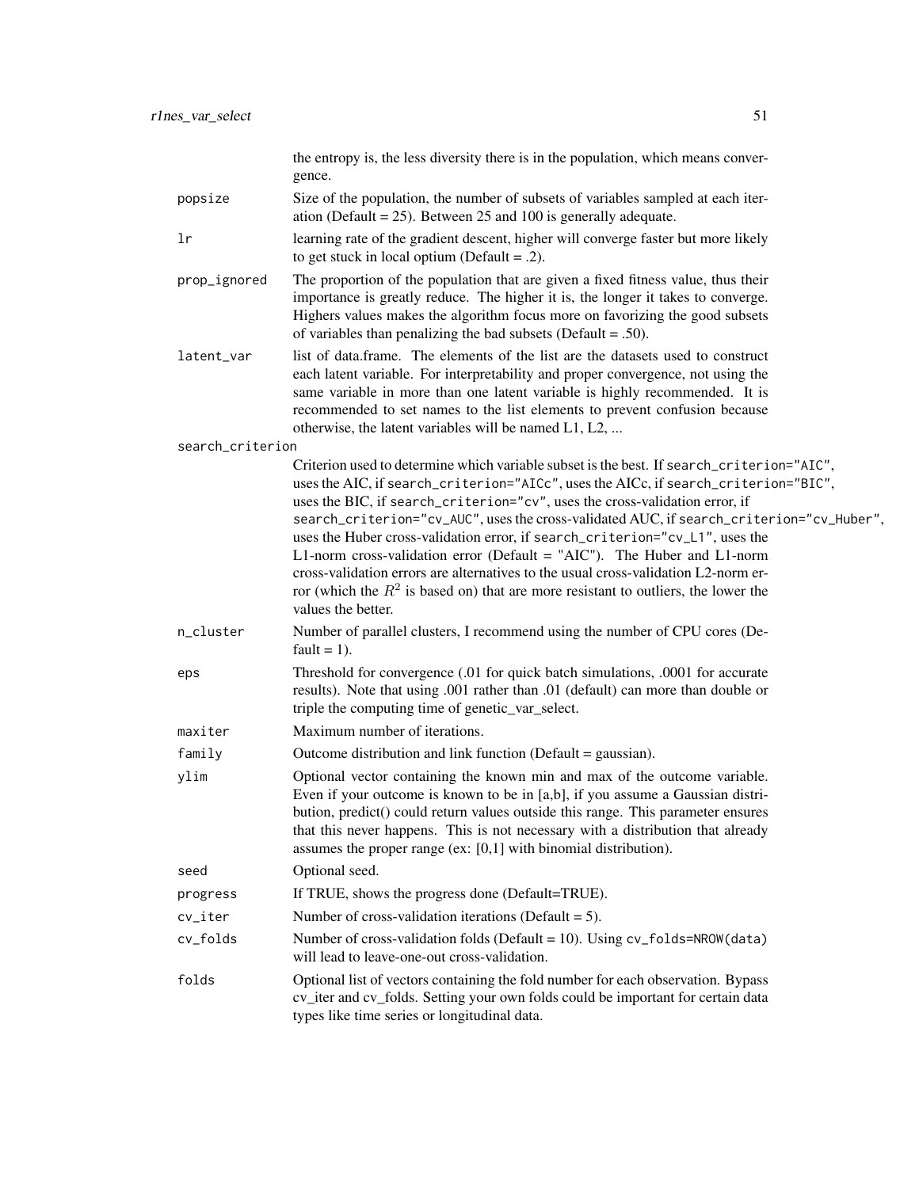the entropy is, the less diversity there is in the population, which means convergence.

| | |
|---|---|
| popsize | Size of the population, the number of subsets of variables sampled at each iteration (Default = 25). Between 25 and 100 is generally adequate. |
| lr | learning rate of the gradient descent, higher will converge faster but more likely to get stuck in local optium (Default = .2). |
| prop_ignored | The proportion of the population that are given a fixed fitness value, thus their importance is greatly reduce. The higher it is, the longer it takes to converge. Highers values makes the algorithm focus more on favorizing the good subsets of variables than penalizing the bad subsets (Default = .50). |
| latent_var | list of data.frame. The elements of the list are the datasets used to construct each latent variable. For interpretability and proper convergence, not using the same variable in more than one latent variable is highly recommended. It is recommended to set names to the list elements to prevent confusion because otherwise, the latent variables will be named L1, L2, ... |
| search_criterion | Criterion used to determine which variable subset is the best. If `search_criterion="AIC"`, uses the AIC, if `search_criterion="AICc"`, uses the AICc, if `search_criterion="BIC"`, uses the BIC, if `search_criterion="cv"`, uses the cross-validation error, if `search_criterion="cv_AUC"`, uses the cross-validated AUC, if `search_criterion="cv_Huber"`, uses the Huber cross-validation error, if `search_criterion="cv_L1"`, uses the L1-norm cross-validation error (Default = "AIC"). The Huber and L1-norm cross-validation errors are alternatives to the usual cross-validation L2-norm error (which the $R^2$ is based on) that are more resistant to outliers, the lower the values the better. |
| n_cluster | Number of parallel clusters, I recommend using the number of CPU cores (Default = 1). |
| eps | Threshold for convergence (.01 for quick batch simulations, .0001 for accurate results). Note that using .001 rather than .01 (default) can more than double or triple the computing time of genetic_var_select. |
| maxiter | Maximum number of iterations. |
| family | Outcome distribution and link function (Default = gaussian). |
| ylim | Optional vector containing the known min and max of the outcome variable. Even if your outcome is known to be in [a,b], if you assume a Gaussian distribution, predict() could return values outside this range. This parameter ensures that this never happens. This is not necessary with a distribution that already assumes the proper range (ex: [0,1] with binomial distribution). |
| seed | Optional seed. |
| progress | If TRUE, shows the progress done (Default=TRUE). |
| cv_iter | Number of cross-validation iterations (Default = 5). |
| cv_folds | Number of cross-validation folds (Default = 10). Using `cv_folds=NROW(data)` will lead to leave-one-out cross-validation. |
| folds | Optional list of vectors containing the fold number for each observation. Bypass cv_iter and cv_folds. Setting your own folds could be important for certain data types like time series or longitudinal data. |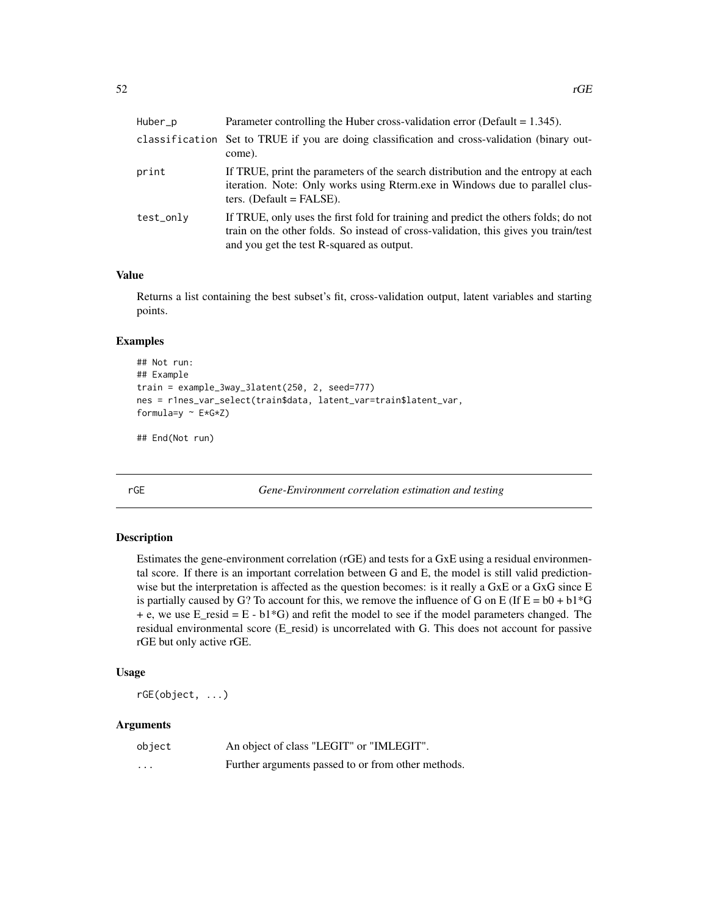| | |
|---|---|
| Huber_p | Parameter controlling the Huber cross-validation error (Default = 1.345). |
| classification | Set to TRUE if you are doing classification and cross-validation (binary outcome). |
| print | If TRUE, print the parameters of the search distribution and the entropy at each iteration. Note: Only works using Rterm.exe in Windows due to parallel clusters. (Default = FALSE). |
| test_only | If TRUE, only uses the first fold for training and predict the others folds; do not train on the other folds. So instead of cross-validation, this gives you train/test and you get the test R-squared as output. |

### Value

Returns a list containing the best subset's fit, cross-validation output, latent variables and starting points.

### Examples

```
## Not run:
## Example
train = example_3way_3latent(250, 2, seed=777)
nes = r1nes_var_select(train$data, latent_var=train$latent_var,
formula=y ~ E*G*Z)

## End(Not run)
```

---

## rGE — *Gene-Environment correlation estimation and testing*

### Description

Estimates the gene-environment correlation (rGE) and tests for a GxE using a residual environmental score. If there is an important correlation between G and E, the model is still valid prediction-wise but the interpretation is affected as the question becomes: is it really a GxE or a GxG since E is partially caused by G? To account for this, we remove the influence of G on E (If E = b0 + b1\*G + e, we use E_resid = E - b1\*G) and refit the model to see if the model parameters changed. The residual environmental score (E_resid) is uncorrelated with G. This does not account for passive rGE but only active rGE.

### Usage

```
rGE(object, ...)
```

### Arguments

| | |
|---|---|
| object | An object of class "LEGIT" or "IMLEGIT". |
| ... | Further arguments passed to or from other methods. |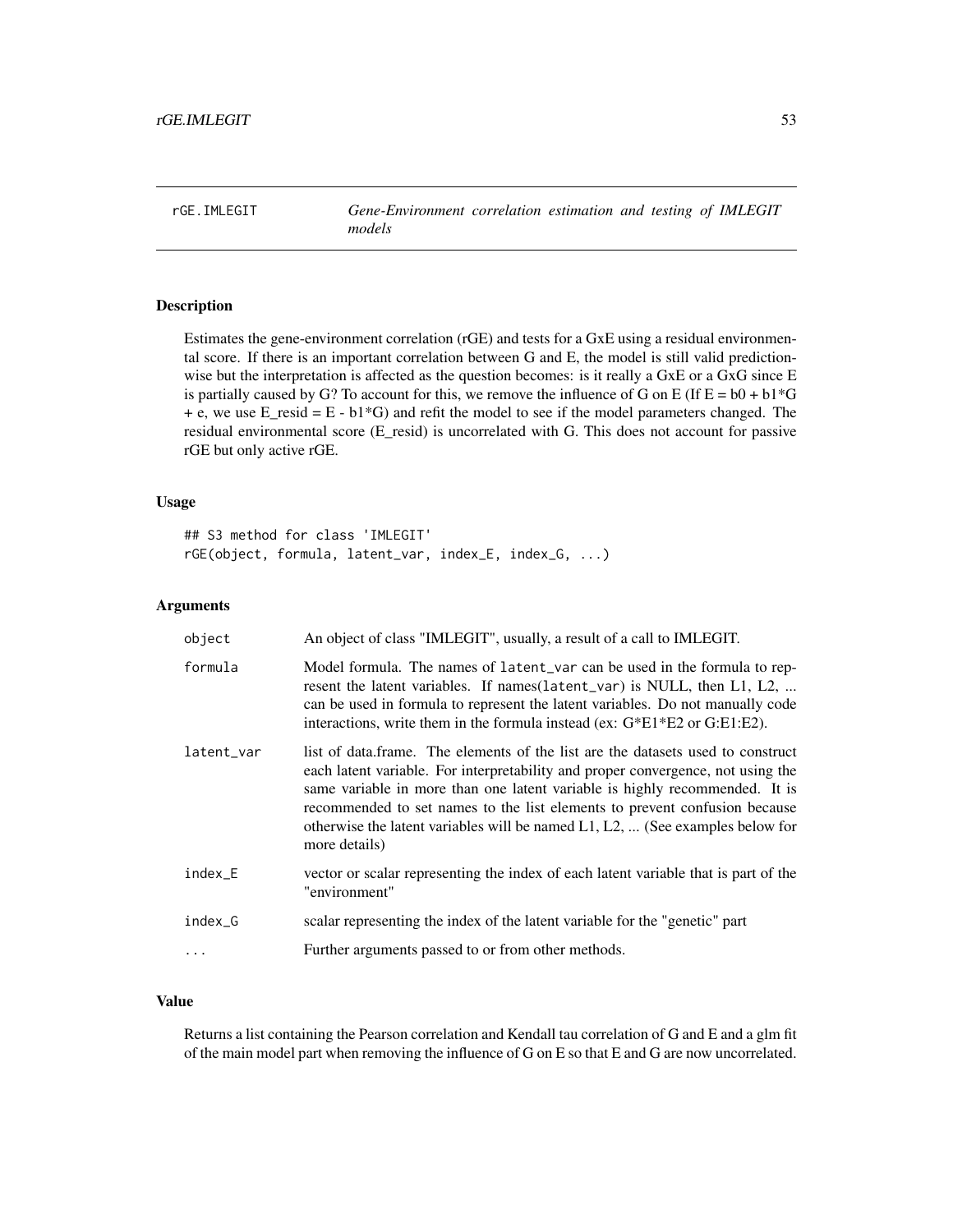# rGE.IMLEGIT — *Gene-Environment correlation estimation and testing of IMLEGIT models*

## Description

Estimates the gene-environment correlation (rGE) and tests for a GxE using a residual environmental score. If there is an important correlation between G and E, the model is still valid prediction-wise but the interpretation is affected as the question becomes: is it really a GxE or a GxG since E is partially caused by G? To account for this, we remove the influence of G on E (If E = b0 + b1*G + e, we use E_resid = E - b1*G) and refit the model to see if the model parameters changed. The residual environmental score (E_resid) is uncorrelated with G. This does not account for passive rGE but only active rGE.

## Usage

```
## S3 method for class 'IMLEGIT'
rGE(object, formula, latent_var, index_E, index_G, ...)
```

## Arguments

| | |
|---|---|
| object | An object of class "IMLEGIT", usually, a result of a call to IMLEGIT. |
| formula | Model formula. The names of latent_var can be used in the formula to represent the latent variables. If names(latent_var) is NULL, then L1, L2, ... can be used in formula to represent the latent variables. Do not manually code interactions, write them in the formula instead (ex: G*E1*E2 or G:E1:E2). |
| latent_var | list of data.frame. The elements of the list are the datasets used to construct each latent variable. For interpretability and proper convergence, not using the same variable in more than one latent variable is highly recommended. It is recommended to set names to the list elements to prevent confusion because otherwise the latent variables will be named L1, L2, ... (See examples below for more details) |
| index_E | vector or scalar representing the index of each latent variable that is part of the "environment" |
| index_G | scalar representing the index of the latent variable for the "genetic" part |
| ... | Further arguments passed to or from other methods. |

## Value

Returns a list containing the Pearson correlation and Kendall tau correlation of G and E and a glm fit of the main model part when removing the influence of G on E so that E and G are now uncorrelated.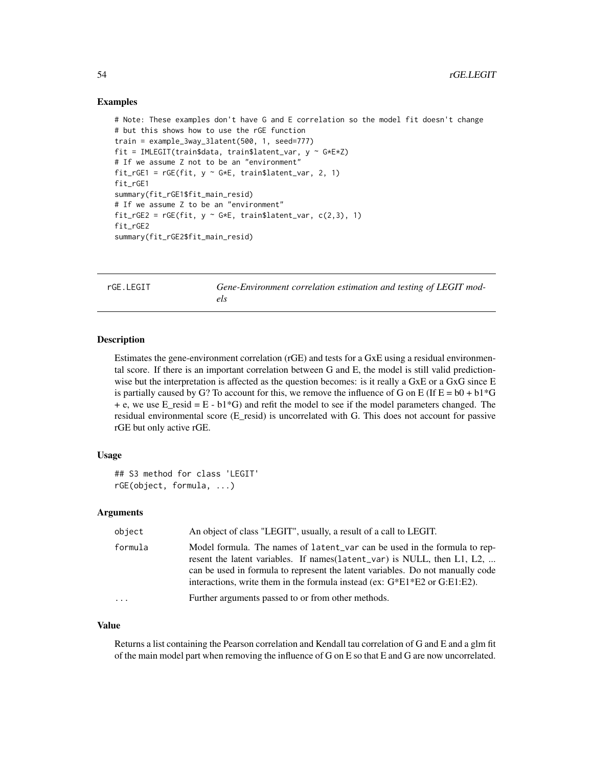## Examples

```
# Note: These examples don't have G and E correlation so the model fit doesn't change
# but this shows how to use the rGE function
train = example_3way_3latent(500, 1, seed=777)
fit = IMLEGIT(train$data, train$latent_var, y ~ G*E*Z)
# If we assume Z not to be an "environment"
fit_rGE1 = rGE(fit, y ~ G*E, train$latent_var, 2, 1)
fit_rGE1
summary(fit_rGE1$fit_main_resid)
# If we assume Z to be an "environment"
fit_rGE2 = rGE(fit, y ~ G*E, train$latent_var, c(2,3), 1)
fit_rGE2
summary(fit_rGE2$fit_main_resid)
```

---

# rGE.LEGIT — *Gene-Environment correlation estimation and testing of LEGIT models*

---

## Description

Estimates the gene-environment correlation (rGE) and tests for a GxE using a residual environmental score. If there is an important correlation between G and E, the model is still valid prediction-wise but the interpretation is affected as the question becomes: is it really a GxE or a GxG since E is partially caused by G? To account for this, we remove the influence of G on E (If E = b0 + b1*G + e, we use E_resid = E - b1*G) and refit the model to see if the model parameters changed. The residual environmental score (E_resid) is uncorrelated with G. This does not account for passive rGE but only active rGE.

## Usage

```
## S3 method for class 'LEGIT'
rGE(object, formula, ...)
```

## Arguments

| | |
|---|---|
| object | An object of class "LEGIT", usually, a result of a call to LEGIT. |
| formula | Model formula. The names of `latent_var` can be used in the formula to represent the latent variables. If names(`latent_var`) is NULL, then L1, L2, ... can be used in formula to represent the latent variables. Do not manually code interactions, write them in the formula instead (ex: G*E1*E2 or G:E1:E2). |
| ... | Further arguments passed to or from other methods. |

## Value

Returns a list containing the Pearson correlation and Kendall tau correlation of G and E and a glm fit of the main model part when removing the influence of G on E so that E and G are now uncorrelated.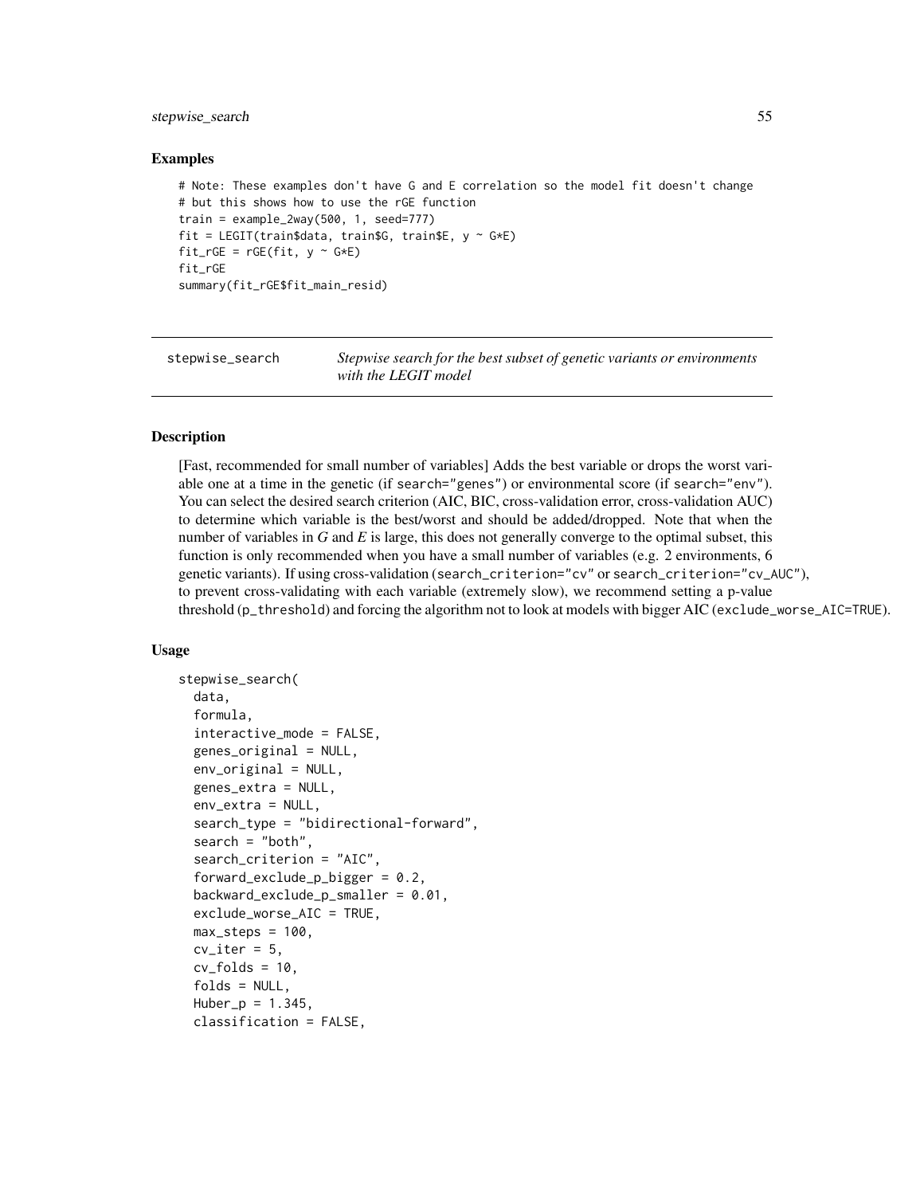## Examples

```
# Note: These examples don't have G and E correlation so the model fit doesn't change
# but this shows how to use the rGE function
train = example_2way(500, 1, seed=777)
fit = LEGIT(train$data, train$G, train$E, y ~ G*E)
fit_rGE = rGE(fit, y ~ G*E)
fit_rGE
summary(fit_rGE$fit_main_resid)
```

---

# stepwise_search    *Stepwise search for the best subset of genetic variants or environments with the LEGIT model*

---

## Description

[Fast, recommended for small number of variables] Adds the best variable or drops the worst variable one at a time in the genetic (if `search="genes"`) or environmental score (if `search="env"`). You can select the desired search criterion (AIC, BIC, cross-validation error, cross-validation AUC) to determine which variable is the best/worst and should be added/dropped. Note that when the number of variables in *G* and *E* is large, this does not generally converge to the optimal subset, this function is only recommended when you have a small number of variables (e.g. 2 environments, 6 genetic variants). If using cross-validation (`search_criterion="cv"` or `search_criterion="cv_AUC"`), to prevent cross-validating with each variable (extremely slow), we recommend setting a p-value threshold (`p_threshold`) and forcing the algorithm not to look at models with bigger AIC (`exclude_worse_AIC=TRUE`).

## Usage

```
stepwise_search(
  data,
  formula,
  interactive_mode = FALSE,
  genes_original = NULL,
  env_original = NULL,
  genes_extra = NULL,
  env_extra = NULL,
  search_type = "bidirectional-forward",
  search = "both",
  search_criterion = "AIC",
  forward_exclude_p_bigger = 0.2,
  backward_exclude_p_smaller = 0.01,
  exclude_worse_AIC = TRUE,
  max_steps = 100,
  cv_iter = 5,
  cv_folds = 10,
  folds = NULL,
  Huber_p = 1.345,
  classification = FALSE,
```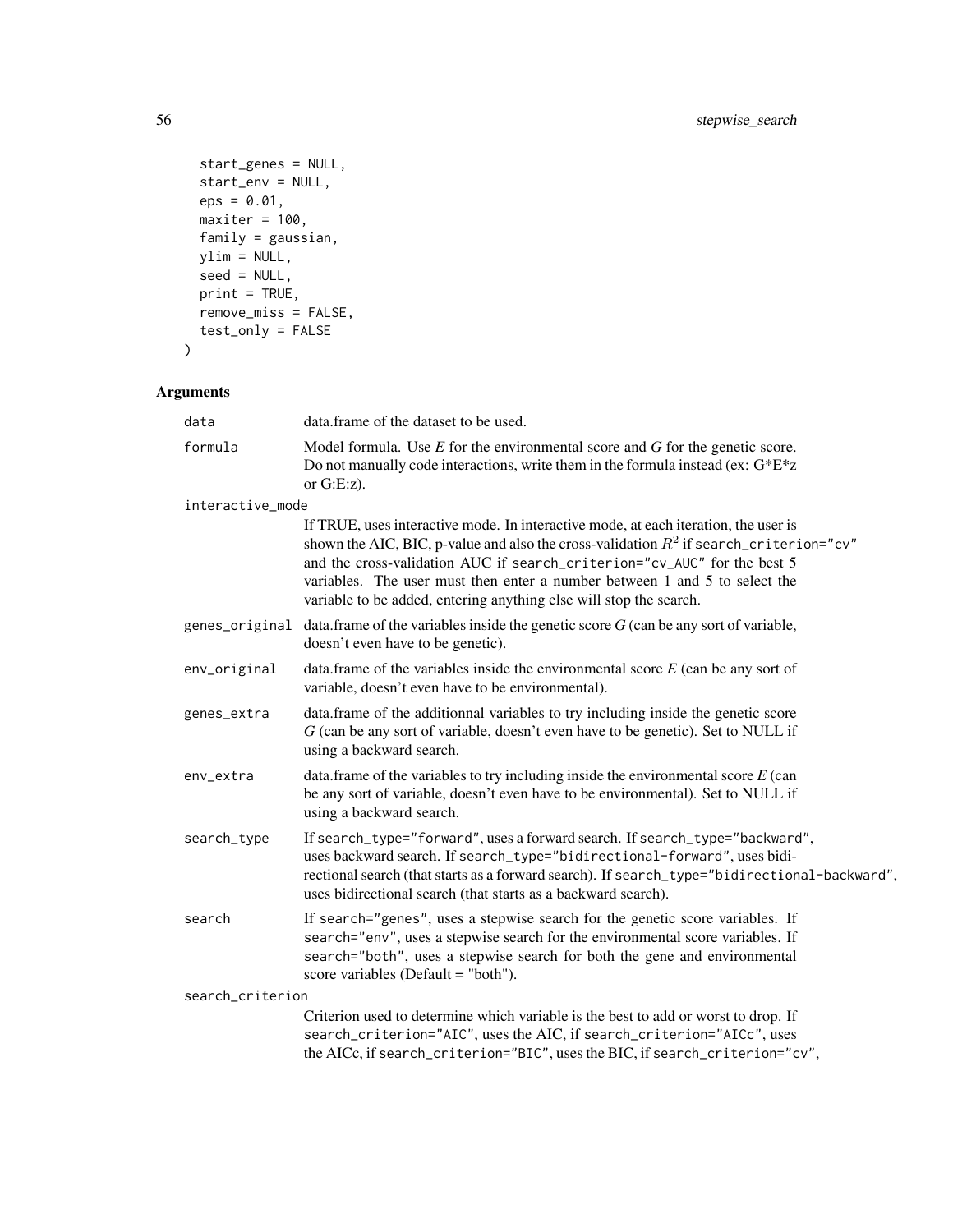```
  start_genes = NULL,
  start_env = NULL,
  eps = 0.01,
  maxiter = 100,
  family = gaussian,
  ylim = NULL,
  seed = NULL,
  print = TRUE,
  remove_miss = FALSE,
  test_only = FALSE
)
```

## Arguments

| | |
|---|---|
| `data` | data.frame of the dataset to be used. |
| `formula` | Model formula. Use *E* for the environmental score and *G* for the genetic score. Do not manually code interactions, write them in the formula instead (ex: G*E*z or G:E:z). |
| `interactive_mode` | If TRUE, uses interactive mode. In interactive mode, at each iteration, the user is shown the AIC, BIC, p-value and also the cross-validation $R^2$ if `search_criterion="cv"` and the cross-validation AUC if `search_criterion="cv_AUC"` for the best 5 variables. The user must then enter a number between 1 and 5 to select the variable to be added, entering anything else will stop the search. |
| `genes_original` | data.frame of the variables inside the genetic score *G* (can be any sort of variable, doesn't even have to be genetic). |
| `env_original` | data.frame of the variables inside the environmental score *E* (can be any sort of variable, doesn't even have to be environmental). |
| `genes_extra` | data.frame of the additionnal variables to try including inside the genetic score *G* (can be any sort of variable, doesn't even have to be genetic). Set to NULL if using a backward search. |
| `env_extra` | data.frame of the variables to try including inside the environmental score *E* (can be any sort of variable, doesn't even have to be environmental). Set to NULL if using a backward search. |
| `search_type` | If `search_type="forward"`, uses a forward search. If `search_type="backward"`, uses backward search. If `search_type="bidirectional-forward"`, uses bidirectional search (that starts as a forward search). If `search_type="bidirectional-backward"`, uses bidirectional search (that starts as a backward search). |
| `search` | If `search="genes"`, uses a stepwise search for the genetic score variables. If `search="env"`, uses a stepwise search for the environmental score variables. If `search="both"`, uses a stepwise search for both the gene and environmental score variables (Default = "both"). |
| `search_criterion` | Criterion used to determine which variable is the best to add or worst to drop. If `search_criterion="AIC"`, uses the AIC, if `search_criterion="AICc"`, uses the AICc, if `search_criterion="BIC"`, uses the BIC, if `search_criterion="cv"`, |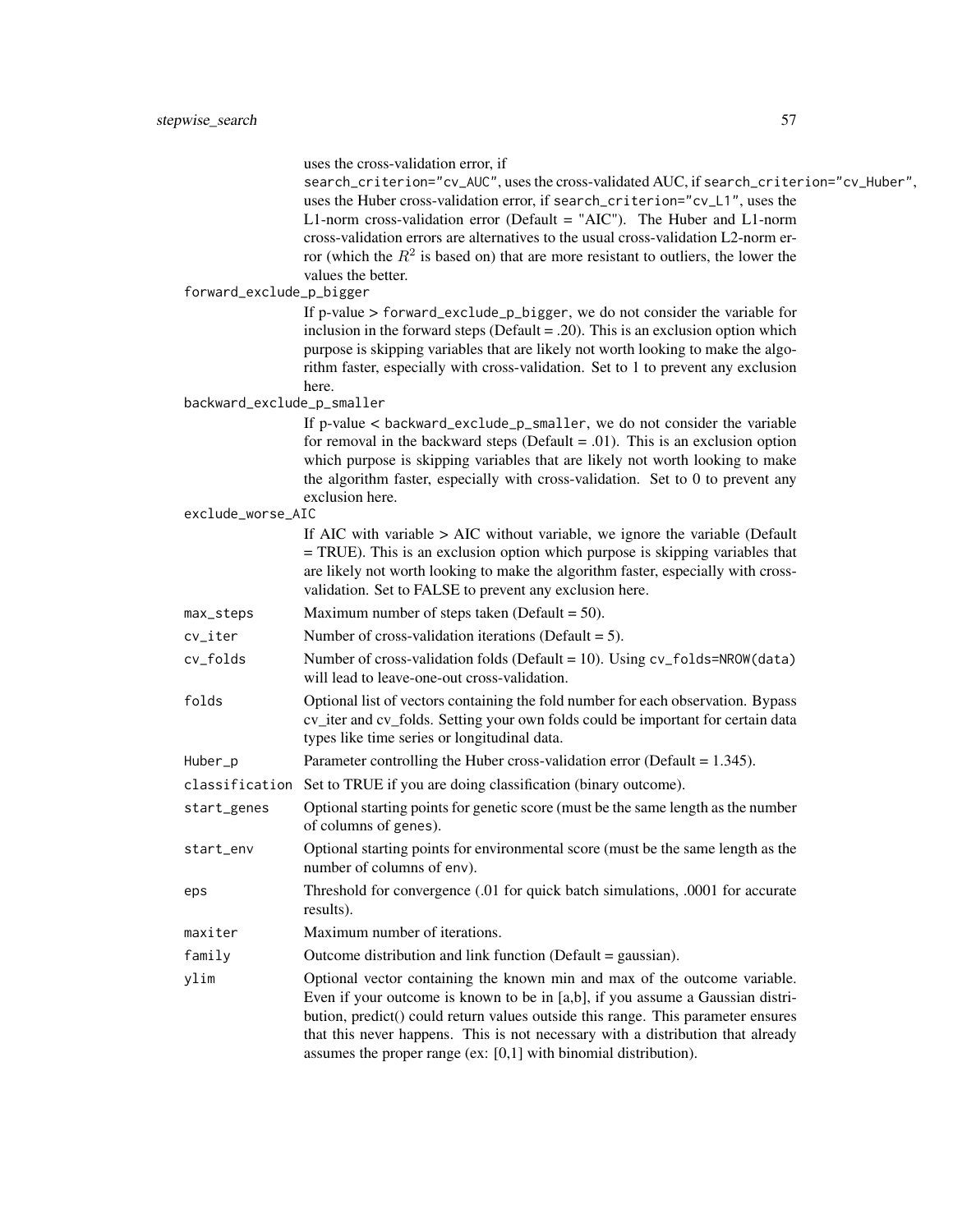uses the cross-validation error, if `search_criterion="cv_AUC"`, uses the cross-validated AUC, if `search_criterion="cv_Huber"`, uses the Huber cross-validation error, if `search_criterion="cv_L1"`, uses the L1-norm cross-validation error (Default = "AIC"). The Huber and L1-norm cross-validation errors are alternatives to the usual cross-validation L2-norm error (which the $R^2$ is based on) that are more resistant to outliers, the lower the values the better.

`forward_exclude_p_bigger`
: If p-value > `forward_exclude_p_bigger`, we do not consider the variable for inclusion in the forward steps (Default = .20). This is an exclusion option which purpose is skipping variables that are likely not worth looking to make the algorithm faster, especially with cross-validation. Set to 1 to prevent any exclusion here.

`backward_exclude_p_smaller`
: If p-value < `backward_exclude_p_smaller`, we do not consider the variable for removal in the backward steps (Default = .01). This is an exclusion option which purpose is skipping variables that are likely not worth looking to make the algorithm faster, especially with cross-validation. Set to 0 to prevent any exclusion here.

`exclude_worse_AIC`
: If AIC with variable > AIC without variable, we ignore the variable (Default = TRUE). This is an exclusion option which purpose is skipping variables that are likely not worth looking to make the algorithm faster, especially with cross-validation. Set to FALSE to prevent any exclusion here.

`max_steps`
: Maximum number of steps taken (Default = 50).

`cv_iter`
: Number of cross-validation iterations (Default = 5).

`cv_folds`
: Number of cross-validation folds (Default = 10). Using `cv_folds=NROW(data)` will lead to leave-one-out cross-validation.

`folds`
: Optional list of vectors containing the fold number for each observation. Bypass cv_iter and cv_folds. Setting your own folds could be important for certain data types like time series or longitudinal data.

`Huber_p`
: Parameter controlling the Huber cross-validation error (Default = 1.345).

`classification`
: Set to TRUE if you are doing classification (binary outcome).

`start_genes`
: Optional starting points for genetic score (must be the same length as the number of columns of `genes`).

`start_env`
: Optional starting points for environmental score (must be the same length as the number of columns of `env`).

`eps`
: Threshold for convergence (.01 for quick batch simulations, .0001 for accurate results).

`maxiter`
: Maximum number of iterations.

`family`
: Outcome distribution and link function (Default = gaussian).

`ylim`
: Optional vector containing the known min and max of the outcome variable. Even if your outcome is known to be in [a,b], if you assume a Gaussian distribution, predict() could return values outside this range. This parameter ensures that this never happens. This is not necessary with a distribution that already assumes the proper range (ex: [0,1] with binomial distribution).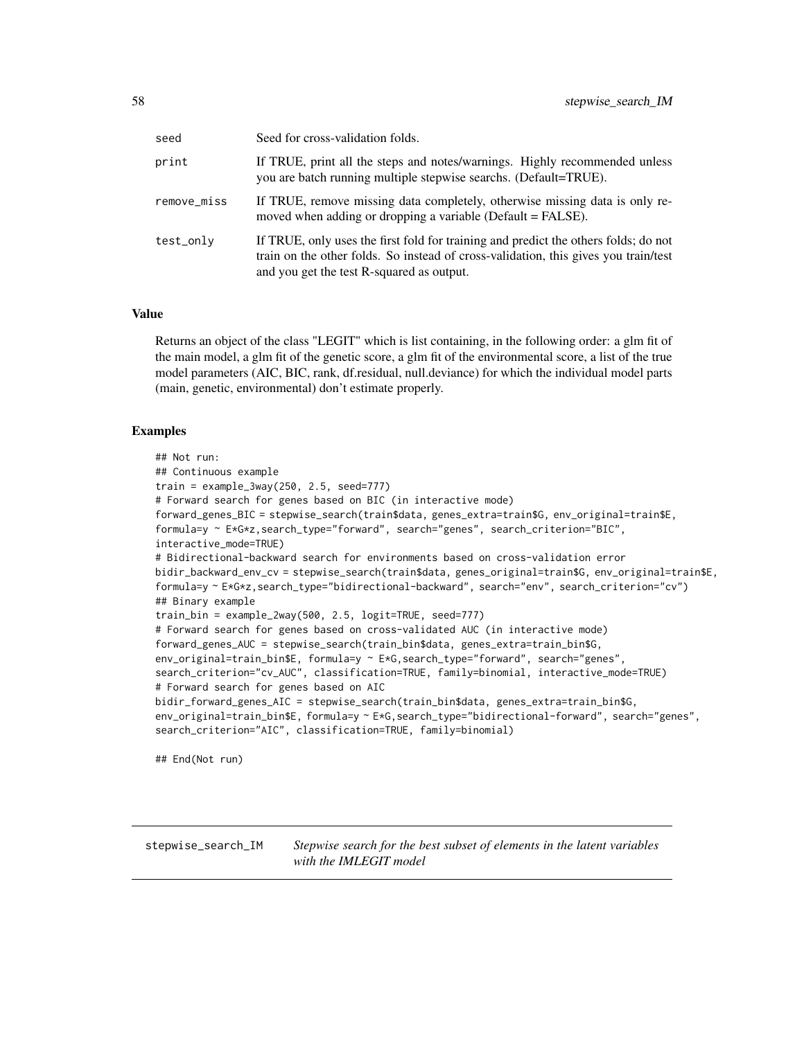| | |
|---|---|
| seed | Seed for cross-validation folds. |
| print | If TRUE, print all the steps and notes/warnings. Highly recommended unless you are batch running multiple stepwise searchs. (Default=TRUE). |
| remove_miss | If TRUE, remove missing data completely, otherwise missing data is only removed when adding or dropping a variable (Default = FALSE). |
| test_only | If TRUE, only uses the first fold for training and predict the others folds; do not train on the other folds. So instead of cross-validation, this gives you train/test and you get the test R-squared as output. |

### Value

Returns an object of the class "LEGIT" which is list containing, in the following order: a glm fit of the main model, a glm fit of the genetic score, a glm fit of the environmental score, a list of the true model parameters (AIC, BIC, rank, df.residual, null.deviance) for which the individual model parts (main, genetic, environmental) don't estimate properly.

### Examples

```
## Not run:
## Continuous example
train = example_3way(250, 2.5, seed=777)
# Forward search for genes based on BIC (in interactive mode)
forward_genes_BIC = stepwise_search(train$data, genes_extra=train$G, env_original=train$E,
formula=y ~ E*G*z,search_type="forward", search="genes", search_criterion="BIC",
interactive_mode=TRUE)
# Bidirectional-backward search for environments based on cross-validation error
bidir_backward_env_cv = stepwise_search(train$data, genes_original=train$G, env_original=train$E,
formula=y ~ E*G*z,search_type="bidirectional-backward", search="env", search_criterion="cv")
## Binary example
train_bin = example_2way(500, 2.5, logit=TRUE, seed=777)
# Forward search for genes based on cross-validated AUC (in interactive mode)
forward_genes_AUC = stepwise_search(train_bin$data, genes_extra=train_bin$G,
env_original=train_bin$E, formula=y ~ E*G,search_type="forward", search="genes",
search_criterion="cv_AUC", classification=TRUE, family=binomial, interactive_mode=TRUE)
# Forward search for genes based on AIC
bidir_forward_genes_AIC = stepwise_search(train_bin$data, genes_extra=train_bin$G,
env_original=train_bin$E, formula=y ~ E*G,search_type="bidirectional-forward", search="genes",
search_criterion="AIC", classification=TRUE, family=binomial)

## End(Not run)
```

## stepwise_search_IM *Stepwise search for the best subset of elements in the latent variables with the IMLEGIT model*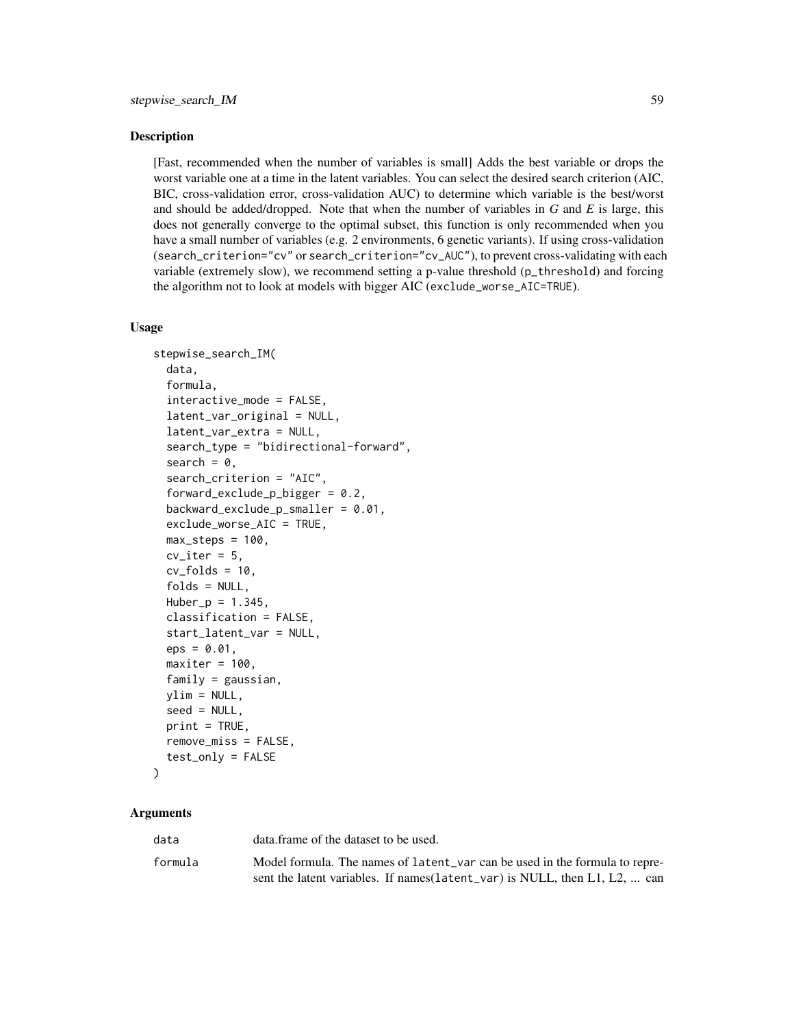## Description

[Fast, recommended when the number of variables is small] Adds the best variable or drops the worst variable one at a time in the latent variables. You can select the desired search criterion (AIC, BIC, cross-validation error, cross-validation AUC) to determine which variable is the best/worst and should be added/dropped. Note that when the number of variables in *G* and *E* is large, this does not generally converge to the optimal subset, this function is only recommended when you have a small number of variables (e.g. 2 environments, 6 genetic variants). If using cross-validation (`search_criterion="cv"` or `search_criterion="cv_AUC"`), to prevent cross-validating with each variable (extremely slow), we recommend setting a p-value threshold (`p_threshold`) and forcing the algorithm not to look at models with bigger AIC (`exclude_worse_AIC=TRUE`).

## Usage

```
stepwise_search_IM(
  data,
  formula,
  interactive_mode = FALSE,
  latent_var_original = NULL,
  latent_var_extra = NULL,
  search_type = "bidirectional-forward",
  search = 0,
  search_criterion = "AIC",
  forward_exclude_p_bigger = 0.2,
  backward_exclude_p_smaller = 0.01,
  exclude_worse_AIC = TRUE,
  max_steps = 100,
  cv_iter = 5,
  cv_folds = 10,
  folds = NULL,
  Huber_p = 1.345,
  classification = FALSE,
  start_latent_var = NULL,
  eps = 0.01,
  maxiter = 100,
  family = gaussian,
  ylim = NULL,
  seed = NULL,
  print = TRUE,
  remove_miss = FALSE,
  test_only = FALSE
)
```

## Arguments

| | |
|---|---|
| `data` | data.frame of the dataset to be used. |
| `formula` | Model formula. The names of `latent_var` can be used in the formula to represent the latent variables. If names(`latent_var`) is NULL, then L1, L2, ... can |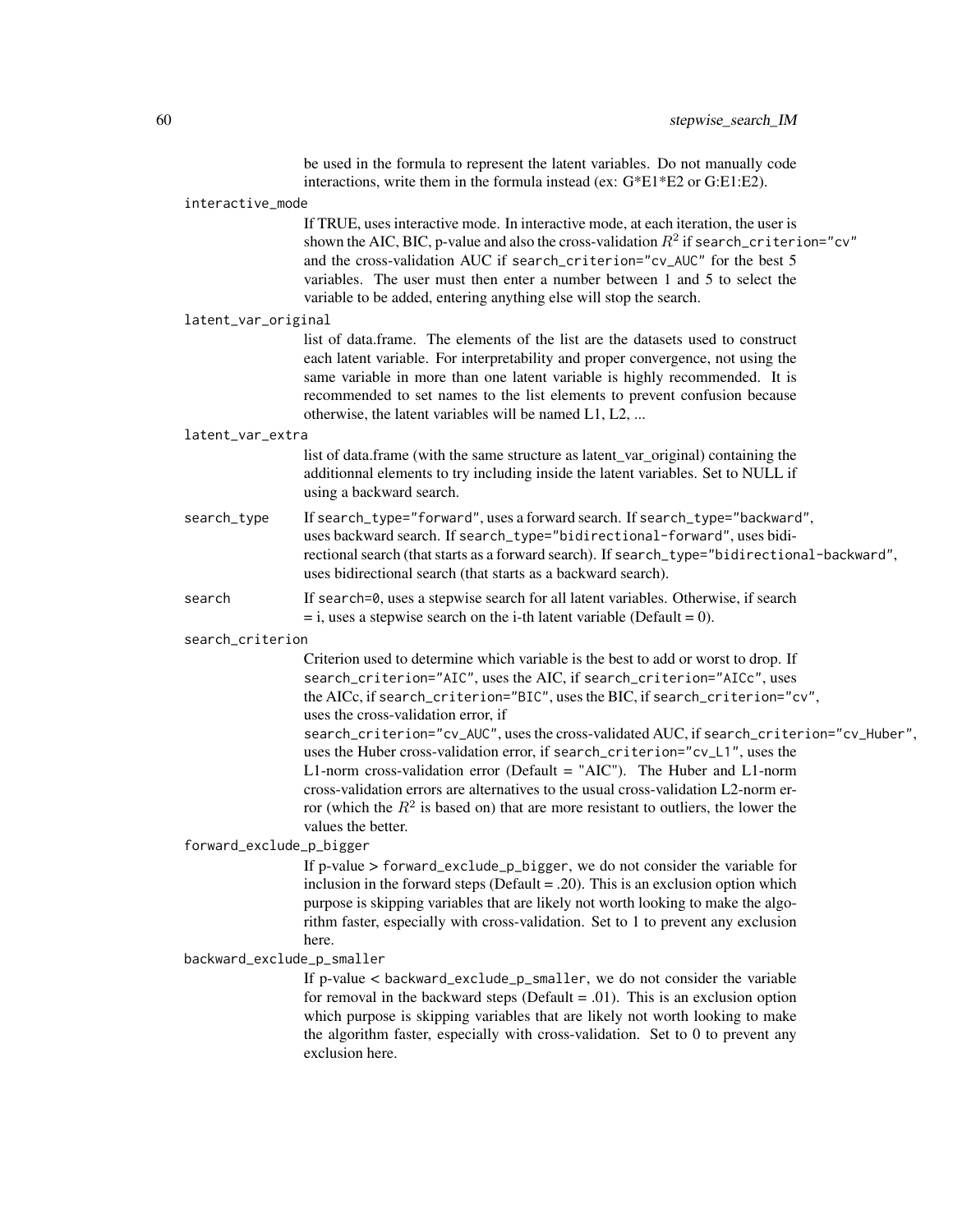be used in the formula to represent the latent variables. Do not manually code interactions, write them in the formula instead (ex: G*E1*E2 or G:E1:E2).

`interactive_mode`
: If TRUE, uses interactive mode. In interactive mode, at each iteration, the user is shown the AIC, BIC, p-value and also the cross-validation $R^2$ if `search_criterion="cv"` and the cross-validation AUC if `search_criterion="cv_AUC"` for the best 5 variables. The user must then enter a number between 1 and 5 to select the variable to be added, entering anything else will stop the search.

`latent_var_original`
: list of data.frame. The elements of the list are the datasets used to construct each latent variable. For interpretability and proper convergence, not using the same variable in more than one latent variable is highly recommended. It is recommended to set names to the list elements to prevent confusion because otherwise, the latent variables will be named L1, L2, ...

`latent_var_extra`
: list of data.frame (with the same structure as latent_var_original) containing the additionnal elements to try including inside the latent variables. Set to NULL if using a backward search.

`search_type`
: If `search_type="forward"`, uses a forward search. If `search_type="backward"`, uses backward search. If `search_type="bidirectional-forward"`, uses bidirectional search (that starts as a forward search). If `search_type="bidirectional-backward"`, uses bidirectional search (that starts as a backward search).

`search`
: If `search=0`, uses a stepwise search for all latent variables. Otherwise, if search = i, uses a stepwise search on the i-th latent variable (Default = 0).

`search_criterion`
: Criterion used to determine which variable is the best to add or worst to drop. If `search_criterion="AIC"`, uses the AIC, if `search_criterion="AICc"`, uses the AICc, if `search_criterion="BIC"`, uses the BIC, if `search_criterion="cv"`, uses the cross-validation error, if `search_criterion="cv_AUC"`, uses the cross-validated AUC, if `search_criterion="cv_Huber"`, uses the Huber cross-validation error, if `search_criterion="cv_L1"`, uses the L1-norm cross-validation error (Default = "AIC"). The Huber and L1-norm cross-validation errors are alternatives to the usual cross-validation L2-norm error (which the $R^2$ is based on) that are more resistant to outliers, the lower the values the better.

`forward_exclude_p_bigger`
: If p-value > `forward_exclude_p_bigger`, we do not consider the variable for inclusion in the forward steps (Default = .20). This is an exclusion option which purpose is skipping variables that are likely not worth looking to make the algorithm faster, especially with cross-validation. Set to 1 to prevent any exclusion here.

`backward_exclude_p_smaller`
: If p-value < `backward_exclude_p_smaller`, we do not consider the variable for removal in the backward steps (Default = .01). This is an exclusion option which purpose is skipping variables that are likely not worth looking to make the algorithm faster, especially with cross-validation. Set to 0 to prevent any exclusion here.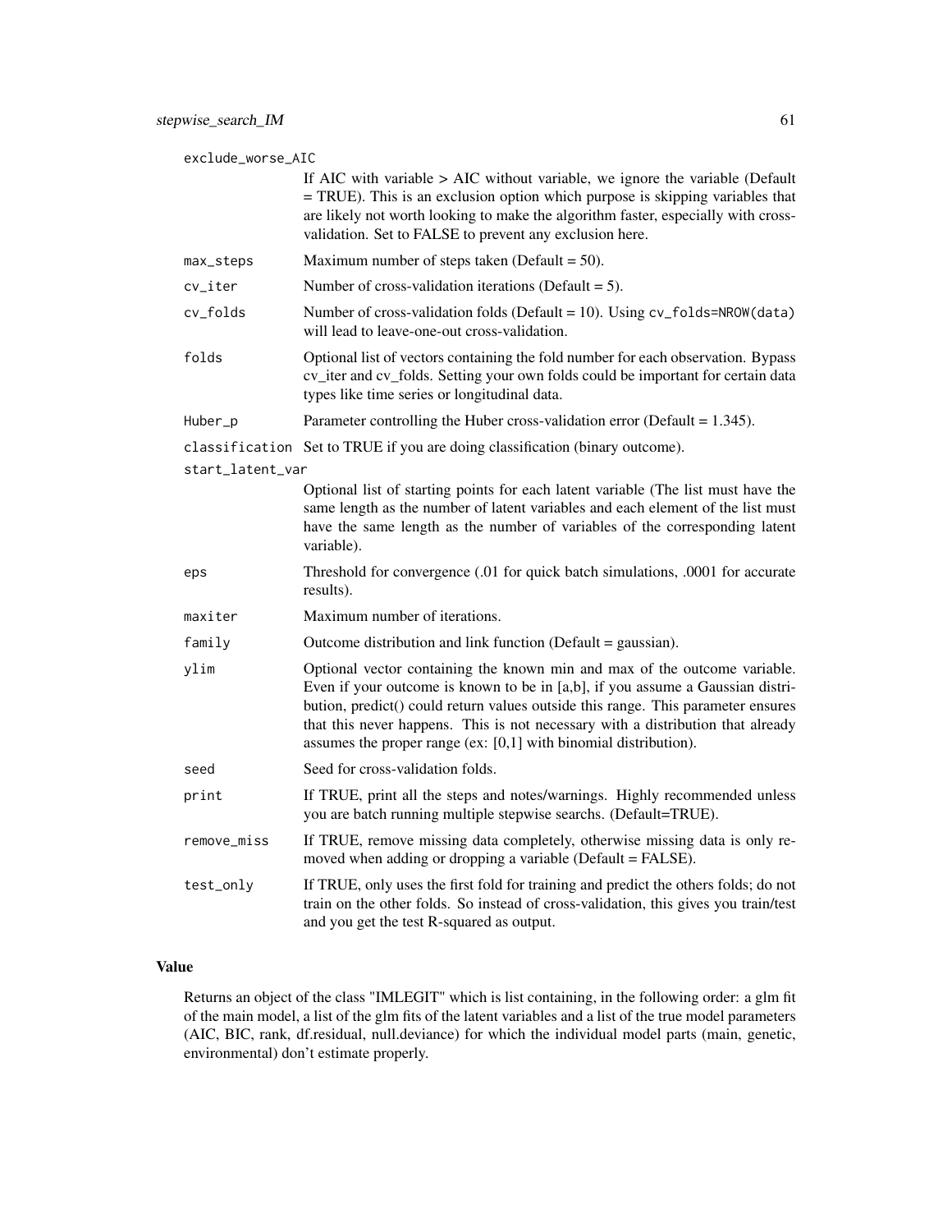`exclude_worse_AIC`
: If AIC with variable > AIC without variable, we ignore the variable (Default = TRUE). This is an exclusion option which purpose is skipping variables that are likely not worth looking to make the algorithm faster, especially with cross-validation. Set to FALSE to prevent any exclusion here.

`max_steps`
: Maximum number of steps taken (Default = 50).

`cv_iter`
: Number of cross-validation iterations (Default = 5).

`cv_folds`
: Number of cross-validation folds (Default = 10). Using `cv_folds=NROW(data)` will lead to leave-one-out cross-validation.

`folds`
: Optional list of vectors containing the fold number for each observation. Bypass cv_iter and cv_folds. Setting your own folds could be important for certain data types like time series or longitudinal data.

`Huber_p`
: Parameter controlling the Huber cross-validation error (Default = 1.345).

`classification`
: Set to TRUE if you are doing classification (binary outcome).

`start_latent_var`
: Optional list of starting points for each latent variable (The list must have the same length as the number of latent variables and each element of the list must have the same length as the number of variables of the corresponding latent variable).

`eps`
: Threshold for convergence (.01 for quick batch simulations, .0001 for accurate results).

`maxiter`
: Maximum number of iterations.

`family`
: Outcome distribution and link function (Default = gaussian).

`ylim`
: Optional vector containing the known min and max of the outcome variable. Even if your outcome is known to be in [a,b], if you assume a Gaussian distribution, predict() could return values outside this range. This parameter ensures that this never happens. This is not necessary with a distribution that already assumes the proper range (ex: [0,1] with binomial distribution).

`seed`
: Seed for cross-validation folds.

`print`
: If TRUE, print all the steps and notes/warnings. Highly recommended unless you are batch running multiple stepwise searchs. (Default=TRUE).

`remove_miss`
: If TRUE, remove missing data completely, otherwise missing data is only removed when adding or dropping a variable (Default = FALSE).

`test_only`
: If TRUE, only uses the first fold for training and predict the others folds; do not train on the other folds. So instead of cross-validation, this gives you train/test and you get the test R-squared as output.

## Value

Returns an object of the class "IMLEGIT" which is list containing, in the following order: a glm fit of the main model, a list of the glm fits of the latent variables and a list of the true model parameters (AIC, BIC, rank, df.residual, null.deviance) for which the individual model parts (main, genetic, environmental) don't estimate properly.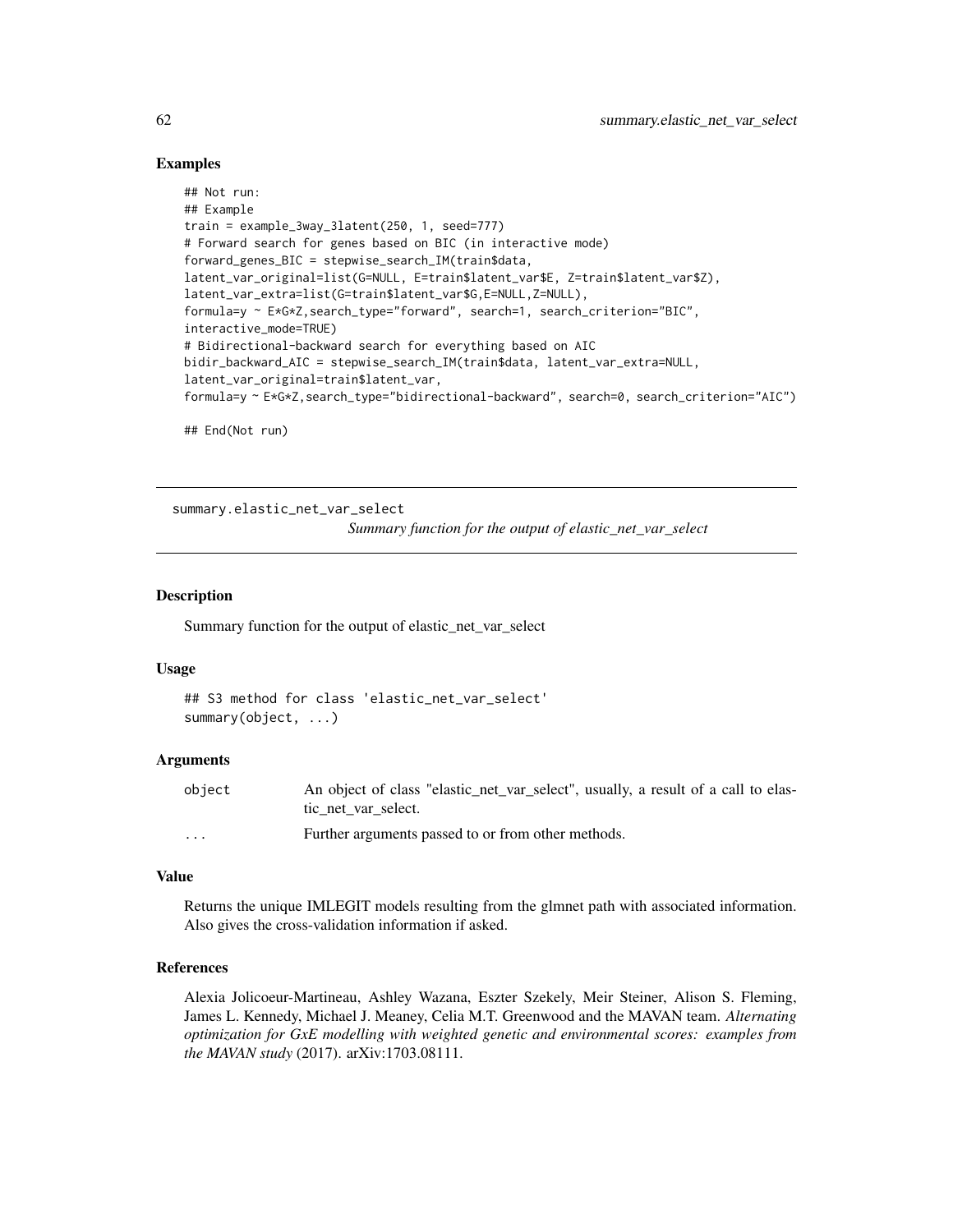### Examples

```
## Not run:
## Example
train = example_3way_3latent(250, 1, seed=777)
# Forward search for genes based on BIC (in interactive mode)
forward_genes_BIC = stepwise_search_IM(train$data,
latent_var_original=list(G=NULL, E=train$latent_var$E, Z=train$latent_var$Z),
latent_var_extra=list(G=train$latent_var$G,E=NULL,Z=NULL),
formula=y ~ E*G*Z,search_type="forward", search=1, search_criterion="BIC",
interactive_mode=TRUE)
# Bidirectional-backward search for everything based on AIC
bidir_backward_AIC = stepwise_search_IM(train$data, latent_var_extra=NULL,
latent_var_original=train$latent_var,
formula=y ~ E*G*Z,search_type="bidirectional-backward", search=0, search_criterion="AIC")

## End(Not run)
```

---

## summary.elastic_net_var_select

*Summary function for the output of elastic_net_var_select*

---

### Description

Summary function for the output of elastic_net_var_select

### Usage

```
## S3 method for class 'elastic_net_var_select'
summary(object, ...)
```

### Arguments

| | |
|---|---|
| `object` | An object of class "elastic_net_var_select", usually, a result of a call to elastic_net_var_select. |
| `...` | Further arguments passed to or from other methods. |

### Value

Returns the unique IMLEGIT models resulting from the glmnet path with associated information. Also gives the cross-validation information if asked.

### References

Alexia Jolicoeur-Martineau, Ashley Wazana, Eszter Szekely, Meir Steiner, Alison S. Fleming, James L. Kennedy, Michael J. Meaney, Celia M.T. Greenwood and the MAVAN team. *Alternating optimization for GxE modelling with weighted genetic and environmental scores: examples from the MAVAN study* (2017). arXiv:1703.08111.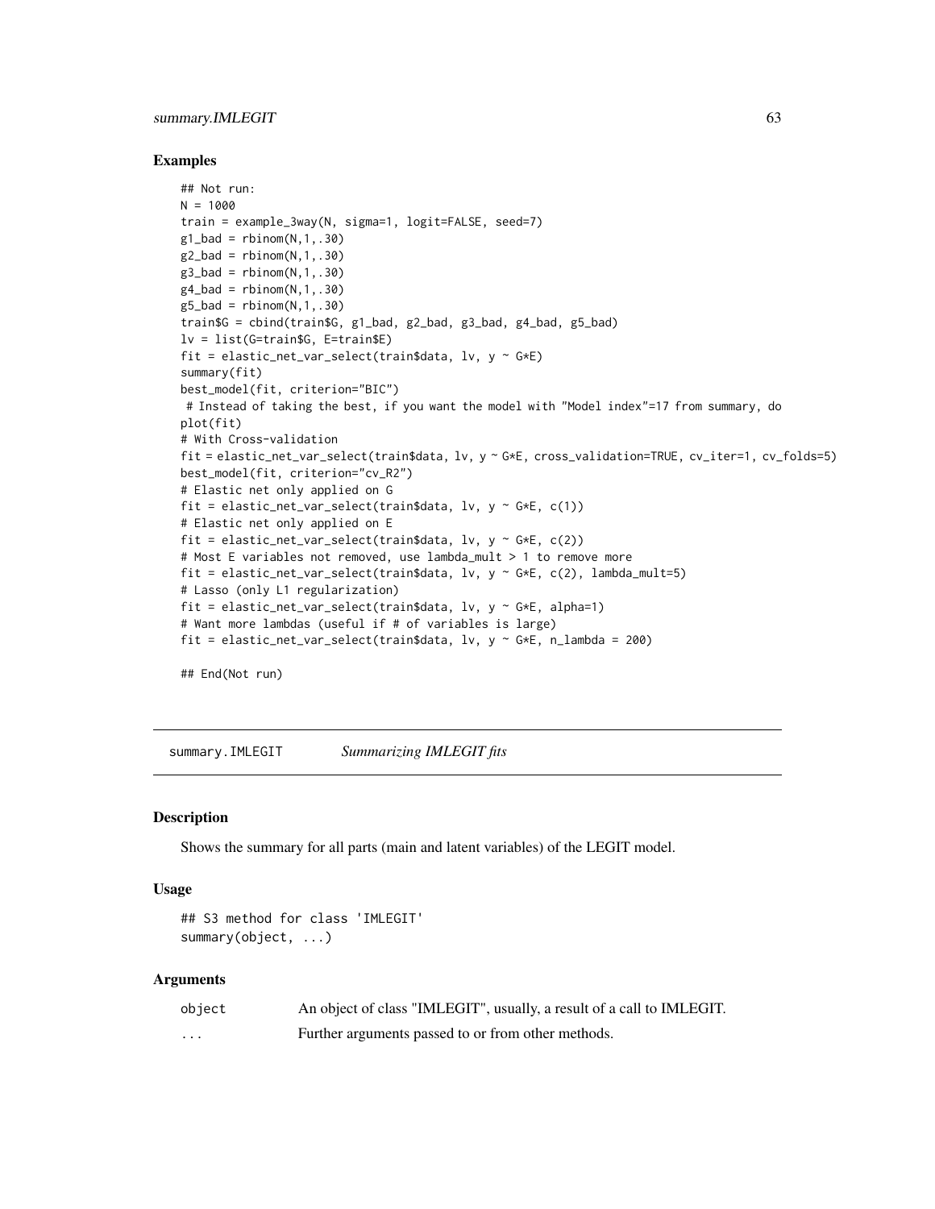## Examples

```
## Not run:
N = 1000
train = example_3way(N, sigma=1, logit=FALSE, seed=7)
g1_bad = rbinom(N,1,.30)
g2_bad = rbinom(N,1,.30)
g3_bad = rbinom(N,1,.30)
g4_bad = rbinom(N,1,.30)
g5_bad = rbinom(N,1,.30)
train$G = cbind(train$G, g1_bad, g2_bad, g3_bad, g4_bad, g5_bad)
lv = list(G=train$G, E=train$E)
fit = elastic_net_var_select(train$data, lv, y ~ G*E)
summary(fit)
best_model(fit, criterion="BIC")
 # Instead of taking the best, if you want the model with "Model index"=17 from summary, do
plot(fit)
# With Cross-validation
fit = elastic_net_var_select(train$data, lv, y ~ G*E, cross_validation=TRUE, cv_iter=1, cv_folds=5)
best_model(fit, criterion="cv_R2")
# Elastic net only applied on G
fit = elastic_net_var_select(train$data, lv, y ~ G*E, c(1))
# Elastic net only applied on E
fit = elastic_net_var_select(train$data, lv, y ~ G*E, c(2))
# Most E variables not removed, use lambda_mult > 1 to remove more
fit = elastic_net_var_select(train$data, lv, y ~ G*E, c(2), lambda_mult=5)
# Lasso (only L1 regularization)
fit = elastic_net_var_select(train$data, lv, y ~ G*E, alpha=1)
# Want more lambdas (useful if # of variables is large)
fit = elastic_net_var_select(train$data, lv, y ~ G*E, n_lambda = 200)

## End(Not run)
```

---

# summary.IMLEGIT *Summarizing IMLEGIT fits*

---

## Description

Shows the summary for all parts (main and latent variables) of the LEGIT model.

## Usage

```
## S3 method for class 'IMLEGIT'
summary(object, ...)
```

## Arguments

| | |
|---|---|
| object | An object of class "IMLEGIT", usually, a result of a call to IMLEGIT. |
| ... | Further arguments passed to or from other methods. |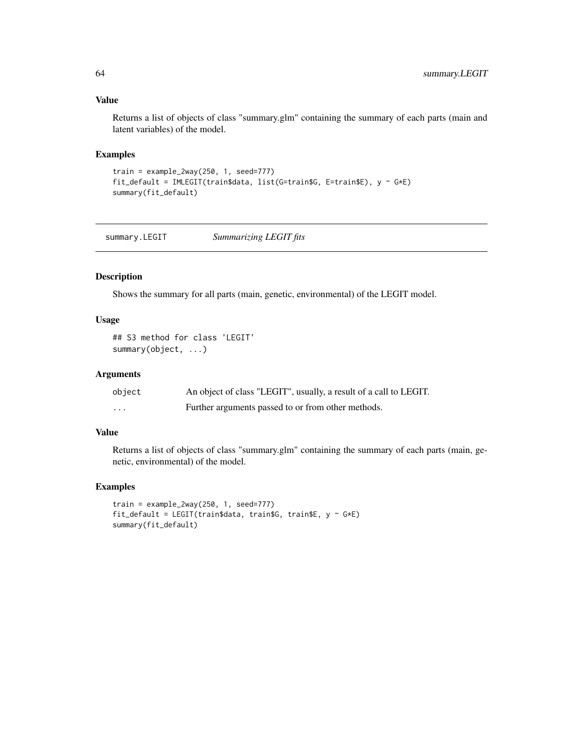## Value

Returns a list of objects of class "summary.glm" containing the summary of each parts (main and latent variables) of the model.

## Examples

```
train = example_2way(250, 1, seed=777)
fit_default = IMLEGIT(train$data, list(G=train$G, E=train$E), y ~ G*E)
summary(fit_default)
```

---

# summary.LEGIT — *Summarizing LEGIT fits*

---

## Description

Shows the summary for all parts (main, genetic, environmental) of the LEGIT model.

## Usage

```
## S3 method for class 'LEGIT'
summary(object, ...)
```

## Arguments

| | |
|---|---|
| object | An object of class "LEGIT", usually, a result of a call to LEGIT. |
| ... | Further arguments passed to or from other methods. |

## Value

Returns a list of objects of class "summary.glm" containing the summary of each parts (main, genetic, environmental) of the model.

## Examples

```
train = example_2way(250, 1, seed=777)
fit_default = LEGIT(train$data, train$G, train$E, y ~ G*E)
summary(fit_default)
```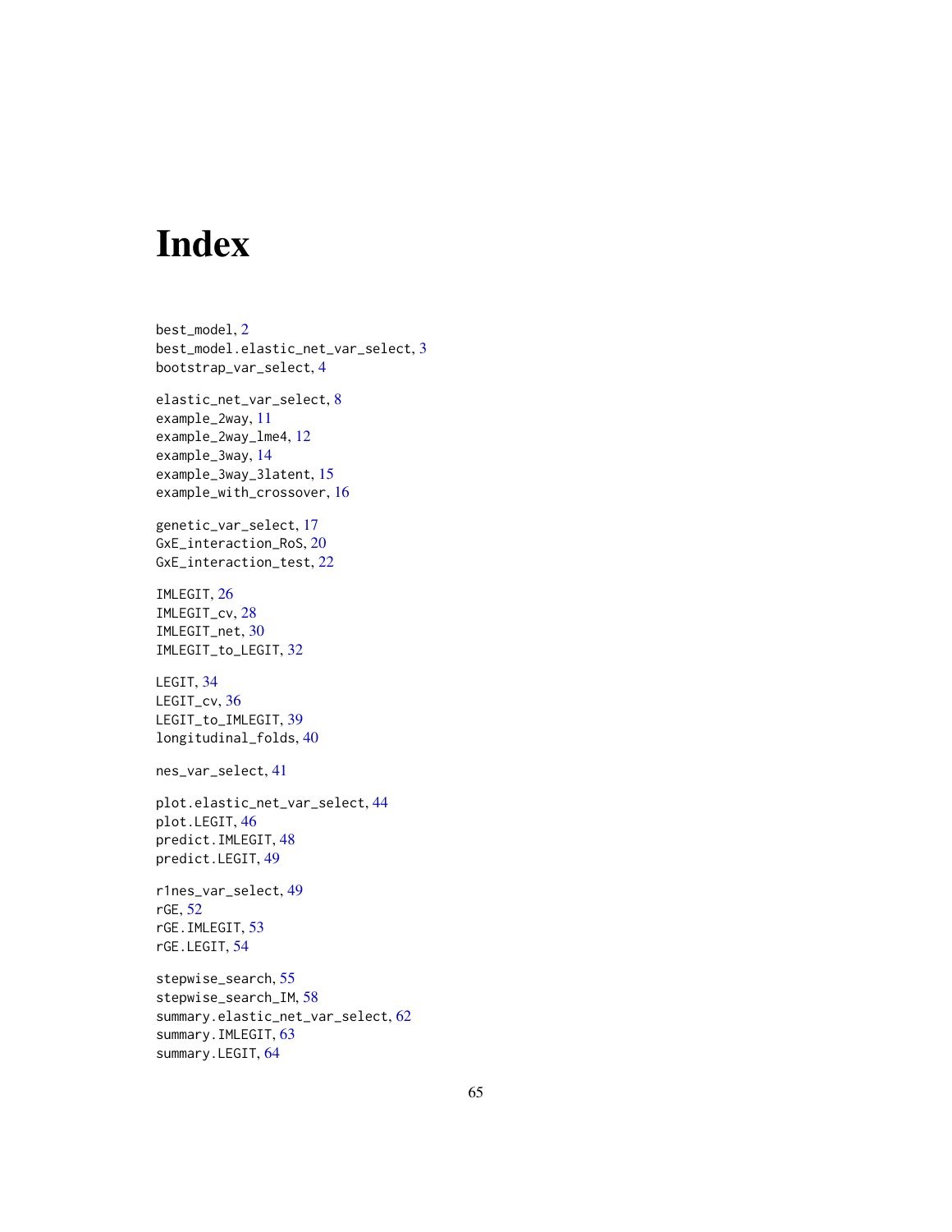# Index

best_model, 2
best_model.elastic_net_var_select, 3
bootstrap_var_select, 4

elastic_net_var_select, 8
example_2way, 11
example_2way_lme4, 12
example_3way, 14
example_3way_3latent, 15
example_with_crossover, 16

genetic_var_select, 17
GxE_interaction_RoS, 20
GxE_interaction_test, 22

IMLEGIT, 26
IMLEGIT_cv, 28
IMLEGIT_net, 30
IMLEGIT_to_LEGIT, 32

LEGIT, 34
LEGIT_cv, 36
LEGIT_to_IMLEGIT, 39
longitudinal_folds, 40

nes_var_select, 41

plot.elastic_net_var_select, 44
plot.LEGIT, 46
predict.IMLEGIT, 48
predict.LEGIT, 49

r1nes_var_select, 49
rGE, 52
rGE.IMLEGIT, 53
rGE.LEGIT, 54

stepwise_search, 55
stepwise_search_IM, 58
summary.elastic_net_var_select, 62
summary.IMLEGIT, 63
summary.LEGIT, 64